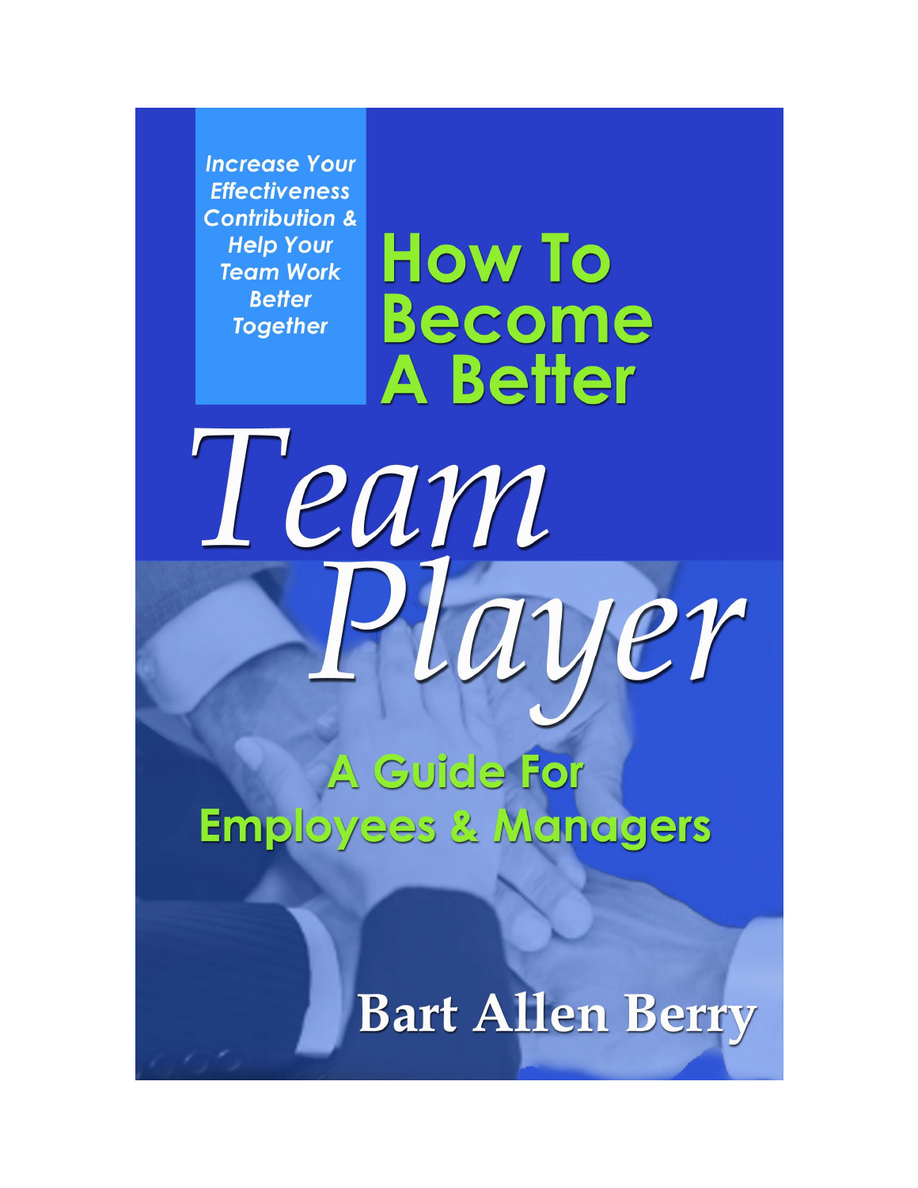*Increase Your Effectiveness Contribution & Help Your Team Work Better Together*

# How To Become A Better *Team Player*

## A Guide For Employees & Managers

**Bart Allen Berry**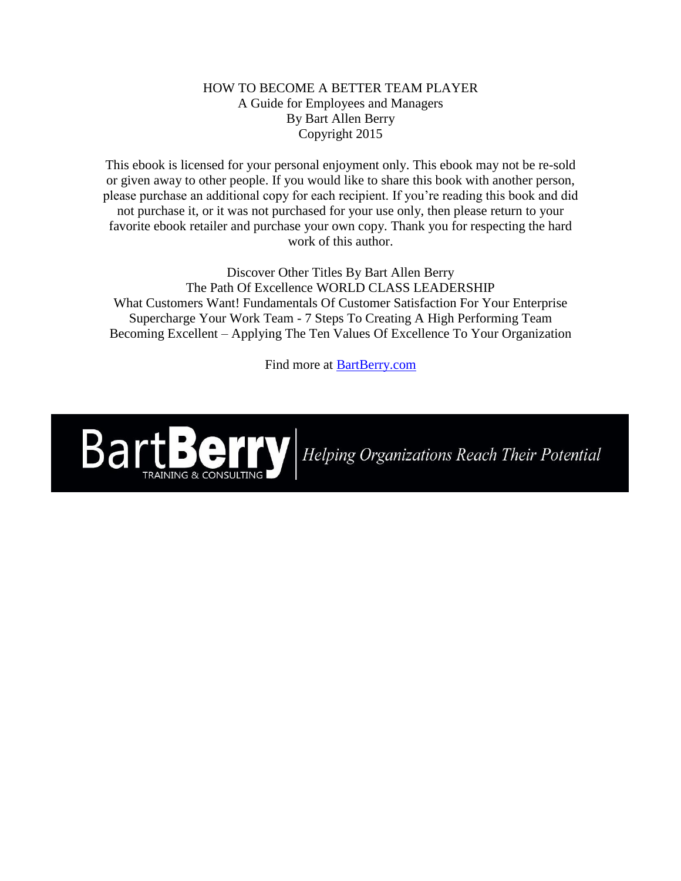HOW TO BECOME A BETTER TEAM PLAYER
A Guide for Employees and Managers
By Bart Allen Berry
Copyright 2015

This ebook is licensed for your personal enjoyment only. This ebook may not be re-sold or given away to other people. If you would like to share this book with another person, please purchase an additional copy for each recipient. If you're reading this book and did not purchase it, or it was not purchased for your use only, then please return to your favorite ebook retailer and purchase your own copy. Thank you for respecting the hard work of this author.

Discover Other Titles By Bart Allen Berry
The Path Of Excellence WORLD CLASS LEADERSHIP
What Customers Want! Fundamentals Of Customer Satisfaction For Your Enterprise
Supercharge Your Work Team - 7 Steps To Creating A High Performing Team
Becoming Excellent – Applying The Ten Values Of Excellence To Your Organization

Find more at [BartBerry.com](http://BartBerry.com)

BartBerry TRAINING & CONSULTING | *Helping Organizations Reach Their Potential*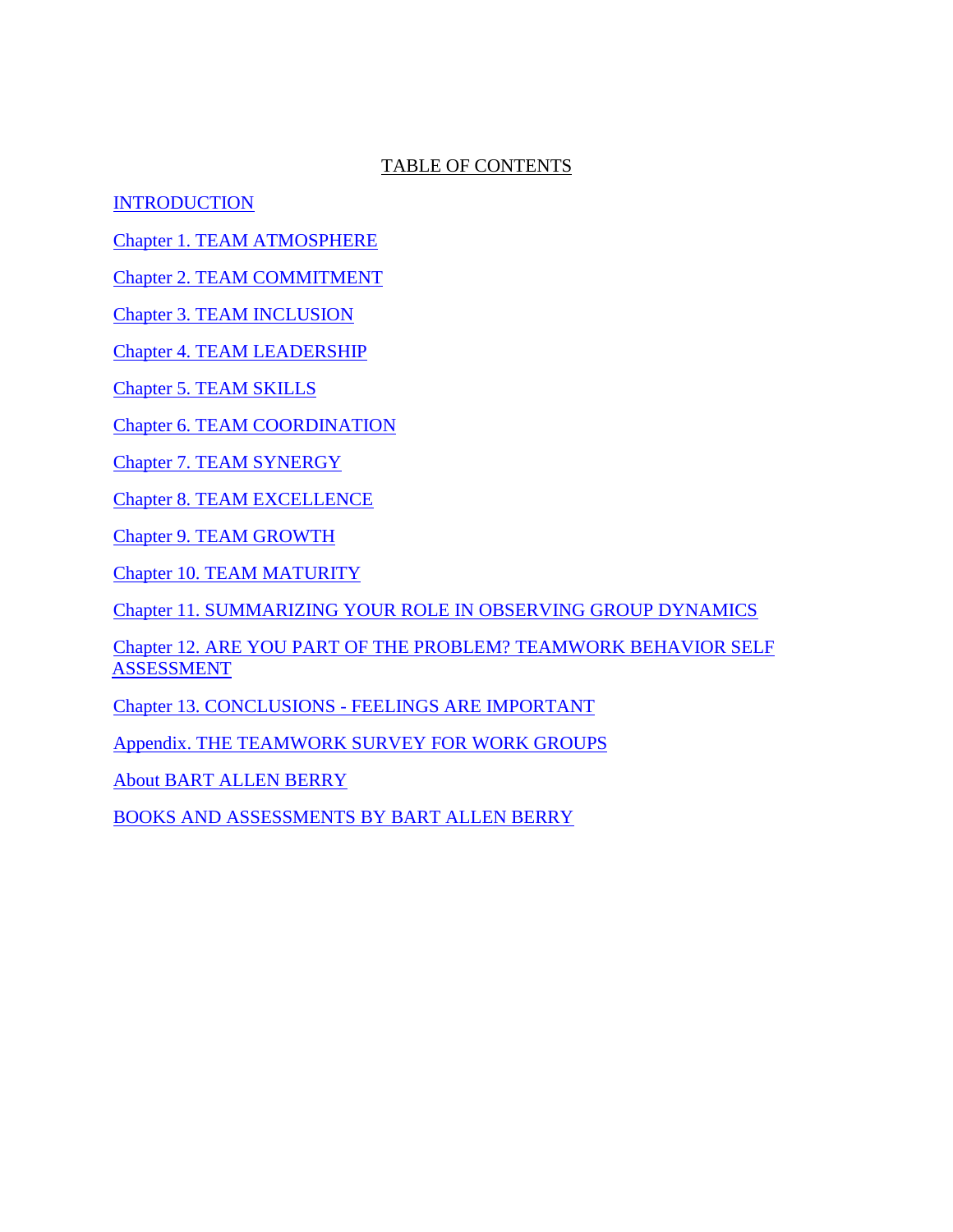# TABLE OF CONTENTS

INTRODUCTION

Chapter 1. TEAM ATMOSPHERE

Chapter 2. TEAM COMMITMENT

Chapter 3. TEAM INCLUSION

Chapter 4. TEAM LEADERSHIP

Chapter 5. TEAM SKILLS

Chapter 6. TEAM COORDINATION

Chapter 7. TEAM SYNERGY

Chapter 8. TEAM EXCELLENCE

Chapter 9. TEAM GROWTH

Chapter 10. TEAM MATURITY

Chapter 11. SUMMARIZING YOUR ROLE IN OBSERVING GROUP DYNAMICS

Chapter 12. ARE YOU PART OF THE PROBLEM? TEAMWORK BEHAVIOR SELF ASSESSMENT

Chapter 13. CONCLUSIONS - FEELINGS ARE IMPORTANT

Appendix. THE TEAMWORK SURVEY FOR WORK GROUPS

About BART ALLEN BERRY

BOOKS AND ASSESSMENTS BY BART ALLEN BERRY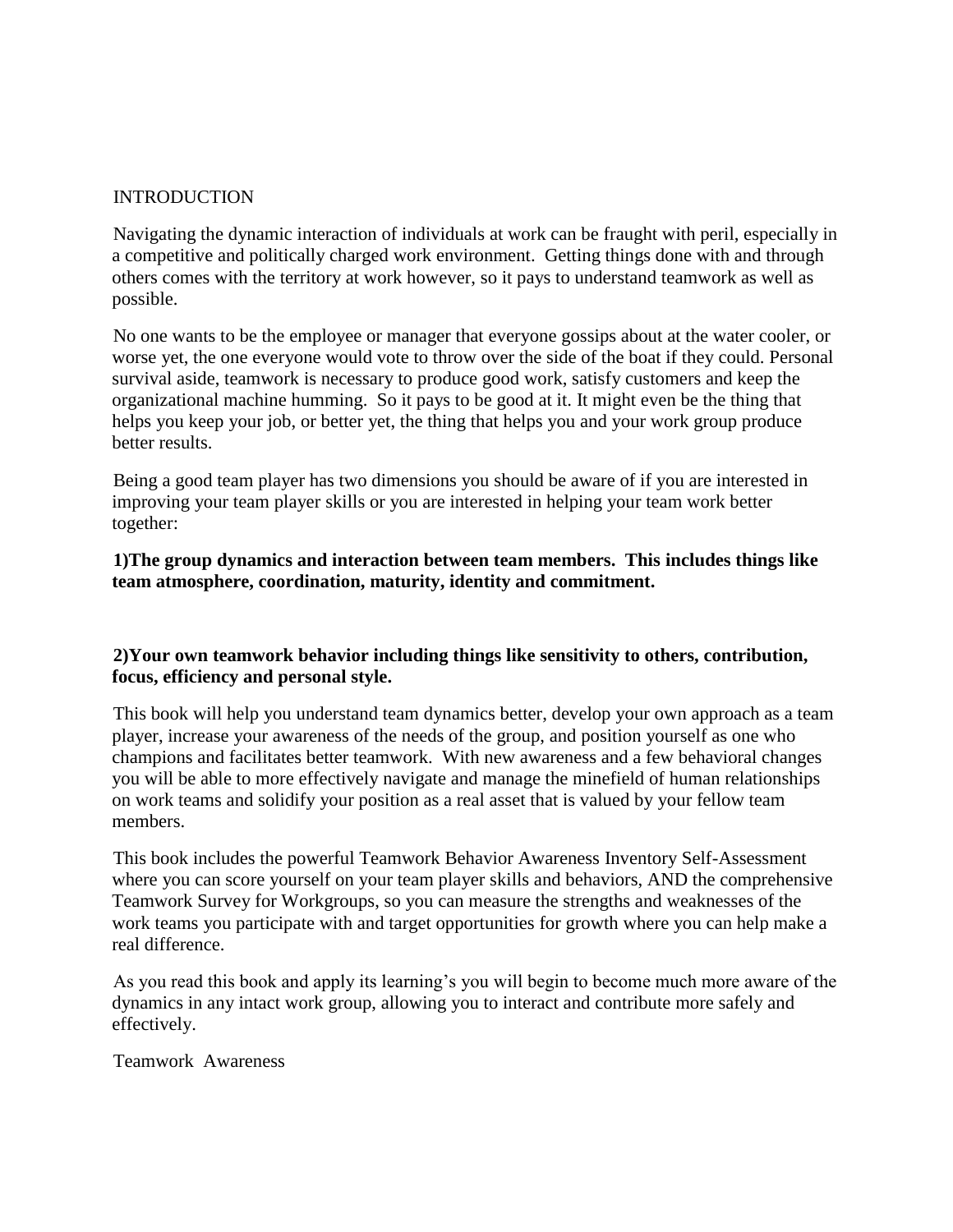# INTRODUCTION

Navigating the dynamic interaction of individuals at work can be fraught with peril, especially in a competitive and politically charged work environment. Getting things done with and through others comes with the territory at work however, so it pays to understand teamwork as well as possible.

No one wants to be the employee or manager that everyone gossips about at the water cooler, or worse yet, the one everyone would vote to throw over the side of the boat if they could. Personal survival aside, teamwork is necessary to produce good work, satisfy customers and keep the organizational machine humming. So it pays to be good at it. It might even be the thing that helps you keep your job, or better yet, the thing that helps you and your work group produce better results.

Being a good team player has two dimensions you should be aware of if you are interested in improving your team player skills or you are interested in helping your team work better together:

**1)The group dynamics and interaction between team members. This includes things like team atmosphere, coordination, maturity, identity and commitment.**

**2)Your own teamwork behavior including things like sensitivity to others, contribution, focus, efficiency and personal style.**

This book will help you understand team dynamics better, develop your own approach as a team player, increase your awareness of the needs of the group, and position yourself as one who champions and facilitates better teamwork. With new awareness and a few behavioral changes you will be able to more effectively navigate and manage the minefield of human relationships on work teams and solidify your position as a real asset that is valued by your fellow team members.

This book includes the powerful Teamwork Behavior Awareness Inventory Self-Assessment where you can score yourself on your team player skills and behaviors, AND the comprehensive Teamwork Survey for Workgroups, so you can measure the strengths and weaknesses of the work teams you participate with and target opportunities for growth where you can help make a real difference.

As you read this book and apply its learning's you will begin to become much more aware of the dynamics in any intact work group, allowing you to interact and contribute more safely and effectively.

Teamwork Awareness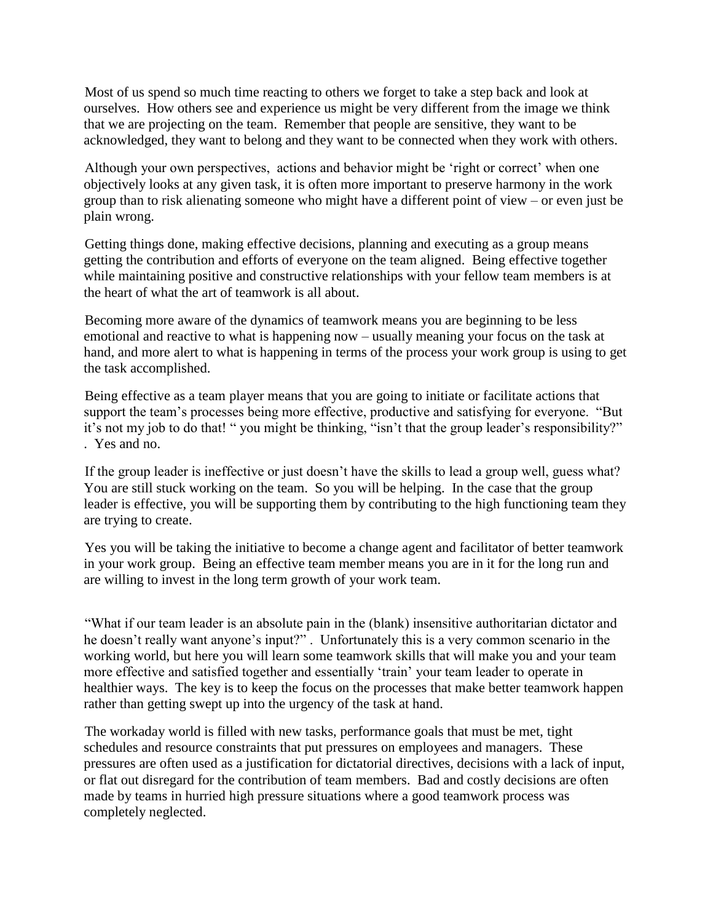Most of us spend so much time reacting to others we forget to take a step back and look at ourselves. How others see and experience us might be very different from the image we think that we are projecting on the team. Remember that people are sensitive, they want to be acknowledged, they want to belong and they want to be connected when they work with others.

Although your own perspectives, actions and behavior might be 'right or correct' when one objectively looks at any given task, it is often more important to preserve harmony in the work group than to risk alienating someone who might have a different point of view – or even just be plain wrong.

Getting things done, making effective decisions, planning and executing as a group means getting the contribution and efforts of everyone on the team aligned. Being effective together while maintaining positive and constructive relationships with your fellow team members is at the heart of what the art of teamwork is all about.

Becoming more aware of the dynamics of teamwork means you are beginning to be less emotional and reactive to what is happening now – usually meaning your focus on the task at hand, and more alert to what is happening in terms of the process your work group is using to get the task accomplished.

Being effective as a team player means that you are going to initiate or facilitate actions that support the team's processes being more effective, productive and satisfying for everyone. "But it's not my job to do that! " you might be thinking, "isn't that the group leader's responsibility?" . Yes and no.

If the group leader is ineffective or just doesn't have the skills to lead a group well, guess what? You are still stuck working on the team. So you will be helping. In the case that the group leader is effective, you will be supporting them by contributing to the high functioning team they are trying to create.

Yes you will be taking the initiative to become a change agent and facilitator of better teamwork in your work group. Being an effective team member means you are in it for the long run and are willing to invest in the long term growth of your work team.

"What if our team leader is an absolute pain in the (blank) insensitive authoritarian dictator and he doesn't really want anyone's input?" . Unfortunately this is a very common scenario in the working world, but here you will learn some teamwork skills that will make you and your team more effective and satisfied together and essentially 'train' your team leader to operate in healthier ways. The key is to keep the focus on the processes that make better teamwork happen rather than getting swept up into the urgency of the task at hand.

The workaday world is filled with new tasks, performance goals that must be met, tight schedules and resource constraints that put pressures on employees and managers. These pressures are often used as a justification for dictatorial directives, decisions with a lack of input, or flat out disregard for the contribution of team members. Bad and costly decisions are often made by teams in hurried high pressure situations where a good teamwork process was completely neglected.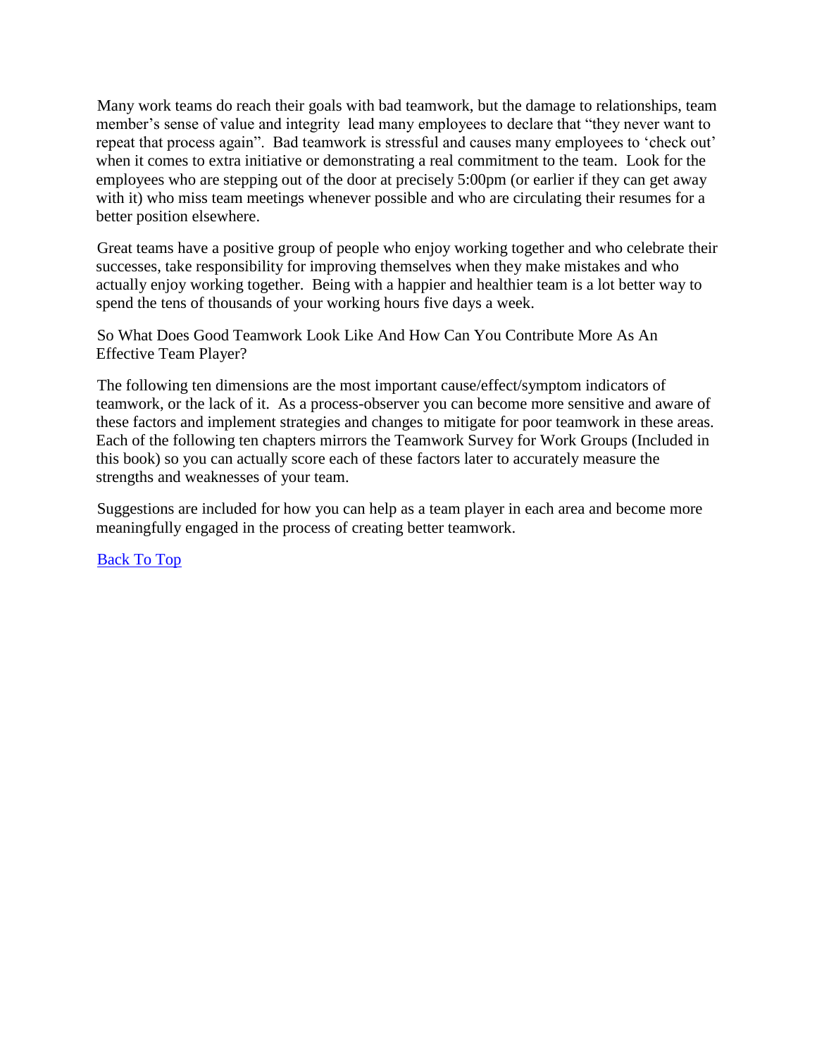Many work teams do reach their goals with bad teamwork, but the damage to relationships, team member's sense of value and integrity lead many employees to declare that "they never want to repeat that process again". Bad teamwork is stressful and causes many employees to 'check out' when it comes to extra initiative or demonstrating a real commitment to the team. Look for the employees who are stepping out of the door at precisely 5:00pm (or earlier if they can get away with it) who miss team meetings whenever possible and who are circulating their resumes for a better position elsewhere.

Great teams have a positive group of people who enjoy working together and who celebrate their successes, take responsibility for improving themselves when they make mistakes and who actually enjoy working together. Being with a happier and healthier team is a lot better way to spend the tens of thousands of your working hours five days a week.

So What Does Good Teamwork Look Like And How Can You Contribute More As An Effective Team Player?

The following ten dimensions are the most important cause/effect/symptom indicators of teamwork, or the lack of it. As a process-observer you can become more sensitive and aware of these factors and implement strategies and changes to mitigate for poor teamwork in these areas. Each of the following ten chapters mirrors the Teamwork Survey for Work Groups (Included in this book) so you can actually score each of these factors later to accurately measure the strengths and weaknesses of your team.

Suggestions are included for how you can help as a team player in each area and become more meaningfully engaged in the process of creating better teamwork.

Back To Top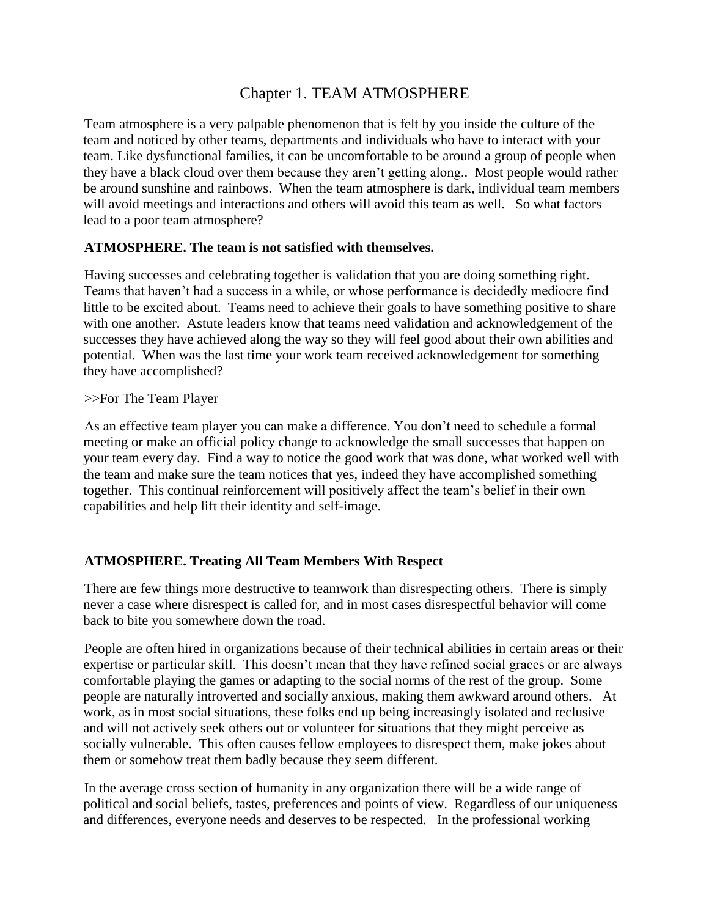# Chapter 1. TEAM ATMOSPHERE

Team atmosphere is a very palpable phenomenon that is felt by you inside the culture of the team and noticed by other teams, departments and individuals who have to interact with your team. Like dysfunctional families, it can be uncomfortable to be around a group of people when they have a black cloud over them because they aren't getting along.. Most people would rather be around sunshine and rainbows. When the team atmosphere is dark, individual team members will avoid meetings and interactions and others will avoid this team as well. So what factors lead to a poor team atmosphere?

**ATMOSPHERE. The team is not satisfied with themselves.**

Having successes and celebrating together is validation that you are doing something right. Teams that haven't had a success in a while, or whose performance is decidedly mediocre find little to be excited about. Teams need to achieve their goals to have something positive to share with one another. Astute leaders know that teams need validation and acknowledgement of the successes they have achieved along the way so they will feel good about their own abilities and potential. When was the last time your work team received acknowledgement for something they have accomplished?

>>For The Team Player

As an effective team player you can make a difference. You don't need to schedule a formal meeting or make an official policy change to acknowledge the small successes that happen on your team every day. Find a way to notice the good work that was done, what worked well with the team and make sure the team notices that yes, indeed they have accomplished something together. This continual reinforcement will positively affect the team's belief in their own capabilities and help lift their identity and self-image.

**ATMOSPHERE. Treating All Team Members With Respect**

There are few things more destructive to teamwork than disrespecting others. There is simply never a case where disrespect is called for, and in most cases disrespectful behavior will come back to bite you somewhere down the road.

People are often hired in organizations because of their technical abilities in certain areas or their expertise or particular skill. This doesn't mean that they have refined social graces or are always comfortable playing the games or adapting to the social norms of the rest of the group. Some people are naturally introverted and socially anxious, making them awkward around others. At work, as in most social situations, these folks end up being increasingly isolated and reclusive and will not actively seek others out or volunteer for situations that they might perceive as socially vulnerable. This often causes fellow employees to disrespect them, make jokes about them or somehow treat them badly because they seem different.

In the average cross section of humanity in any organization there will be a wide range of political and social beliefs, tastes, preferences and points of view. Regardless of our uniqueness and differences, everyone needs and deserves to be respected. In the professional working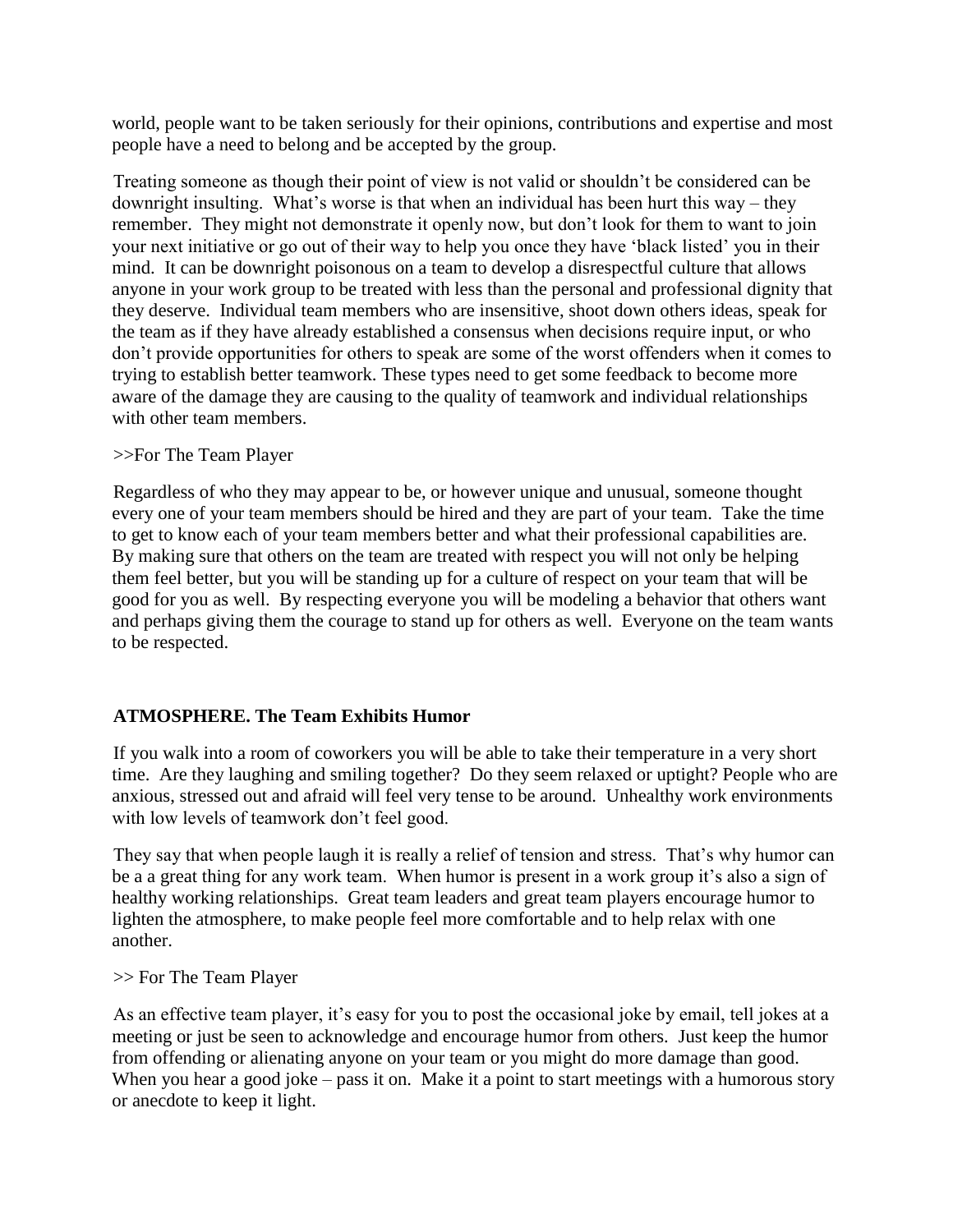world, people want to be taken seriously for their opinions, contributions and expertise and most people have a need to belong and be accepted by the group.

Treating someone as though their point of view is not valid or shouldn't be considered can be downright insulting. What's worse is that when an individual has been hurt this way – they remember. They might not demonstrate it openly now, but don't look for them to want to join your next initiative or go out of their way to help you once they have 'black listed' you in their mind. It can be downright poisonous on a team to develop a disrespectful culture that allows anyone in your work group to be treated with less than the personal and professional dignity that they deserve. Individual team members who are insensitive, shoot down others ideas, speak for the team as if they have already established a consensus when decisions require input, or who don't provide opportunities for others to speak are some of the worst offenders when it comes to trying to establish better teamwork. These types need to get some feedback to become more aware of the damage they are causing to the quality of teamwork and individual relationships with other team members.

>>For The Team Player

Regardless of who they may appear to be, or however unique and unusual, someone thought every one of your team members should be hired and they are part of your team. Take the time to get to know each of your team members better and what their professional capabilities are. By making sure that others on the team are treated with respect you will not only be helping them feel better, but you will be standing up for a culture of respect on your team that will be good for you as well. By respecting everyone you will be modeling a behavior that others want and perhaps giving them the courage to stand up for others as well. Everyone on the team wants to be respected.

**ATMOSPHERE. The Team Exhibits Humor**

If you walk into a room of coworkers you will be able to take their temperature in a very short time. Are they laughing and smiling together? Do they seem relaxed or uptight? People who are anxious, stressed out and afraid will feel very tense to be around. Unhealthy work environments with low levels of teamwork don't feel good.

They say that when people laugh it is really a relief of tension and stress. That's why humor can be a a great thing for any work team. When humor is present in a work group it's also a sign of healthy working relationships. Great team leaders and great team players encourage humor to lighten the atmosphere, to make people feel more comfortable and to help relax with one another.

>> For The Team Player

As an effective team player, it's easy for you to post the occasional joke by email, tell jokes at a meeting or just be seen to acknowledge and encourage humor from others. Just keep the humor from offending or alienating anyone on your team or you might do more damage than good. When you hear a good joke – pass it on. Make it a point to start meetings with a humorous story or anecdote to keep it light.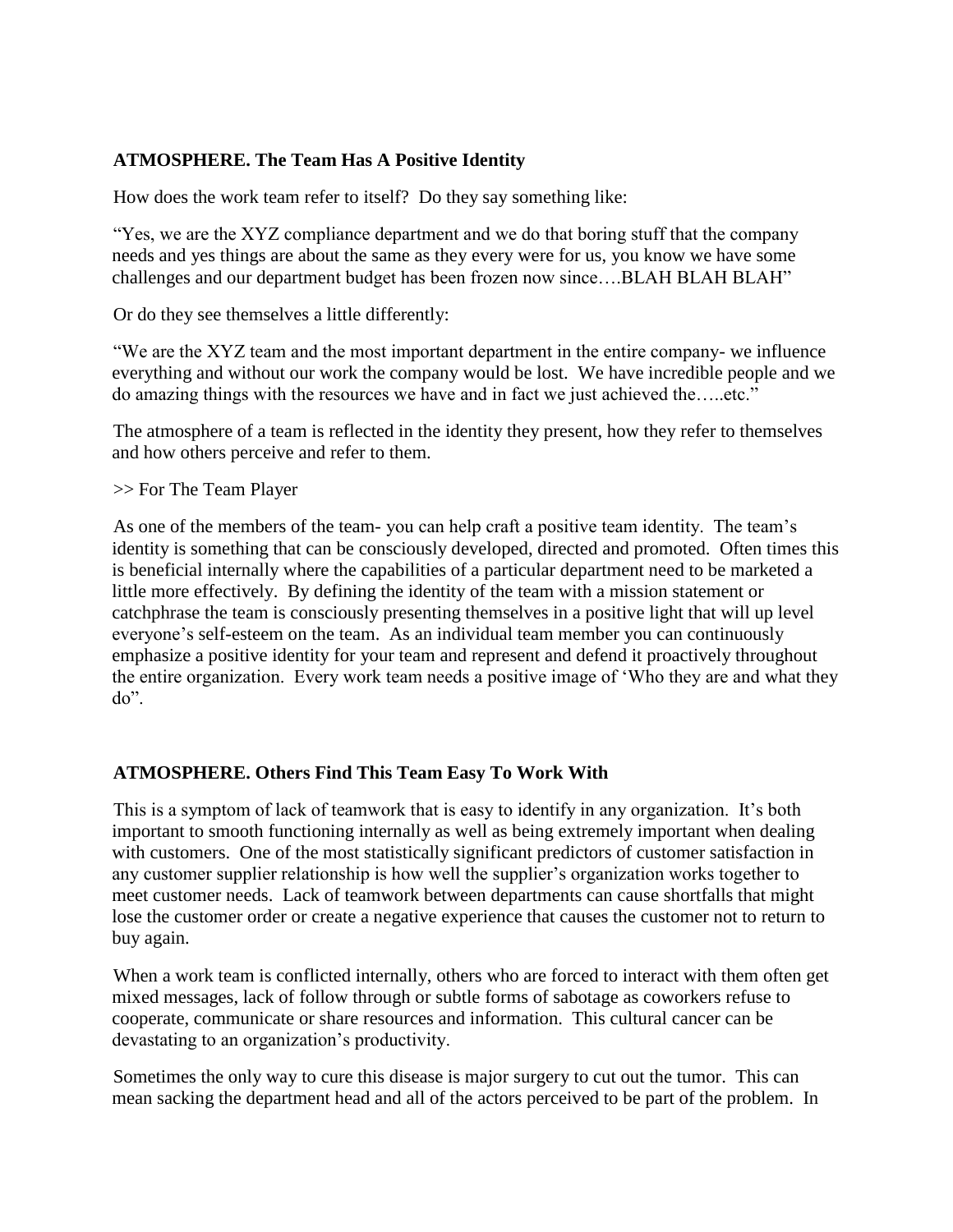### ATMOSPHERE. The Team Has A Positive Identity

How does the work team refer to itself? Do they say something like:

"Yes, we are the XYZ compliance department and we do that boring stuff that the company needs and yes things are about the same as they every were for us, you know we have some challenges and our department budget has been frozen now since….BLAH BLAH BLAH"

Or do they see themselves a little differently:

"We are the XYZ team and the most important department in the entire company- we influence everything and without our work the company would be lost. We have incredible people and we do amazing things with the resources we have and in fact we just achieved the…..etc."

The atmosphere of a team is reflected in the identity they present, how they refer to themselves and how others perceive and refer to them.

>> For The Team Player

As one of the members of the team- you can help craft a positive team identity. The team's identity is something that can be consciously developed, directed and promoted. Often times this is beneficial internally where the capabilities of a particular department need to be marketed a little more effectively. By defining the identity of the team with a mission statement or catchphrase the team is consciously presenting themselves in a positive light that will up level everyone's self-esteem on the team. As an individual team member you can continuously emphasize a positive identity for your team and represent and defend it proactively throughout the entire organization. Every work team needs a positive image of 'Who they are and what they do".

### ATMOSPHERE. Others Find This Team Easy To Work With

This is a symptom of lack of teamwork that is easy to identify in any organization. It's both important to smooth functioning internally as well as being extremely important when dealing with customers. One of the most statistically significant predictors of customer satisfaction in any customer supplier relationship is how well the supplier's organization works together to meet customer needs. Lack of teamwork between departments can cause shortfalls that might lose the customer order or create a negative experience that causes the customer not to return to buy again.

When a work team is conflicted internally, others who are forced to interact with them often get mixed messages, lack of follow through or subtle forms of sabotage as coworkers refuse to cooperate, communicate or share resources and information. This cultural cancer can be devastating to an organization's productivity.

Sometimes the only way to cure this disease is major surgery to cut out the tumor. This can mean sacking the department head and all of the actors perceived to be part of the problem. In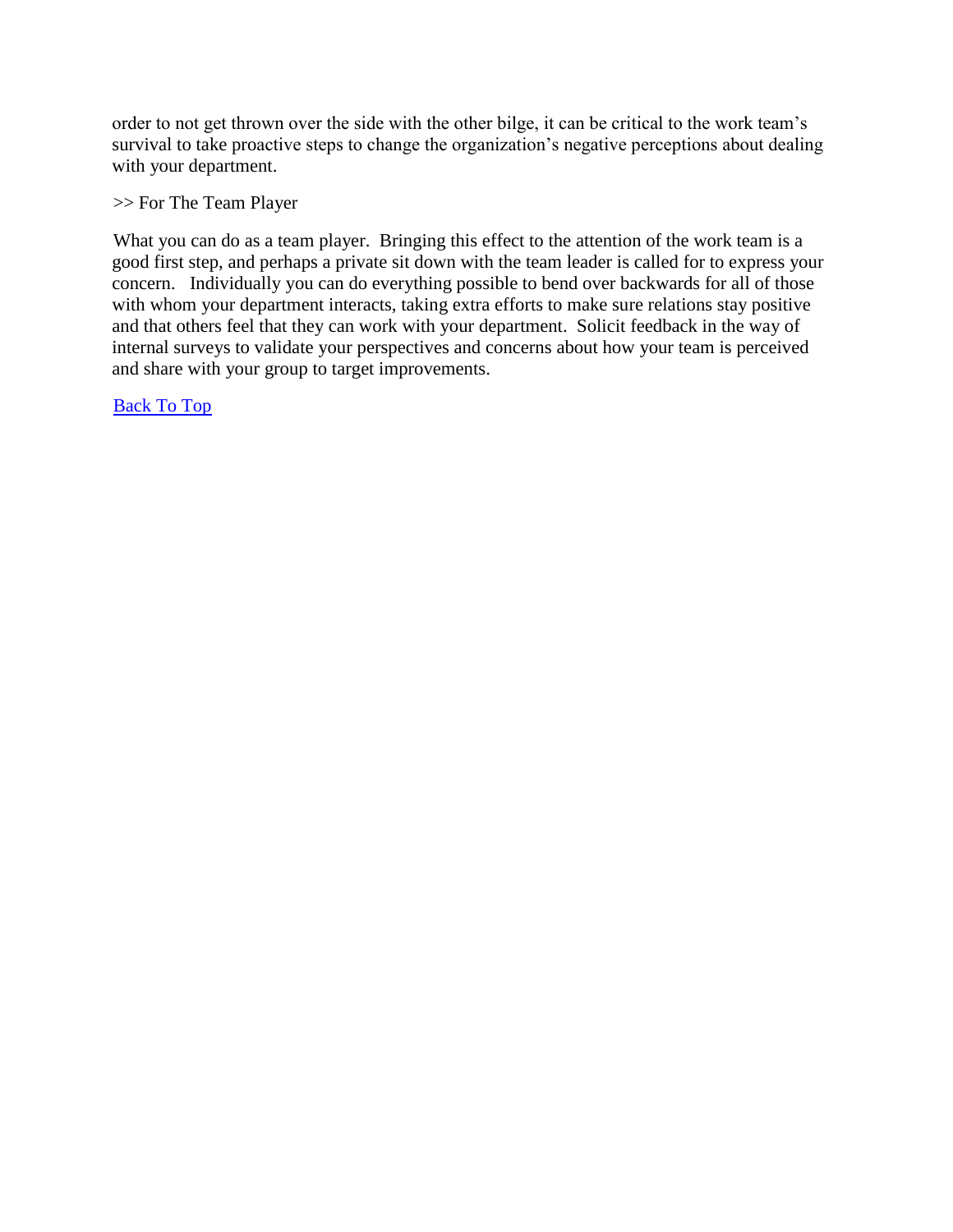order to not get thrown over the side with the other bilge, it can be critical to the work team's survival to take proactive steps to change the organization's negative perceptions about dealing with your department.

>> For The Team Player

What you can do as a team player. Bringing this effect to the attention of the work team is a good first step, and perhaps a private sit down with the team leader is called for to express your concern. Individually you can do everything possible to bend over backwards for all of those with whom your department interacts, taking extra efforts to make sure relations stay positive and that others feel that they can work with your department. Solicit feedback in the way of internal surveys to validate your perspectives and concerns about how your team is perceived and share with your group to target improvements.

Back To Top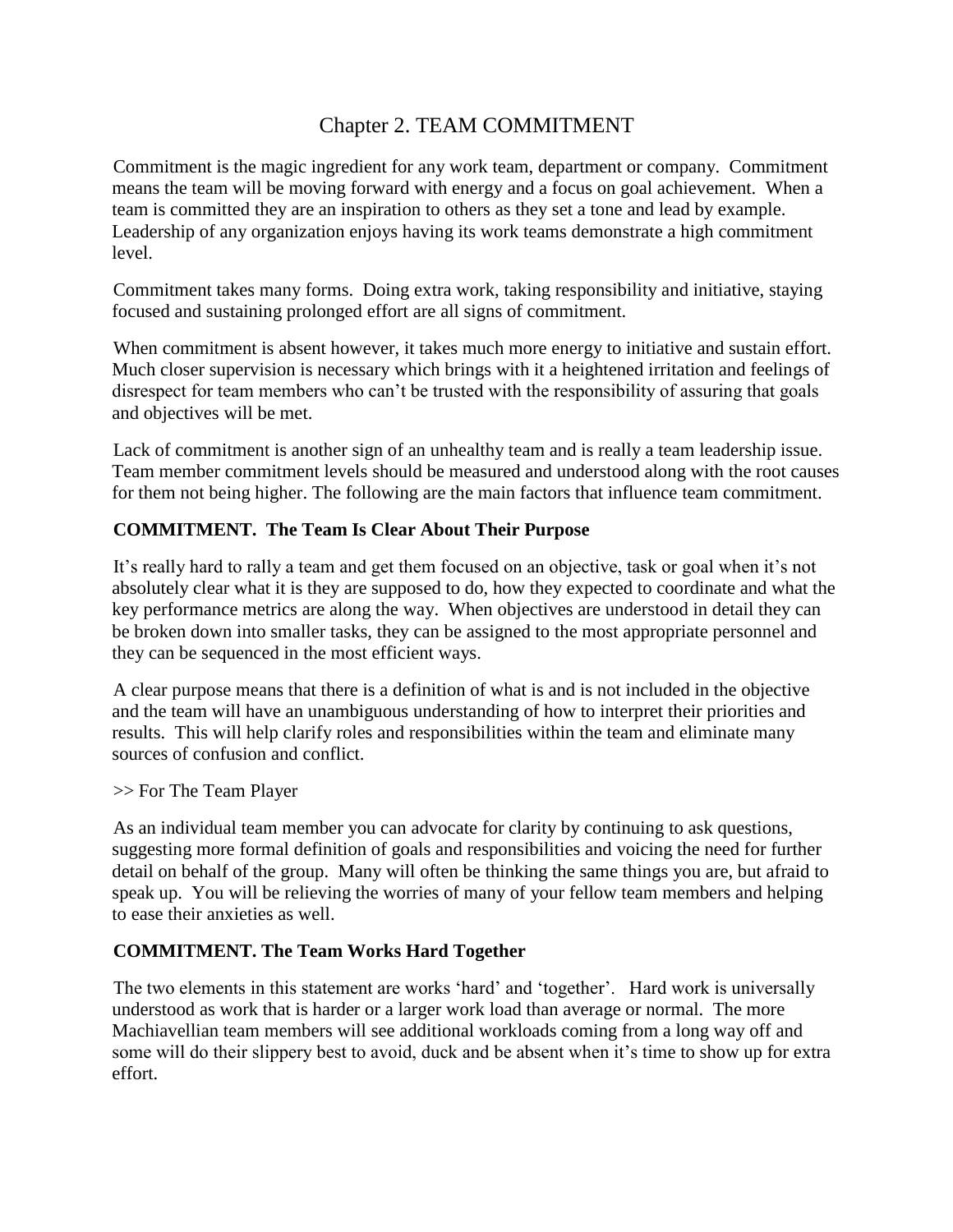# Chapter 2. TEAM COMMITMENT

Commitment is the magic ingredient for any work team, department or company. Commitment means the team will be moving forward with energy and a focus on goal achievement. When a team is committed they are an inspiration to others as they set a tone and lead by example. Leadership of any organization enjoys having its work teams demonstrate a high commitment level.

Commitment takes many forms. Doing extra work, taking responsibility and initiative, staying focused and sustaining prolonged effort are all signs of commitment.

When commitment is absent however, it takes much more energy to initiative and sustain effort. Much closer supervision is necessary which brings with it a heightened irritation and feelings of disrespect for team members who can't be trusted with the responsibility of assuring that goals and objectives will be met.

Lack of commitment is another sign of an unhealthy team and is really a team leadership issue. Team member commitment levels should be measured and understood along with the root causes for them not being higher. The following are the main factors that influence team commitment.

### COMMITMENT. The Team Is Clear About Their Purpose

It's really hard to rally a team and get them focused on an objective, task or goal when it's not absolutely clear what it is they are supposed to do, how they expected to coordinate and what the key performance metrics are along the way. When objectives are understood in detail they can be broken down into smaller tasks, they can be assigned to the most appropriate personnel and they can be sequenced in the most efficient ways.

A clear purpose means that there is a definition of what is and is not included in the objective and the team will have an unambiguous understanding of how to interpret their priorities and results. This will help clarify roles and responsibilities within the team and eliminate many sources of confusion and conflict.

>> For The Team Player

As an individual team member you can advocate for clarity by continuing to ask questions, suggesting more formal definition of goals and responsibilities and voicing the need for further detail on behalf of the group. Many will often be thinking the same things you are, but afraid to speak up. You will be relieving the worries of many of your fellow team members and helping to ease their anxieties as well.

### COMMITMENT. The Team Works Hard Together

The two elements in this statement are works 'hard' and 'together'. Hard work is universally understood as work that is harder or a larger work load than average or normal. The more Machiavellian team members will see additional workloads coming from a long way off and some will do their slippery best to avoid, duck and be absent when it's time to show up for extra effort.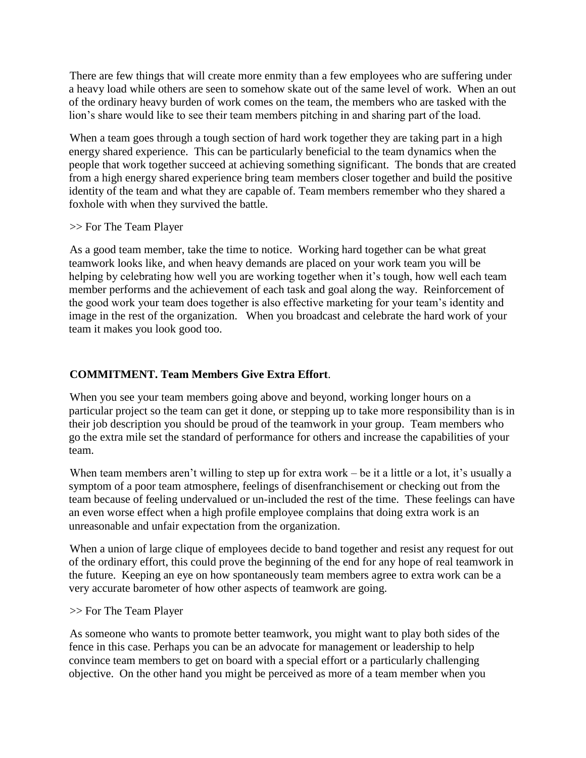There are few things that will create more enmity than a few employees who are suffering under a heavy load while others are seen to somehow skate out of the same level of work. When an out of the ordinary heavy burden of work comes on the team, the members who are tasked with the lion's share would like to see their team members pitching in and sharing part of the load.

When a team goes through a tough section of hard work together they are taking part in a high energy shared experience. This can be particularly beneficial to the team dynamics when the people that work together succeed at achieving something significant. The bonds that are created from a high energy shared experience bring team members closer together and build the positive identity of the team and what they are capable of. Team members remember who they shared a foxhole with when they survived the battle.

>> For The Team Player

As a good team member, take the time to notice. Working hard together can be what great teamwork looks like, and when heavy demands are placed on your work team you will be helping by celebrating how well you are working together when it's tough, how well each team member performs and the achievement of each task and goal along the way. Reinforcement of the good work your team does together is also effective marketing for your team's identity and image in the rest of the organization. When you broadcast and celebrate the hard work of your team it makes you look good too.

**COMMITMENT. Team Members Give Extra Effort**.

When you see your team members going above and beyond, working longer hours on a particular project so the team can get it done, or stepping up to take more responsibility than is in their job description you should be proud of the teamwork in your group. Team members who go the extra mile set the standard of performance for others and increase the capabilities of your team.

When team members aren't willing to step up for extra work – be it a little or a lot, it's usually a symptom of a poor team atmosphere, feelings of disenfranchisement or checking out from the team because of feeling undervalued or un-included the rest of the time. These feelings can have an even worse effect when a high profile employee complains that doing extra work is an unreasonable and unfair expectation from the organization.

When a union of large clique of employees decide to band together and resist any request for out of the ordinary effort, this could prove the beginning of the end for any hope of real teamwork in the future. Keeping an eye on how spontaneously team members agree to extra work can be a very accurate barometer of how other aspects of teamwork are going.

>> For The Team Player

As someone who wants to promote better teamwork, you might want to play both sides of the fence in this case. Perhaps you can be an advocate for management or leadership to help convince team members to get on board with a special effort or a particularly challenging objective. On the other hand you might be perceived as more of a team member when you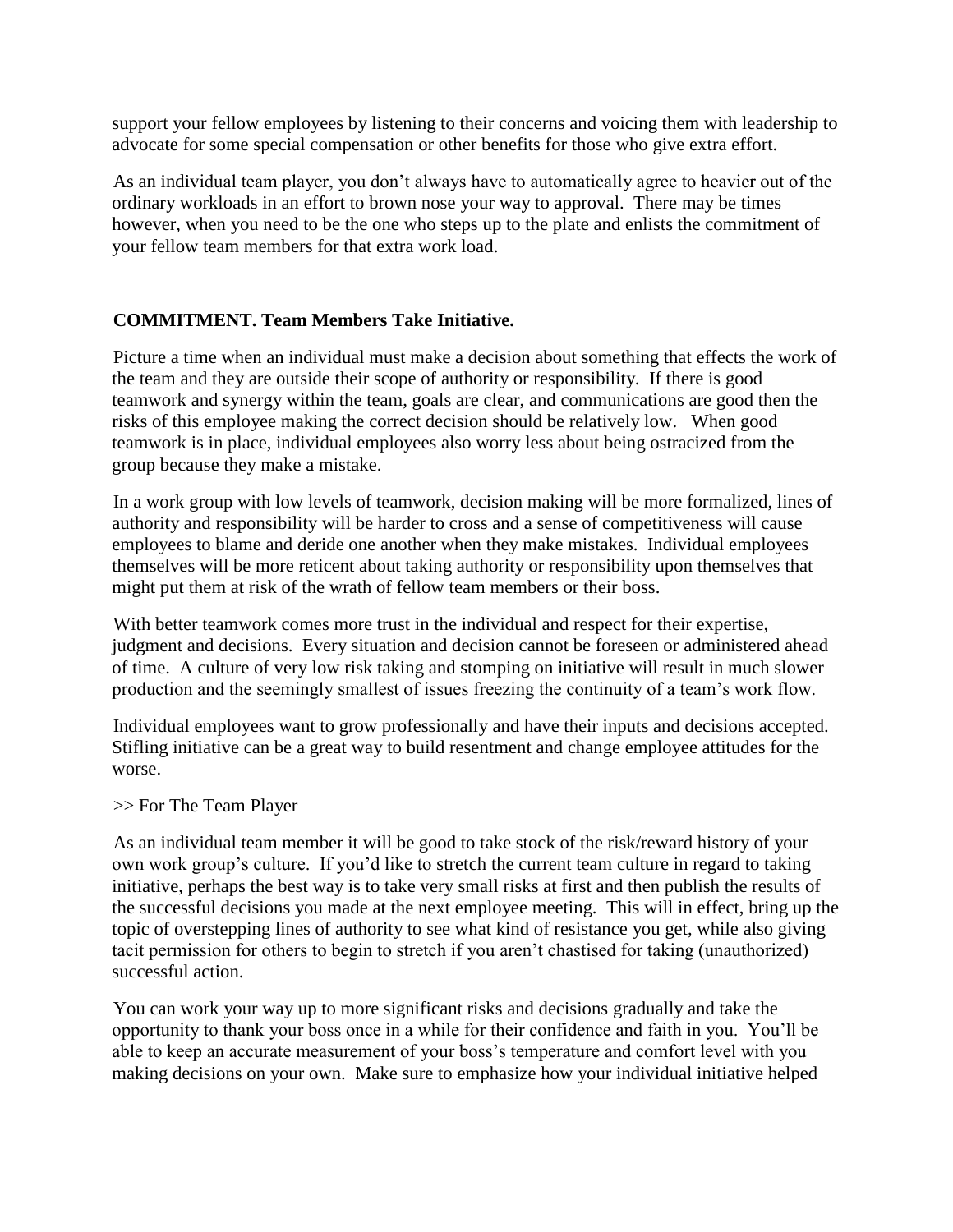support your fellow employees by listening to their concerns and voicing them with leadership to advocate for some special compensation or other benefits for those who give extra effort.

As an individual team player, you don't always have to automatically agree to heavier out of the ordinary workloads in an effort to brown nose your way to approval. There may be times however, when you need to be the one who steps up to the plate and enlists the commitment of your fellow team members for that extra work load.

**COMMITMENT. Team Members Take Initiative.**

Picture a time when an individual must make a decision about something that effects the work of the team and they are outside their scope of authority or responsibility. If there is good teamwork and synergy within the team, goals are clear, and communications are good then the risks of this employee making the correct decision should be relatively low. When good teamwork is in place, individual employees also worry less about being ostracized from the group because they make a mistake.

In a work group with low levels of teamwork, decision making will be more formalized, lines of authority and responsibility will be harder to cross and a sense of competitiveness will cause employees to blame and deride one another when they make mistakes. Individual employees themselves will be more reticent about taking authority or responsibility upon themselves that might put them at risk of the wrath of fellow team members or their boss.

With better teamwork comes more trust in the individual and respect for their expertise, judgment and decisions. Every situation and decision cannot be foreseen or administered ahead of time. A culture of very low risk taking and stomping on initiative will result in much slower production and the seemingly smallest of issues freezing the continuity of a team's work flow.

Individual employees want to grow professionally and have their inputs and decisions accepted. Stifling initiative can be a great way to build resentment and change employee attitudes for the worse.

>> For The Team Player

As an individual team member it will be good to take stock of the risk/reward history of your own work group's culture. If you'd like to stretch the current team culture in regard to taking initiative, perhaps the best way is to take very small risks at first and then publish the results of the successful decisions you made at the next employee meeting. This will in effect, bring up the topic of overstepping lines of authority to see what kind of resistance you get, while also giving tacit permission for others to begin to stretch if you aren't chastised for taking (unauthorized) successful action.

You can work your way up to more significant risks and decisions gradually and take the opportunity to thank your boss once in a while for their confidence and faith in you. You'll be able to keep an accurate measurement of your boss's temperature and comfort level with you making decisions on your own. Make sure to emphasize how your individual initiative helped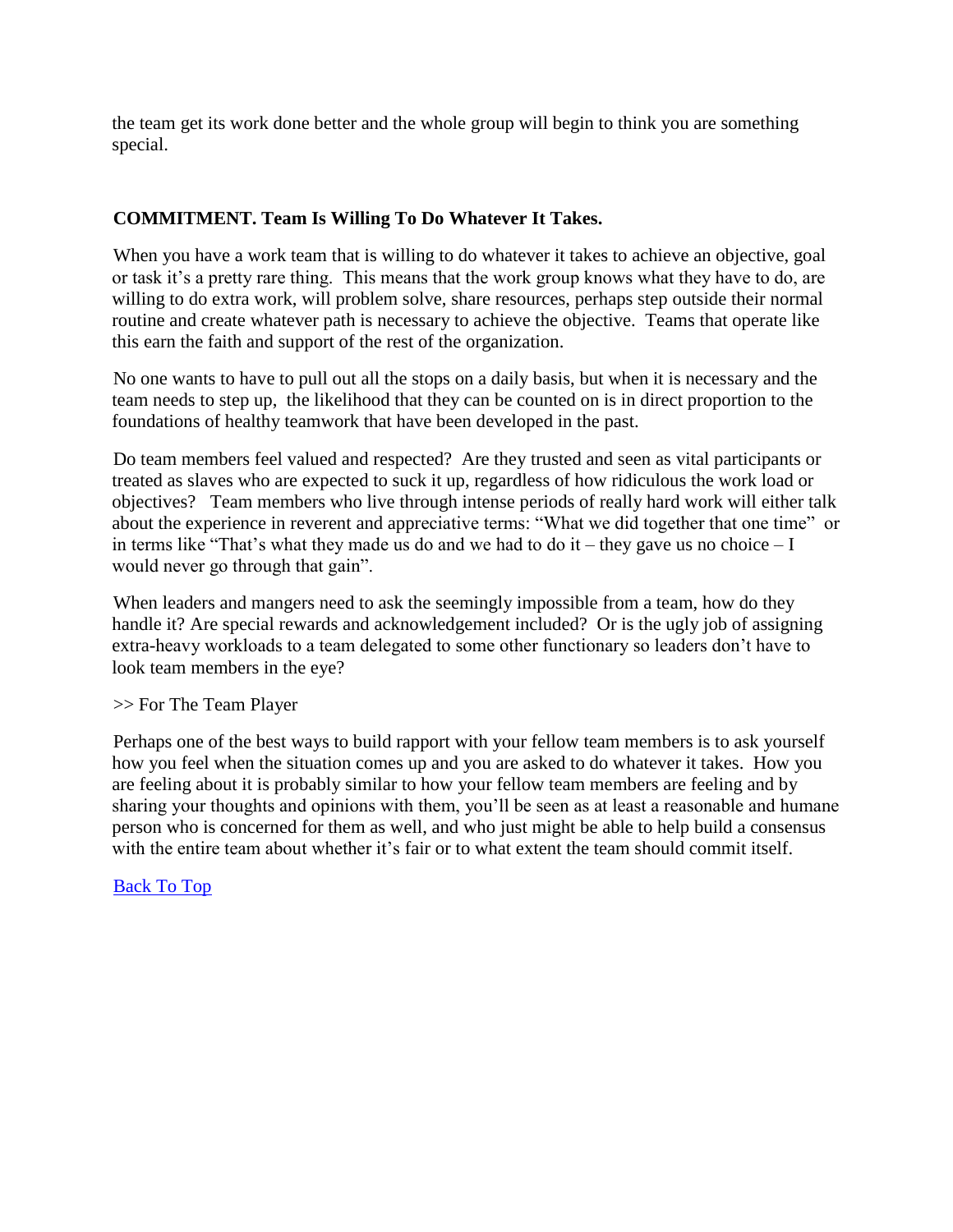the team get its work done better and the whole group will begin to think you are something special.

**COMMITMENT. Team Is Willing To Do Whatever It Takes.**

When you have a work team that is willing to do whatever it takes to achieve an objective, goal or task it's a pretty rare thing. This means that the work group knows what they have to do, are willing to do extra work, will problem solve, share resources, perhaps step outside their normal routine and create whatever path is necessary to achieve the objective. Teams that operate like this earn the faith and support of the rest of the organization.

No one wants to have to pull out all the stops on a daily basis, but when it is necessary and the team needs to step up, the likelihood that they can be counted on is in direct proportion to the foundations of healthy teamwork that have been developed in the past.

Do team members feel valued and respected? Are they trusted and seen as vital participants or treated as slaves who are expected to suck it up, regardless of how ridiculous the work load or objectives? Team members who live through intense periods of really hard work will either talk about the experience in reverent and appreciative terms: "What we did together that one time" or in terms like "That's what they made us do and we had to do it – they gave us no choice – I would never go through that gain".

When leaders and mangers need to ask the seemingly impossible from a team, how do they handle it? Are special rewards and acknowledgement included? Or is the ugly job of assigning extra-heavy workloads to a team delegated to some other functionary so leaders don't have to look team members in the eye?

>> For The Team Player

Perhaps one of the best ways to build rapport with your fellow team members is to ask yourself how you feel when the situation comes up and you are asked to do whatever it takes. How you are feeling about it is probably similar to how your fellow team members are feeling and by sharing your thoughts and opinions with them, you'll be seen as at least a reasonable and humane person who is concerned for them as well, and who just might be able to help build a consensus with the entire team about whether it's fair or to what extent the team should commit itself.

[Back To Top]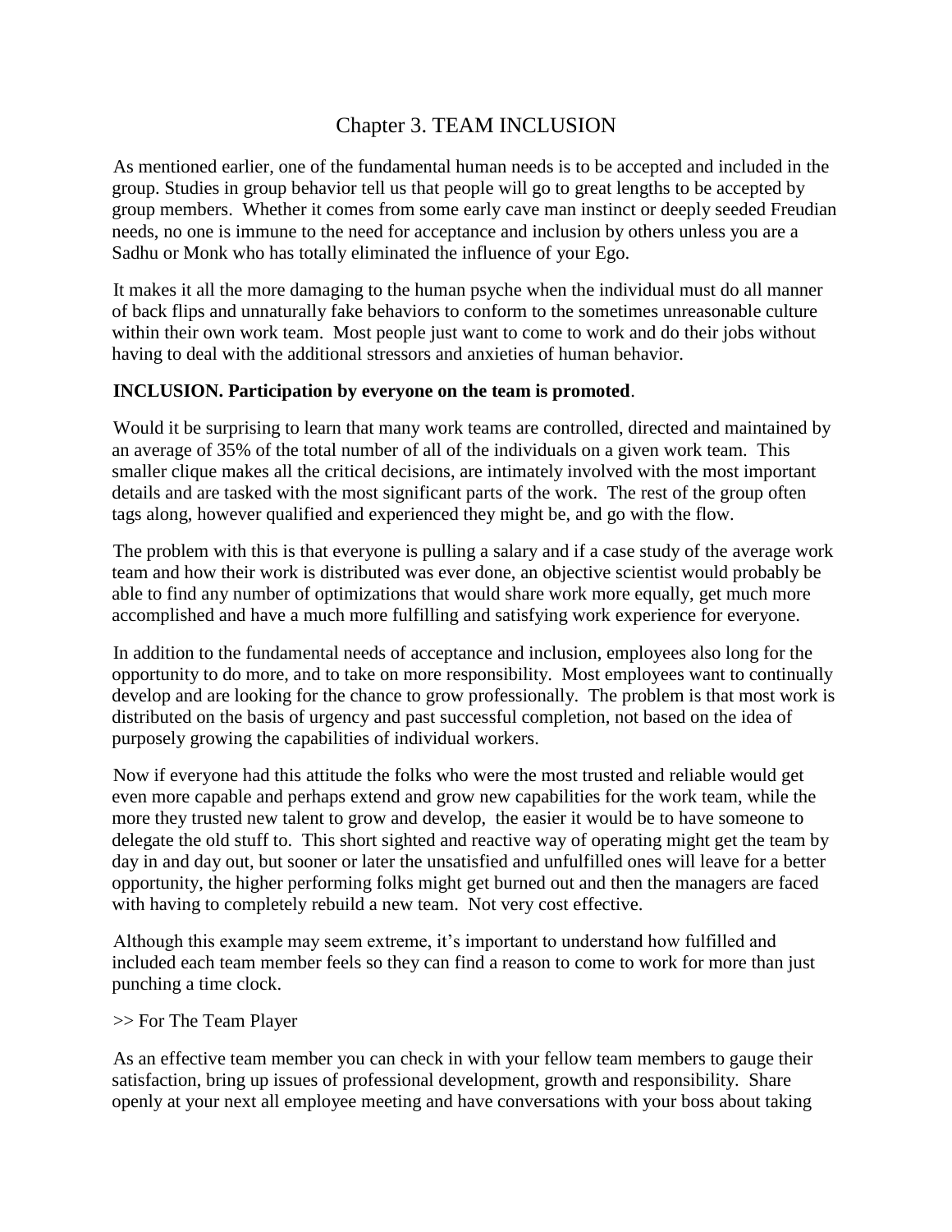# Chapter 3. TEAM INCLUSION

As mentioned earlier, one of the fundamental human needs is to be accepted and included in the group. Studies in group behavior tell us that people will go to great lengths to be accepted by group members. Whether it comes from some early cave man instinct or deeply seeded Freudian needs, no one is immune to the need for acceptance and inclusion by others unless you are a Sadhu or Monk who has totally eliminated the influence of your Ego.

It makes it all the more damaging to the human psyche when the individual must do all manner of back flips and unnaturally fake behaviors to conform to the sometimes unreasonable culture within their own work team. Most people just want to come to work and do their jobs without having to deal with the additional stressors and anxieties of human behavior.

**INCLUSION. Participation by everyone on the team is promoted**.

Would it be surprising to learn that many work teams are controlled, directed and maintained by an average of 35% of the total number of all of the individuals on a given work team. This smaller clique makes all the critical decisions, are intimately involved with the most important details and are tasked with the most significant parts of the work. The rest of the group often tags along, however qualified and experienced they might be, and go with the flow.

The problem with this is that everyone is pulling a salary and if a case study of the average work team and how their work is distributed was ever done, an objective scientist would probably be able to find any number of optimizations that would share work more equally, get much more accomplished and have a much more fulfilling and satisfying work experience for everyone.

In addition to the fundamental needs of acceptance and inclusion, employees also long for the opportunity to do more, and to take on more responsibility. Most employees want to continually develop and are looking for the chance to grow professionally. The problem is that most work is distributed on the basis of urgency and past successful completion, not based on the idea of purposely growing the capabilities of individual workers.

Now if everyone had this attitude the folks who were the most trusted and reliable would get even more capable and perhaps extend and grow new capabilities for the work team, while the more they trusted new talent to grow and develop, the easier it would be to have someone to delegate the old stuff to. This short sighted and reactive way of operating might get the team by day in and day out, but sooner or later the unsatisfied and unfulfilled ones will leave for a better opportunity, the higher performing folks might get burned out and then the managers are faced with having to completely rebuild a new team. Not very cost effective.

Although this example may seem extreme, it's important to understand how fulfilled and included each team member feels so they can find a reason to come to work for more than just punching a time clock.

>> For The Team Player

As an effective team member you can check in with your fellow team members to gauge their satisfaction, bring up issues of professional development, growth and responsibility. Share openly at your next all employee meeting and have conversations with your boss about taking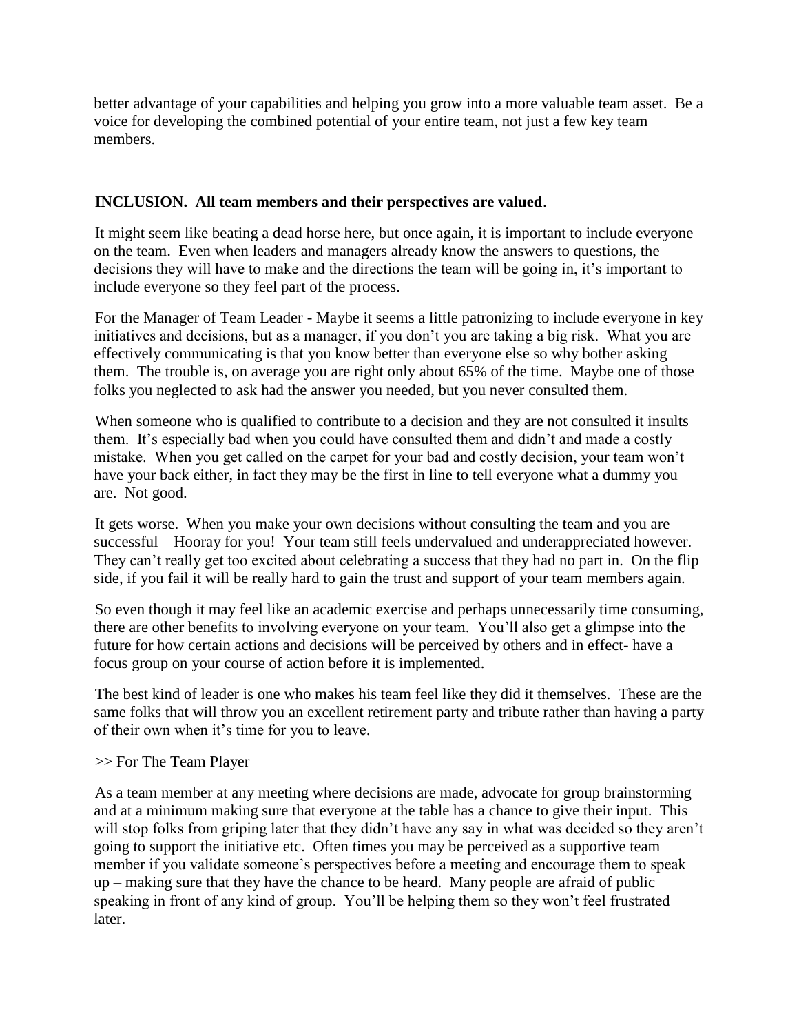better advantage of your capabilities and helping you grow into a more valuable team asset. Be a voice for developing the combined potential of your entire team, not just a few key team members.

**INCLUSION. All team members and their perspectives are valued**.

It might seem like beating a dead horse here, but once again, it is important to include everyone on the team. Even when leaders and managers already know the answers to questions, the decisions they will have to make and the directions the team will be going in, it's important to include everyone so they feel part of the process.

For the Manager of Team Leader - Maybe it seems a little patronizing to include everyone in key initiatives and decisions, but as a manager, if you don't you are taking a big risk. What you are effectively communicating is that you know better than everyone else so why bother asking them. The trouble is, on average you are right only about 65% of the time. Maybe one of those folks you neglected to ask had the answer you needed, but you never consulted them.

When someone who is qualified to contribute to a decision and they are not consulted it insults them. It's especially bad when you could have consulted them and didn't and made a costly mistake. When you get called on the carpet for your bad and costly decision, your team won't have your back either, in fact they may be the first in line to tell everyone what a dummy you are. Not good.

It gets worse. When you make your own decisions without consulting the team and you are successful – Hooray for you! Your team still feels undervalued and underappreciated however. They can't really get too excited about celebrating a success that they had no part in. On the flip side, if you fail it will be really hard to gain the trust and support of your team members again.

So even though it may feel like an academic exercise and perhaps unnecessarily time consuming, there are other benefits to involving everyone on your team. You'll also get a glimpse into the future for how certain actions and decisions will be perceived by others and in effect- have a focus group on your course of action before it is implemented.

The best kind of leader is one who makes his team feel like they did it themselves. These are the same folks that will throw you an excellent retirement party and tribute rather than having a party of their own when it's time for you to leave.

>> For The Team Player

As a team member at any meeting where decisions are made, advocate for group brainstorming and at a minimum making sure that everyone at the table has a chance to give their input. This will stop folks from griping later that they didn't have any say in what was decided so they aren't going to support the initiative etc. Often times you may be perceived as a supportive team member if you validate someone's perspectives before a meeting and encourage them to speak up – making sure that they have the chance to be heard. Many people are afraid of public speaking in front of any kind of group. You'll be helping them so they won't feel frustrated later.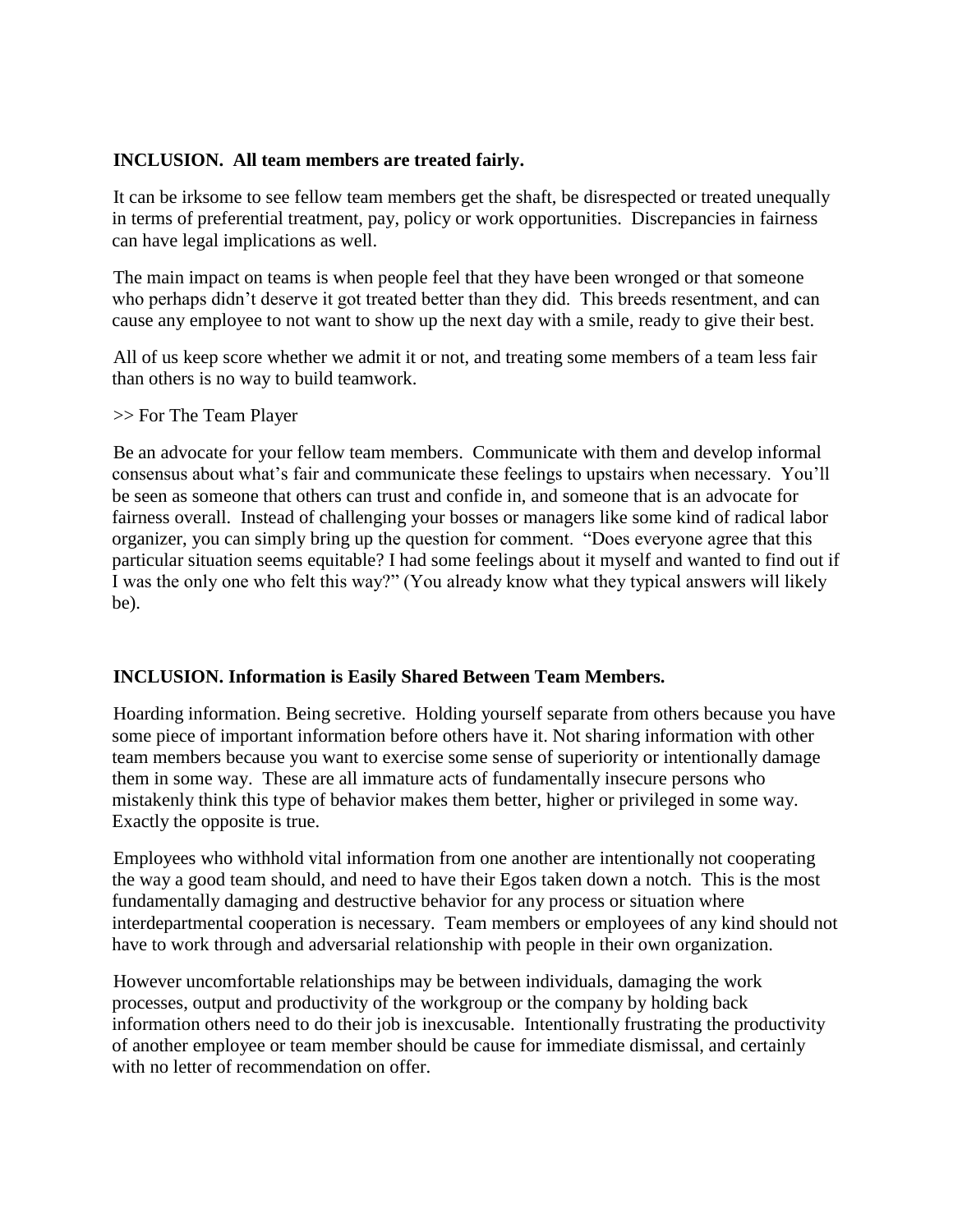**INCLUSION. All team members are treated fairly.**

It can be irksome to see fellow team members get the shaft, be disrespected or treated unequally in terms of preferential treatment, pay, policy or work opportunities. Discrepancies in fairness can have legal implications as well.

The main impact on teams is when people feel that they have been wronged or that someone who perhaps didn't deserve it got treated better than they did. This breeds resentment, and can cause any employee to not want to show up the next day with a smile, ready to give their best.

All of us keep score whether we admit it or not, and treating some members of a team less fair than others is no way to build teamwork.

>> For The Team Player

Be an advocate for your fellow team members. Communicate with them and develop informal consensus about what's fair and communicate these feelings to upstairs when necessary. You'll be seen as someone that others can trust and confide in, and someone that is an advocate for fairness overall. Instead of challenging your bosses or managers like some kind of radical labor organizer, you can simply bring up the question for comment. "Does everyone agree that this particular situation seems equitable? I had some feelings about it myself and wanted to find out if I was the only one who felt this way?" (You already know what they typical answers will likely be).

**INCLUSION. Information is Easily Shared Between Team Members.**

Hoarding information. Being secretive. Holding yourself separate from others because you have some piece of important information before others have it. Not sharing information with other team members because you want to exercise some sense of superiority or intentionally damage them in some way. These are all immature acts of fundamentally insecure persons who mistakenly think this type of behavior makes them better, higher or privileged in some way. Exactly the opposite is true.

Employees who withhold vital information from one another are intentionally not cooperating the way a good team should, and need to have their Egos taken down a notch. This is the most fundamentally damaging and destructive behavior for any process or situation where interdepartmental cooperation is necessary. Team members or employees of any kind should not have to work through and adversarial relationship with people in their own organization.

However uncomfortable relationships may be between individuals, damaging the work processes, output and productivity of the workgroup or the company by holding back information others need to do their job is inexcusable. Intentionally frustrating the productivity of another employee or team member should be cause for immediate dismissal, and certainly with no letter of recommendation on offer.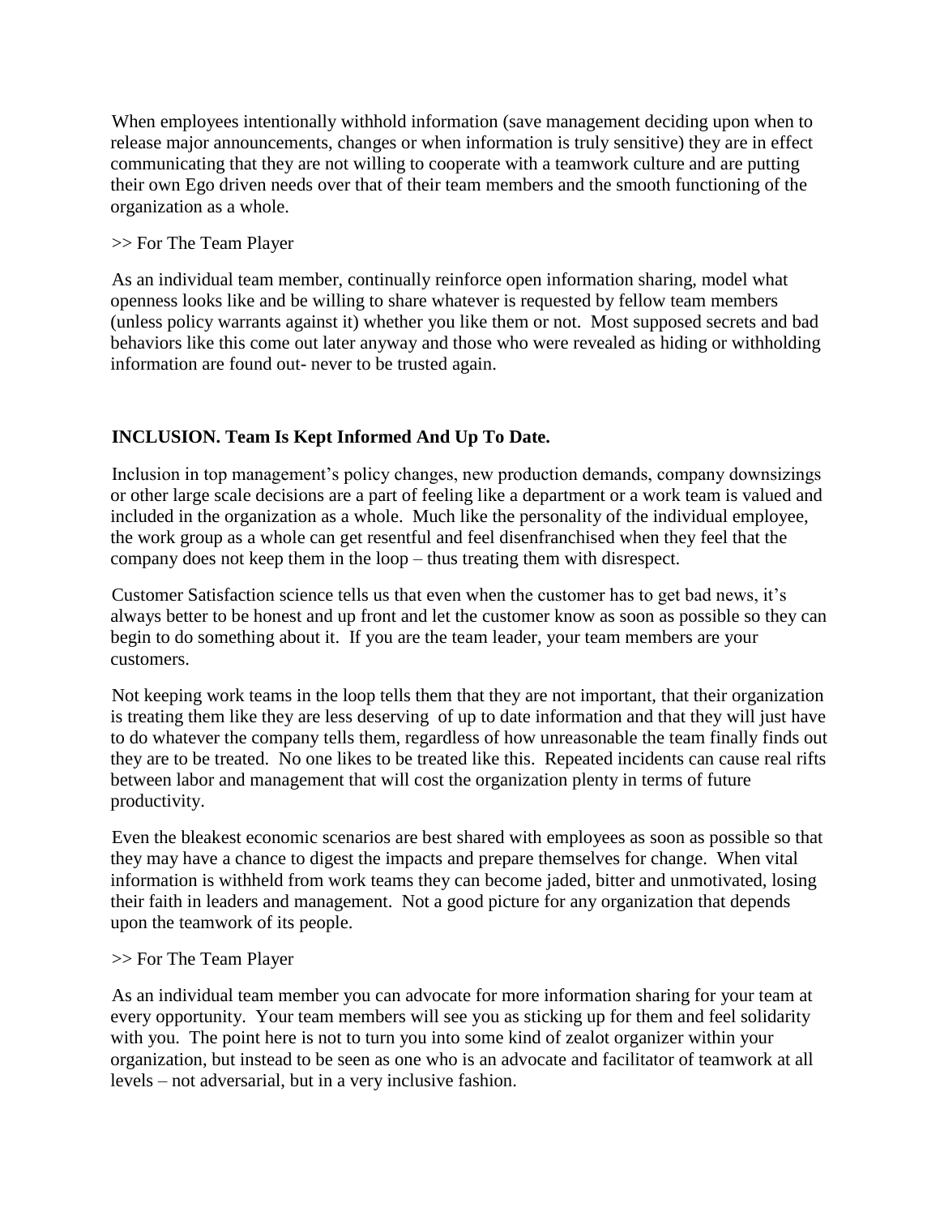When employees intentionally withhold information (save management deciding upon when to release major announcements, changes or when information is truly sensitive) they are in effect communicating that they are not willing to cooperate with a teamwork culture and are putting their own Ego driven needs over that of their team members and the smooth functioning of the organization as a whole.

>> For The Team Player

As an individual team member, continually reinforce open information sharing, model what openness looks like and be willing to share whatever is requested by fellow team members (unless policy warrants against it) whether you like them or not. Most supposed secrets and bad behaviors like this come out later anyway and those who were revealed as hiding or withholding information are found out- never to be trusted again.

**INCLUSION. Team Is Kept Informed And Up To Date.**

Inclusion in top management's policy changes, new production demands, company downsizings or other large scale decisions are a part of feeling like a department or a work team is valued and included in the organization as a whole. Much like the personality of the individual employee, the work group as a whole can get resentful and feel disenfranchised when they feel that the company does not keep them in the loop – thus treating them with disrespect.

Customer Satisfaction science tells us that even when the customer has to get bad news, it's always better to be honest and up front and let the customer know as soon as possible so they can begin to do something about it. If you are the team leader, your team members are your customers.

Not keeping work teams in the loop tells them that they are not important, that their organization is treating them like they are less deserving of up to date information and that they will just have to do whatever the company tells them, regardless of how unreasonable the team finally finds out they are to be treated. No one likes to be treated like this. Repeated incidents can cause real rifts between labor and management that will cost the organization plenty in terms of future productivity.

Even the bleakest economic scenarios are best shared with employees as soon as possible so that they may have a chance to digest the impacts and prepare themselves for change. When vital information is withheld from work teams they can become jaded, bitter and unmotivated, losing their faith in leaders and management. Not a good picture for any organization that depends upon the teamwork of its people.

>> For The Team Player

As an individual team member you can advocate for more information sharing for your team at every opportunity. Your team members will see you as sticking up for them and feel solidarity with you. The point here is not to turn you into some kind of zealot organizer within your organization, but instead to be seen as one who is an advocate and facilitator of teamwork at all levels – not adversarial, but in a very inclusive fashion.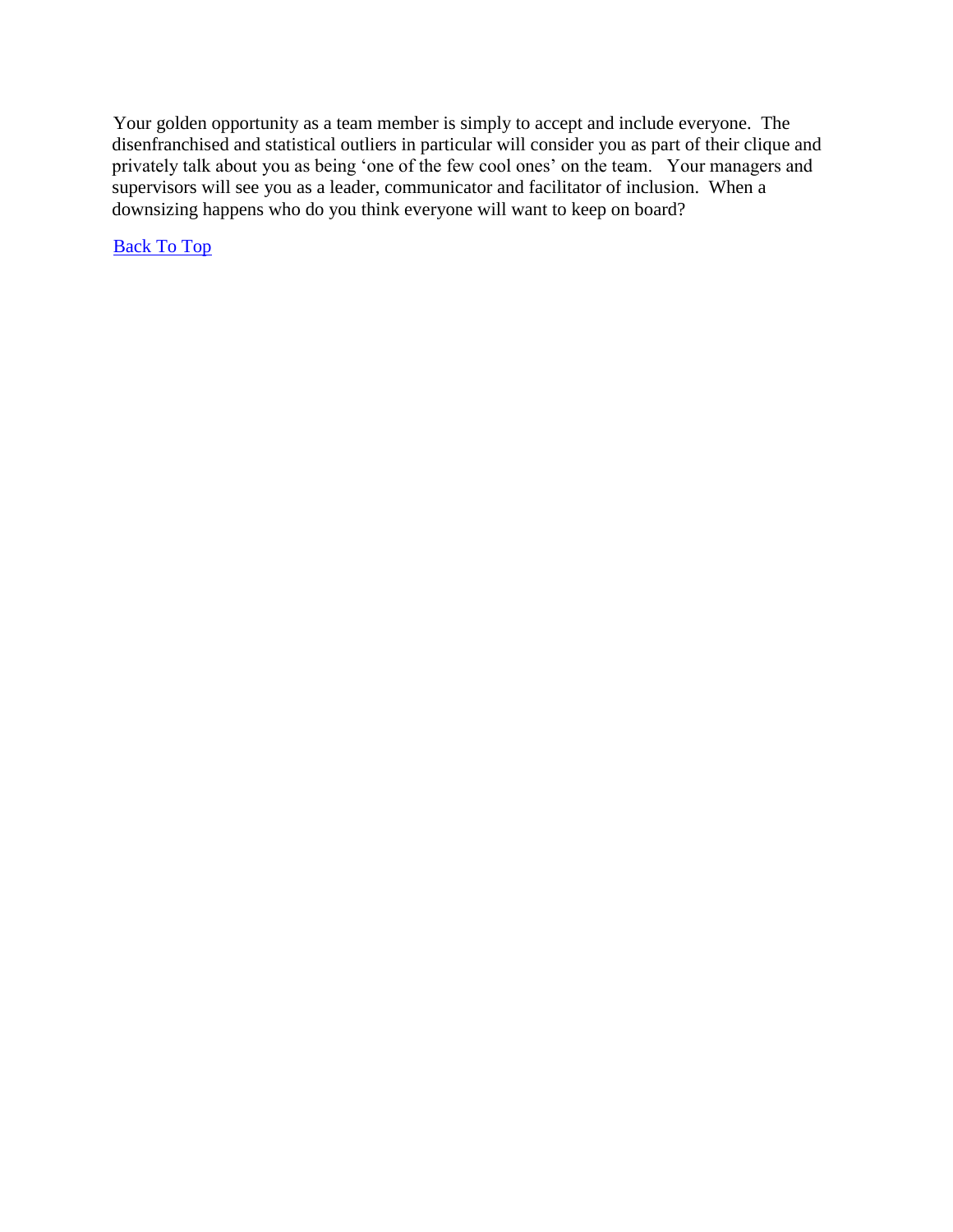Your golden opportunity as a team member is simply to accept and include everyone. The disenfranchised and statistical outliers in particular will consider you as part of their clique and privately talk about you as being 'one of the few cool ones' on the team. Your managers and supervisors will see you as a leader, communicator and facilitator of inclusion. When a downsizing happens who do you think everyone will want to keep on board?

Back To Top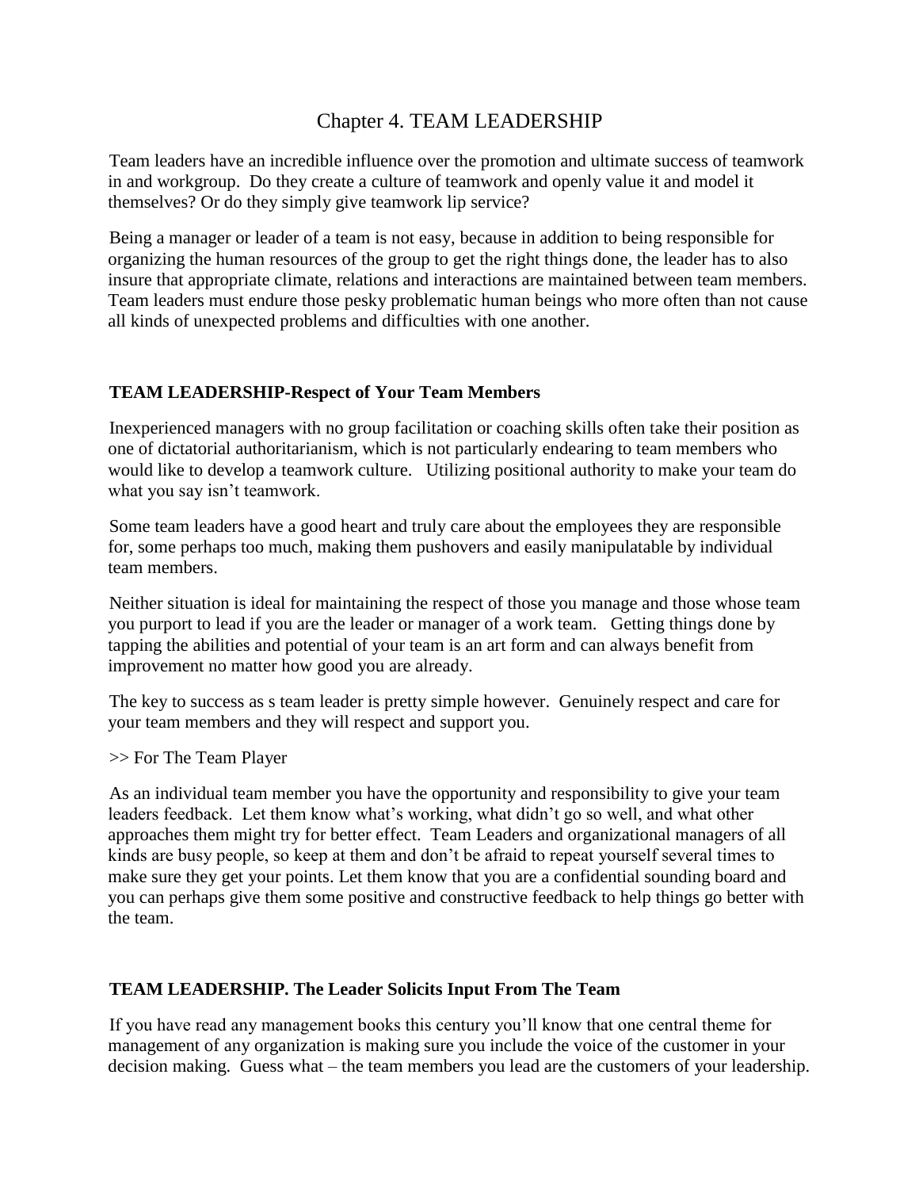# Chapter 4. TEAM LEADERSHIP

Team leaders have an incredible influence over the promotion and ultimate success of teamwork in and workgroup. Do they create a culture of teamwork and openly value it and model it themselves? Or do they simply give teamwork lip service?

Being a manager or leader of a team is not easy, because in addition to being responsible for organizing the human resources of the group to get the right things done, the leader has to also insure that appropriate climate, relations and interactions are maintained between team members. Team leaders must endure those pesky problematic human beings who more often than not cause all kinds of unexpected problems and difficulties with one another.

## TEAM LEADERSHIP-Respect of Your Team Members

Inexperienced managers with no group facilitation or coaching skills often take their position as one of dictatorial authoritarianism, which is not particularly endearing to team members who would like to develop a teamwork culture. Utilizing positional authority to make your team do what you say isn't teamwork.

Some team leaders have a good heart and truly care about the employees they are responsible for, some perhaps too much, making them pushovers and easily manipulatable by individual team members.

Neither situation is ideal for maintaining the respect of those you manage and those whose team you purport to lead if you are the leader or manager of a work team. Getting things done by tapping the abilities and potential of your team is an art form and can always benefit from improvement no matter how good you are already.

The key to success as s team leader is pretty simple however. Genuinely respect and care for your team members and they will respect and support you.

>> For The Team Player

As an individual team member you have the opportunity and responsibility to give your team leaders feedback. Let them know what's working, what didn't go so well, and what other approaches them might try for better effect. Team Leaders and organizational managers of all kinds are busy people, so keep at them and don't be afraid to repeat yourself several times to make sure they get your points. Let them know that you are a confidential sounding board and you can perhaps give them some positive and constructive feedback to help things go better with the team.

## TEAM LEADERSHIP. The Leader Solicits Input From The Team

If you have read any management books this century you'll know that one central theme for management of any organization is making sure you include the voice of the customer in your decision making. Guess what – the team members you lead are the customers of your leadership.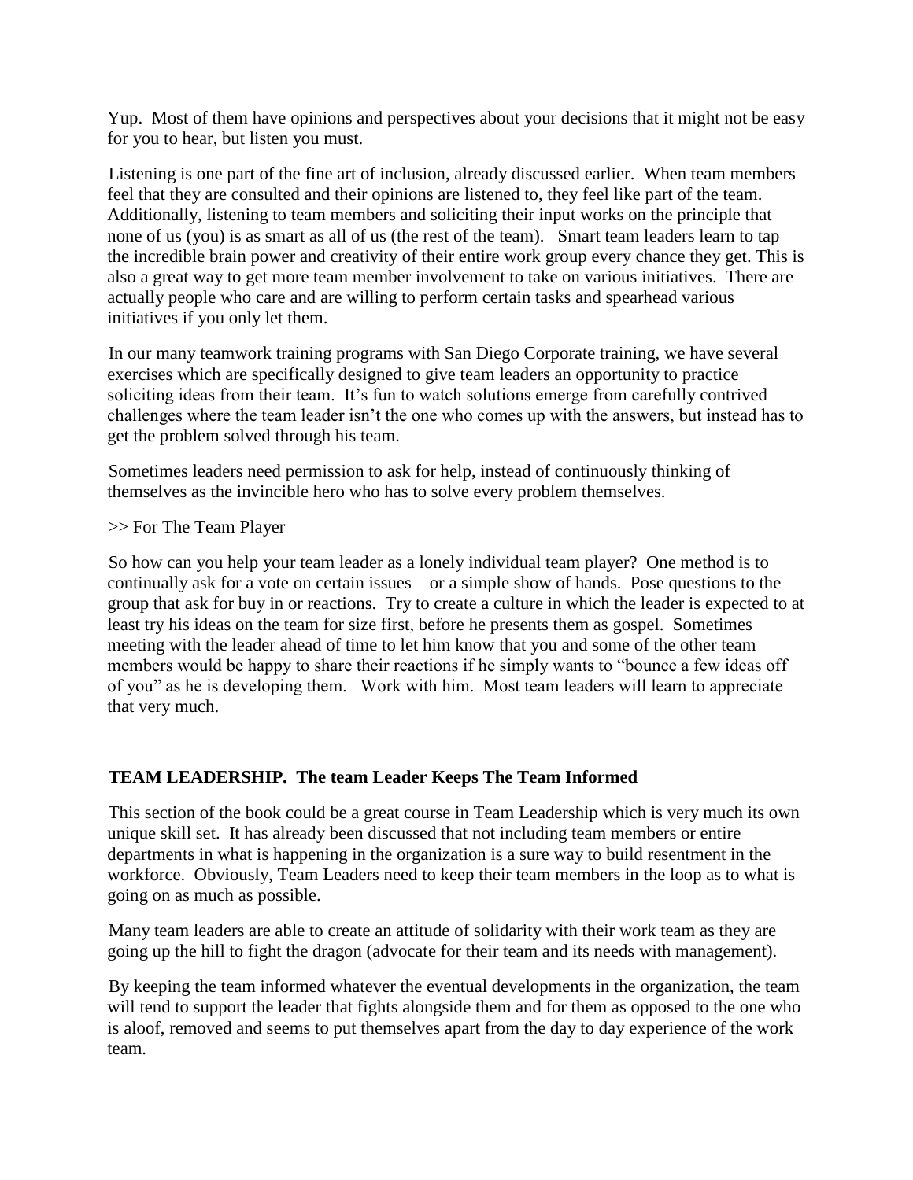Yup. Most of them have opinions and perspectives about your decisions that it might not be easy for you to hear, but listen you must.

Listening is one part of the fine art of inclusion, already discussed earlier. When team members feel that they are consulted and their opinions are listened to, they feel like part of the team. Additionally, listening to team members and soliciting their input works on the principle that none of us (you) is as smart as all of us (the rest of the team). Smart team leaders learn to tap the incredible brain power and creativity of their entire work group every chance they get. This is also a great way to get more team member involvement to take on various initiatives. There are actually people who care and are willing to perform certain tasks and spearhead various initiatives if you only let them.

In our many teamwork training programs with San Diego Corporate training, we have several exercises which are specifically designed to give team leaders an opportunity to practice soliciting ideas from their team. It's fun to watch solutions emerge from carefully contrived challenges where the team leader isn't the one who comes up with the answers, but instead has to get the problem solved through his team.

Sometimes leaders need permission to ask for help, instead of continuously thinking of themselves as the invincible hero who has to solve every problem themselves.

>> For The Team Player

So how can you help your team leader as a lonely individual team player? One method is to continually ask for a vote on certain issues – or a simple show of hands. Pose questions to the group that ask for buy in or reactions. Try to create a culture in which the leader is expected to at least try his ideas on the team for size first, before he presents them as gospel. Sometimes meeting with the leader ahead of time to let him know that you and some of the other team members would be happy to share their reactions if he simply wants to "bounce a few ideas off of you" as he is developing them. Work with him. Most team leaders will learn to appreciate that very much.

## TEAM LEADERSHIP. The team Leader Keeps The Team Informed

This section of the book could be a great course in Team Leadership which is very much its own unique skill set. It has already been discussed that not including team members or entire departments in what is happening in the organization is a sure way to build resentment in the workforce. Obviously, Team Leaders need to keep their team members in the loop as to what is going on as much as possible.

Many team leaders are able to create an attitude of solidarity with their work team as they are going up the hill to fight the dragon (advocate for their team and its needs with management).

By keeping the team informed whatever the eventual developments in the organization, the team will tend to support the leader that fights alongside them and for them as opposed to the one who is aloof, removed and seems to put themselves apart from the day to day experience of the work team.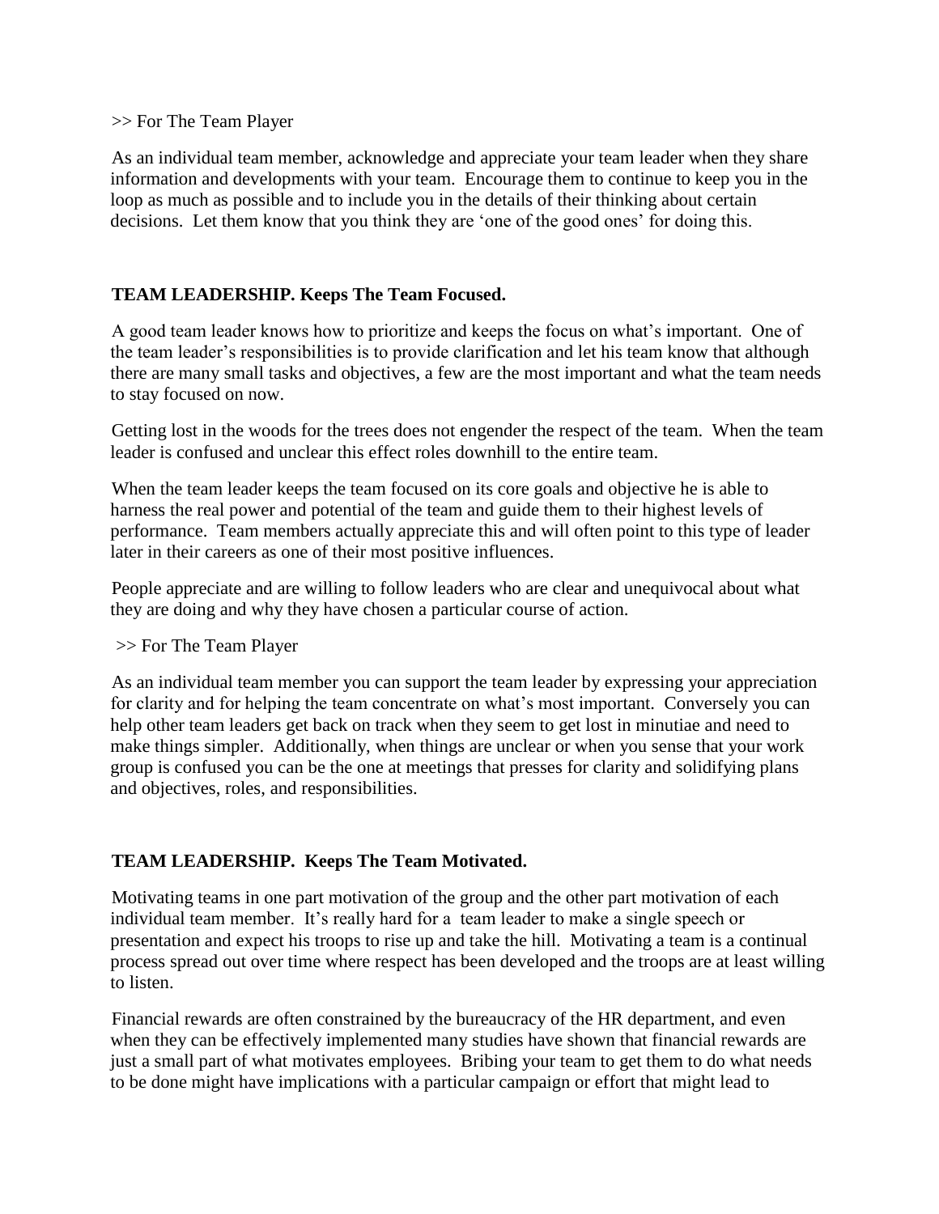>> For The Team Player

As an individual team member, acknowledge and appreciate your team leader when they share information and developments with your team. Encourage them to continue to keep you in the loop as much as possible and to include you in the details of their thinking about certain decisions. Let them know that you think they are 'one of the good ones' for doing this.

**TEAM LEADERSHIP. Keeps The Team Focused.**

A good team leader knows how to prioritize and keeps the focus on what's important. One of the team leader's responsibilities is to provide clarification and let his team know that although there are many small tasks and objectives, a few are the most important and what the team needs to stay focused on now.

Getting lost in the woods for the trees does not engender the respect of the team. When the team leader is confused and unclear this effect roles downhill to the entire team.

When the team leader keeps the team focused on its core goals and objective he is able to harness the real power and potential of the team and guide them to their highest levels of performance. Team members actually appreciate this and will often point to this type of leader later in their careers as one of their most positive influences.

People appreciate and are willing to follow leaders who are clear and unequivocal about what they are doing and why they have chosen a particular course of action.

>> For The Team Player

As an individual team member you can support the team leader by expressing your appreciation for clarity and for helping the team concentrate on what's most important. Conversely you can help other team leaders get back on track when they seem to get lost in minutiae and need to make things simpler. Additionally, when things are unclear or when you sense that your work group is confused you can be the one at meetings that presses for clarity and solidifying plans and objectives, roles, and responsibilities.

**TEAM LEADERSHIP. Keeps The Team Motivated.**

Motivating teams in one part motivation of the group and the other part motivation of each individual team member. It's really hard for a team leader to make a single speech or presentation and expect his troops to rise up and take the hill. Motivating a team is a continual process spread out over time where respect has been developed and the troops are at least willing to listen.

Financial rewards are often constrained by the bureaucracy of the HR department, and even when they can be effectively implemented many studies have shown that financial rewards are just a small part of what motivates employees. Bribing your team to get them to do what needs to be done might have implications with a particular campaign or effort that might lead to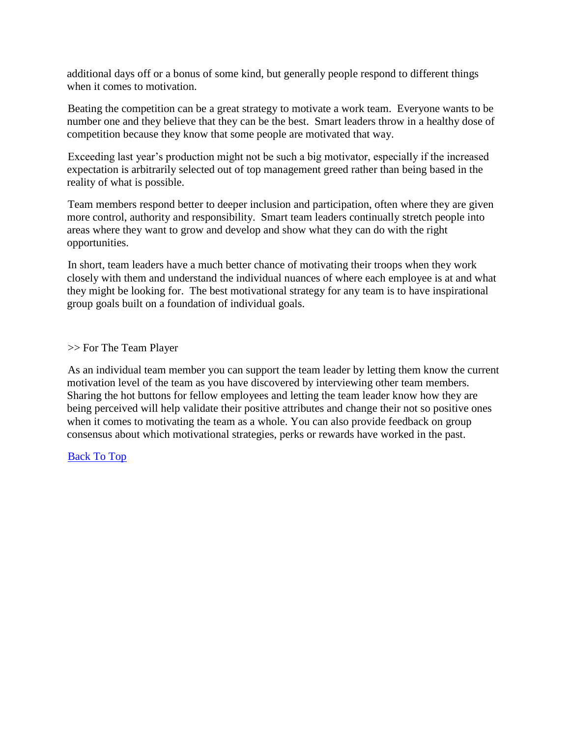additional days off or a bonus of some kind, but generally people respond to different things when it comes to motivation.

Beating the competition can be a great strategy to motivate a work team. Everyone wants to be number one and they believe that they can be the best. Smart leaders throw in a healthy dose of competition because they know that some people are motivated that way.

Exceeding last year's production might not be such a big motivator, especially if the increased expectation is arbitrarily selected out of top management greed rather than being based in the reality of what is possible.

Team members respond better to deeper inclusion and participation, often where they are given more control, authority and responsibility. Smart team leaders continually stretch people into areas where they want to grow and develop and show what they can do with the right opportunities.

In short, team leaders have a much better chance of motivating their troops when they work closely with them and understand the individual nuances of where each employee is at and what they might be looking for. The best motivational strategy for any team is to have inspirational group goals built on a foundation of individual goals.

>> For The Team Player

As an individual team member you can support the team leader by letting them know the current motivation level of the team as you have discovered by interviewing other team members. Sharing the hot buttons for fellow employees and letting the team leader know how they are being perceived will help validate their positive attributes and change their not so positive ones when it comes to motivating the team as a whole. You can also provide feedback on group consensus about which motivational strategies, perks or rewards have worked in the past.

Back To Top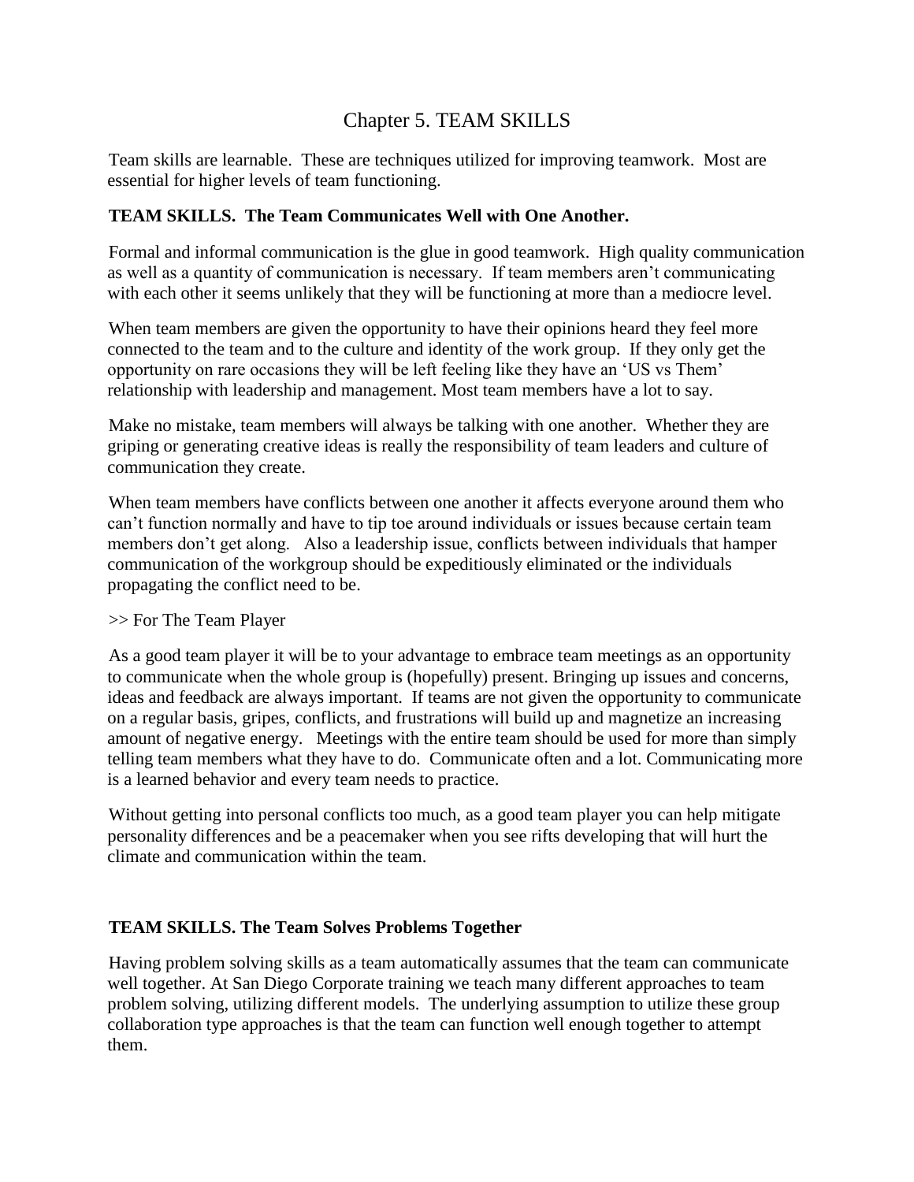# Chapter 5. TEAM SKILLS

Team skills are learnable. These are techniques utilized for improving teamwork. Most are essential for higher levels of team functioning.

**TEAM SKILLS. The Team Communicates Well with One Another.**

Formal and informal communication is the glue in good teamwork. High quality communication as well as a quantity of communication is necessary. If team members aren't communicating with each other it seems unlikely that they will be functioning at more than a mediocre level.

When team members are given the opportunity to have their opinions heard they feel more connected to the team and to the culture and identity of the work group. If they only get the opportunity on rare occasions they will be left feeling like they have an 'US vs Them' relationship with leadership and management. Most team members have a lot to say.

Make no mistake, team members will always be talking with one another. Whether they are griping or generating creative ideas is really the responsibility of team leaders and culture of communication they create.

When team members have conflicts between one another it affects everyone around them who can't function normally and have to tip toe around individuals or issues because certain team members don't get along. Also a leadership issue, conflicts between individuals that hamper communication of the workgroup should be expeditiously eliminated or the individuals propagating the conflict need to be.

>> For The Team Player

As a good team player it will be to your advantage to embrace team meetings as an opportunity to communicate when the whole group is (hopefully) present. Bringing up issues and concerns, ideas and feedback are always important. If teams are not given the opportunity to communicate on a regular basis, gripes, conflicts, and frustrations will build up and magnetize an increasing amount of negative energy. Meetings with the entire team should be used for more than simply telling team members what they have to do. Communicate often and a lot. Communicating more is a learned behavior and every team needs to practice.

Without getting into personal conflicts too much, as a good team player you can help mitigate personality differences and be a peacemaker when you see rifts developing that will hurt the climate and communication within the team.

**TEAM SKILLS. The Team Solves Problems Together**

Having problem solving skills as a team automatically assumes that the team can communicate well together. At San Diego Corporate training we teach many different approaches to team problem solving, utilizing different models. The underlying assumption to utilize these group collaboration type approaches is that the team can function well enough together to attempt them.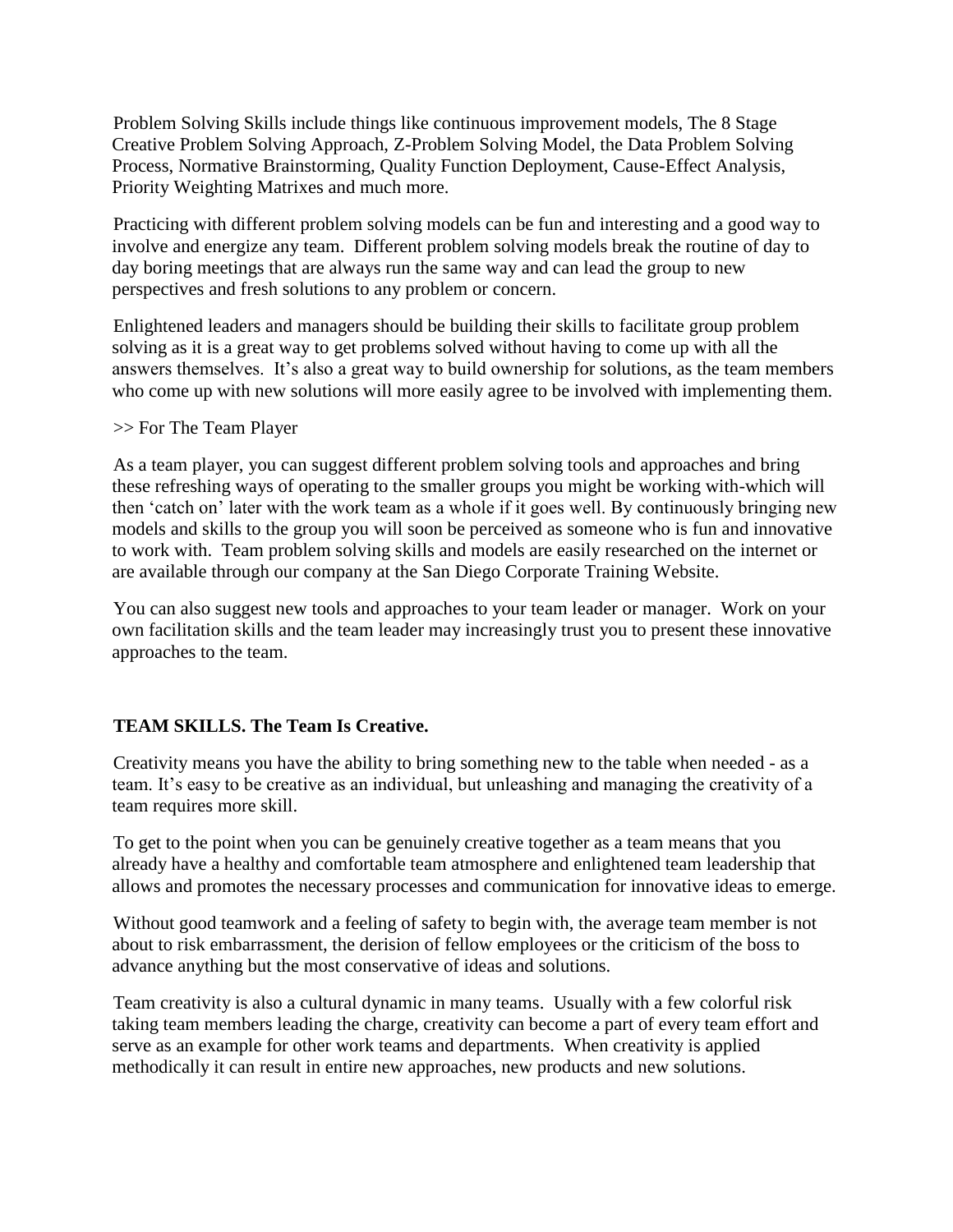Problem Solving Skills include things like continuous improvement models, The 8 Stage Creative Problem Solving Approach, Z-Problem Solving Model, the Data Problem Solving Process, Normative Brainstorming, Quality Function Deployment, Cause-Effect Analysis, Priority Weighting Matrixes and much more.

Practicing with different problem solving models can be fun and interesting and a good way to involve and energize any team. Different problem solving models break the routine of day to day boring meetings that are always run the same way and can lead the group to new perspectives and fresh solutions to any problem or concern.

Enlightened leaders and managers should be building their skills to facilitate group problem solving as it is a great way to get problems solved without having to come up with all the answers themselves. It's also a great way to build ownership for solutions, as the team members who come up with new solutions will more easily agree to be involved with implementing them.

>> For The Team Player

As a team player, you can suggest different problem solving tools and approaches and bring these refreshing ways of operating to the smaller groups you might be working with-which will then 'catch on' later with the work team as a whole if it goes well. By continuously bringing new models and skills to the group you will soon be perceived as someone who is fun and innovative to work with. Team problem solving skills and models are easily researched on the internet or are available through our company at the San Diego Corporate Training Website.

You can also suggest new tools and approaches to your team leader or manager. Work on your own facilitation skills and the team leader may increasingly trust you to present these innovative approaches to the team.

**TEAM SKILLS. The Team Is Creative.**

Creativity means you have the ability to bring something new to the table when needed - as a team. It's easy to be creative as an individual, but unleashing and managing the creativity of a team requires more skill.

To get to the point when you can be genuinely creative together as a team means that you already have a healthy and comfortable team atmosphere and enlightened team leadership that allows and promotes the necessary processes and communication for innovative ideas to emerge.

Without good teamwork and a feeling of safety to begin with, the average team member is not about to risk embarrassment, the derision of fellow employees or the criticism of the boss to advance anything but the most conservative of ideas and solutions.

Team creativity is also a cultural dynamic in many teams. Usually with a few colorful risk taking team members leading the charge, creativity can become a part of every team effort and serve as an example for other work teams and departments. When creativity is applied methodically it can result in entire new approaches, new products and new solutions.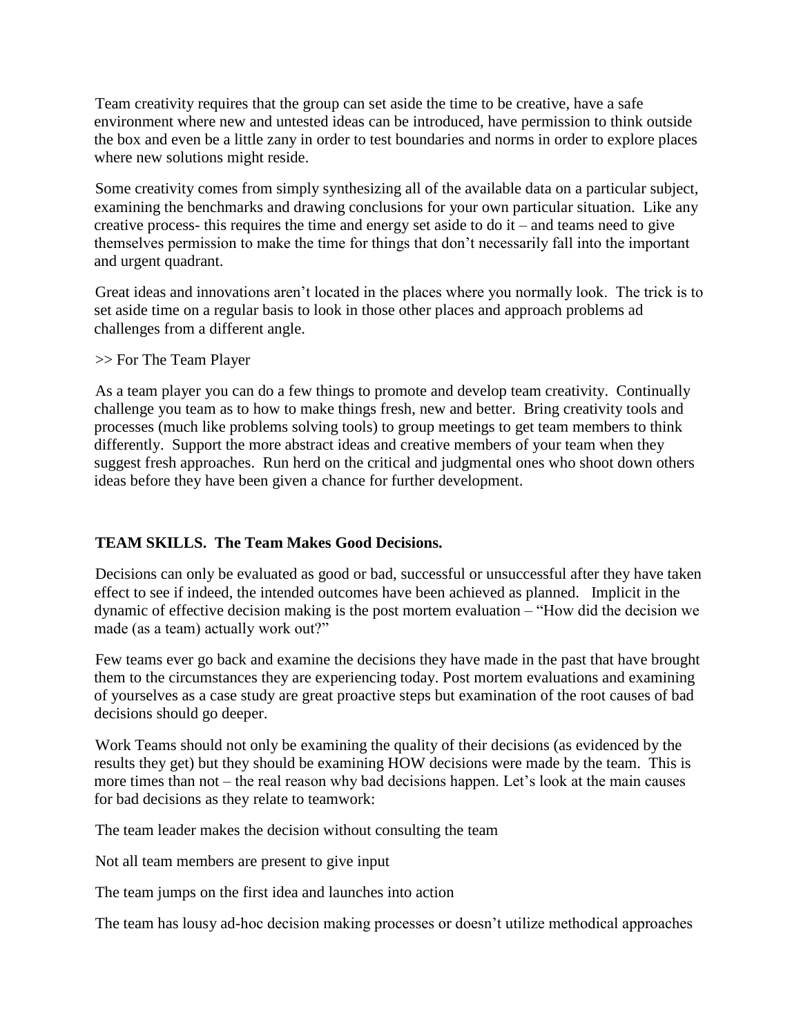Team creativity requires that the group can set aside the time to be creative, have a safe environment where new and untested ideas can be introduced, have permission to think outside the box and even be a little zany in order to test boundaries and norms in order to explore places where new solutions might reside.

Some creativity comes from simply synthesizing all of the available data on a particular subject, examining the benchmarks and drawing conclusions for your own particular situation. Like any creative process- this requires the time and energy set aside to do it – and teams need to give themselves permission to make the time for things that don't necessarily fall into the important and urgent quadrant.

Great ideas and innovations aren't located in the places where you normally look. The trick is to set aside time on a regular basis to look in those other places and approach problems ad challenges from a different angle.

>> For The Team Player

As a team player you can do a few things to promote and develop team creativity. Continually challenge you team as to how to make things fresh, new and better. Bring creativity tools and processes (much like problems solving tools) to group meetings to get team members to think differently. Support the more abstract ideas and creative members of your team when they suggest fresh approaches. Run herd on the critical and judgmental ones who shoot down others ideas before they have been given a chance for further development.

**TEAM SKILLS. The Team Makes Good Decisions.**

Decisions can only be evaluated as good or bad, successful or unsuccessful after they have taken effect to see if indeed, the intended outcomes have been achieved as planned. Implicit in the dynamic of effective decision making is the post mortem evaluation – "How did the decision we made (as a team) actually work out?"

Few teams ever go back and examine the decisions they have made in the past that have brought them to the circumstances they are experiencing today. Post mortem evaluations and examining of yourselves as a case study are great proactive steps but examination of the root causes of bad decisions should go deeper.

Work Teams should not only be examining the quality of their decisions (as evidenced by the results they get) but they should be examining HOW decisions were made by the team. This is more times than not – the real reason why bad decisions happen. Let's look at the main causes for bad decisions as they relate to teamwork:

The team leader makes the decision without consulting the team

Not all team members are present to give input

The team jumps on the first idea and launches into action

The team has lousy ad-hoc decision making processes or doesn't utilize methodical approaches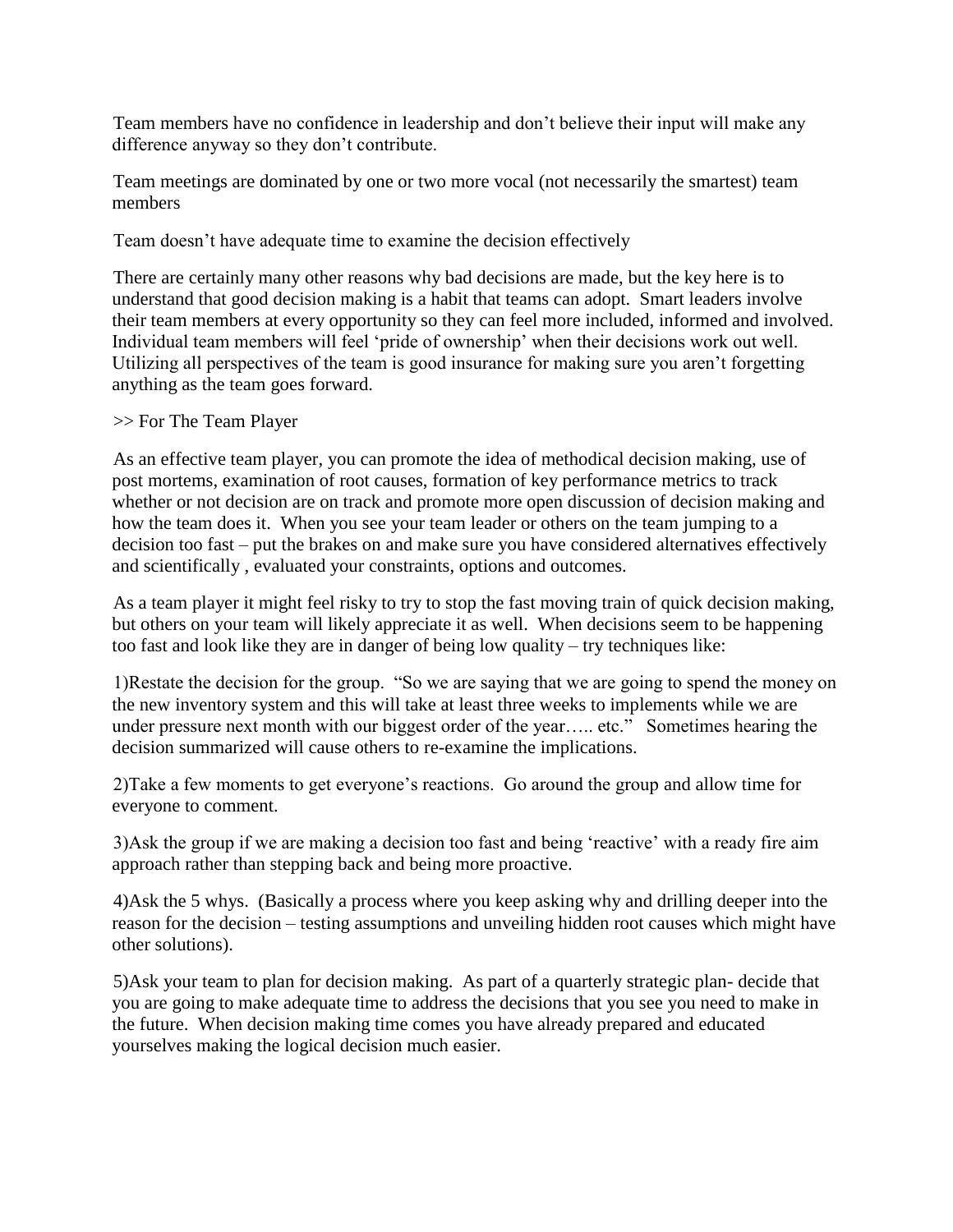Team members have no confidence in leadership and don't believe their input will make any difference anyway so they don't contribute.

Team meetings are dominated by one or two more vocal (not necessarily the smartest) team members

Team doesn't have adequate time to examine the decision effectively

There are certainly many other reasons why bad decisions are made, but the key here is to understand that good decision making is a habit that teams can adopt. Smart leaders involve their team members at every opportunity so they can feel more included, informed and involved. Individual team members will feel 'pride of ownership' when their decisions work out well. Utilizing all perspectives of the team is good insurance for making sure you aren't forgetting anything as the team goes forward.

>> For The Team Player

As an effective team player, you can promote the idea of methodical decision making, use of post mortems, examination of root causes, formation of key performance metrics to track whether or not decision are on track and promote more open discussion of decision making and how the team does it. When you see your team leader or others on the team jumping to a decision too fast – put the brakes on and make sure you have considered alternatives effectively and scientifically , evaluated your constraints, options and outcomes.

As a team player it might feel risky to try to stop the fast moving train of quick decision making, but others on your team will likely appreciate it as well. When decisions seem to be happening too fast and look like they are in danger of being low quality – try techniques like:

1)Restate the decision for the group. "So we are saying that we are going to spend the money on the new inventory system and this will take at least three weeks to implements while we are under pressure next month with our biggest order of the year….. etc." Sometimes hearing the decision summarized will cause others to re-examine the implications.

2)Take a few moments to get everyone's reactions. Go around the group and allow time for everyone to comment.

3)Ask the group if we are making a decision too fast and being 'reactive' with a ready fire aim approach rather than stepping back and being more proactive.

4)Ask the 5 whys. (Basically a process where you keep asking why and drilling deeper into the reason for the decision – testing assumptions and unveiling hidden root causes which might have other solutions).

5)Ask your team to plan for decision making. As part of a quarterly strategic plan- decide that you are going to make adequate time to address the decisions that you see you need to make in the future. When decision making time comes you have already prepared and educated yourselves making the logical decision much easier.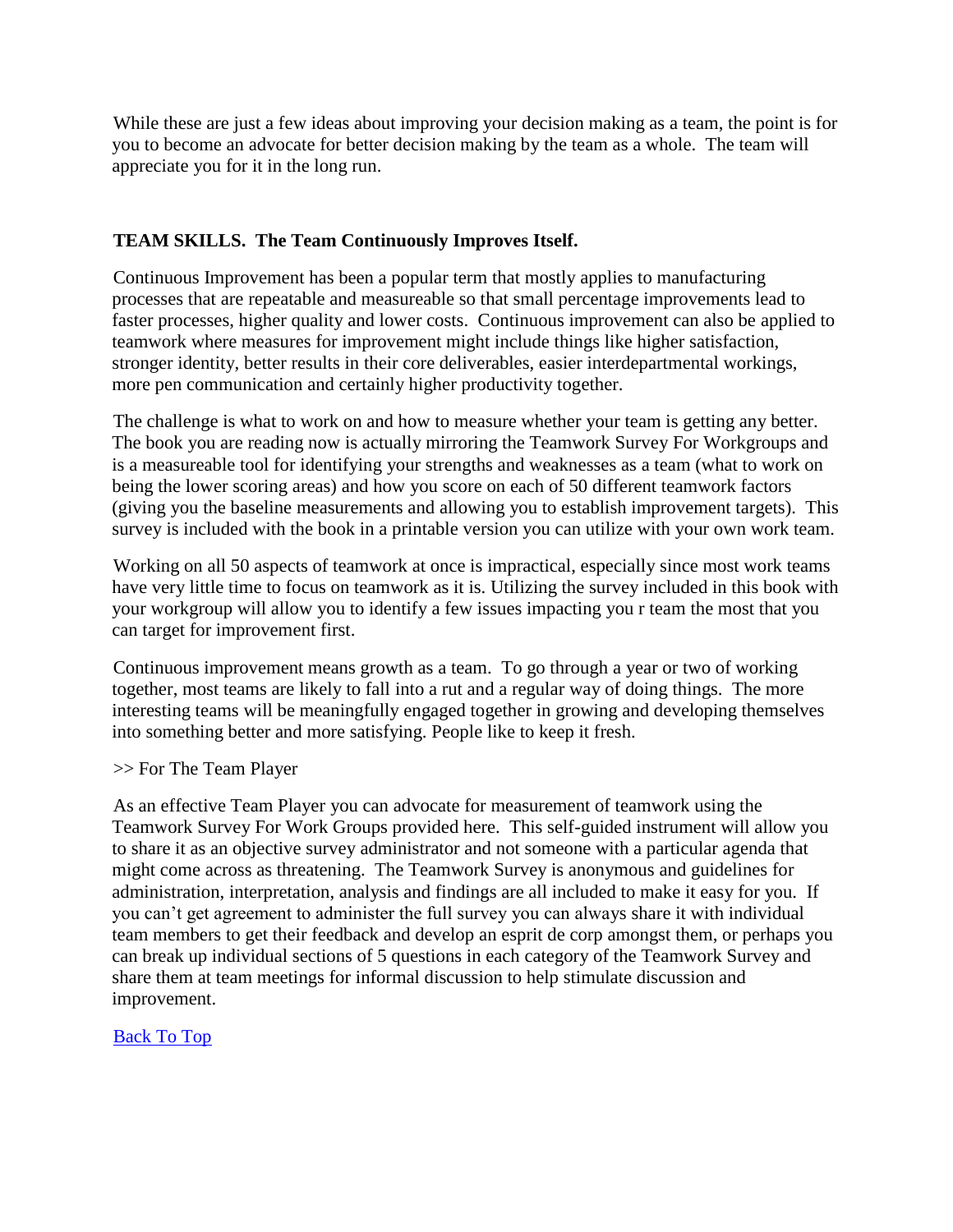While these are just a few ideas about improving your decision making as a team, the point is for you to become an advocate for better decision making by the team as a whole. The team will appreciate you for it in the long run.

**TEAM SKILLS. The Team Continuously Improves Itself.**

Continuous Improvement has been a popular term that mostly applies to manufacturing processes that are repeatable and measureable so that small percentage improvements lead to faster processes, higher quality and lower costs. Continuous improvement can also be applied to teamwork where measures for improvement might include things like higher satisfaction, stronger identity, better results in their core deliverables, easier interdepartmental workings, more pen communication and certainly higher productivity together.

The challenge is what to work on and how to measure whether your team is getting any better. The book you are reading now is actually mirroring the Teamwork Survey For Workgroups and is a measureable tool for identifying your strengths and weaknesses as a team (what to work on being the lower scoring areas) and how you score on each of 50 different teamwork factors (giving you the baseline measurements and allowing you to establish improvement targets). This survey is included with the book in a printable version you can utilize with your own work team.

Working on all 50 aspects of teamwork at once is impractical, especially since most work teams have very little time to focus on teamwork as it is. Utilizing the survey included in this book with your workgroup will allow you to identify a few issues impacting you r team the most that you can target for improvement first.

Continuous improvement means growth as a team. To go through a year or two of working together, most teams are likely to fall into a rut and a regular way of doing things. The more interesting teams will be meaningfully engaged together in growing and developing themselves into something better and more satisfying. People like to keep it fresh.

>> For The Team Player

As an effective Team Player you can advocate for measurement of teamwork using the Teamwork Survey For Work Groups provided here. This self-guided instrument will allow you to share it as an objective survey administrator and not someone with a particular agenda that might come across as threatening. The Teamwork Survey is anonymous and guidelines for administration, interpretation, analysis and findings are all included to make it easy for you. If you can't get agreement to administer the full survey you can always share it with individual team members to get their feedback and develop an esprit de corp amongst them, or perhaps you can break up individual sections of 5 questions in each category of the Teamwork Survey and share them at team meetings for informal discussion to help stimulate discussion and improvement.

Back To Top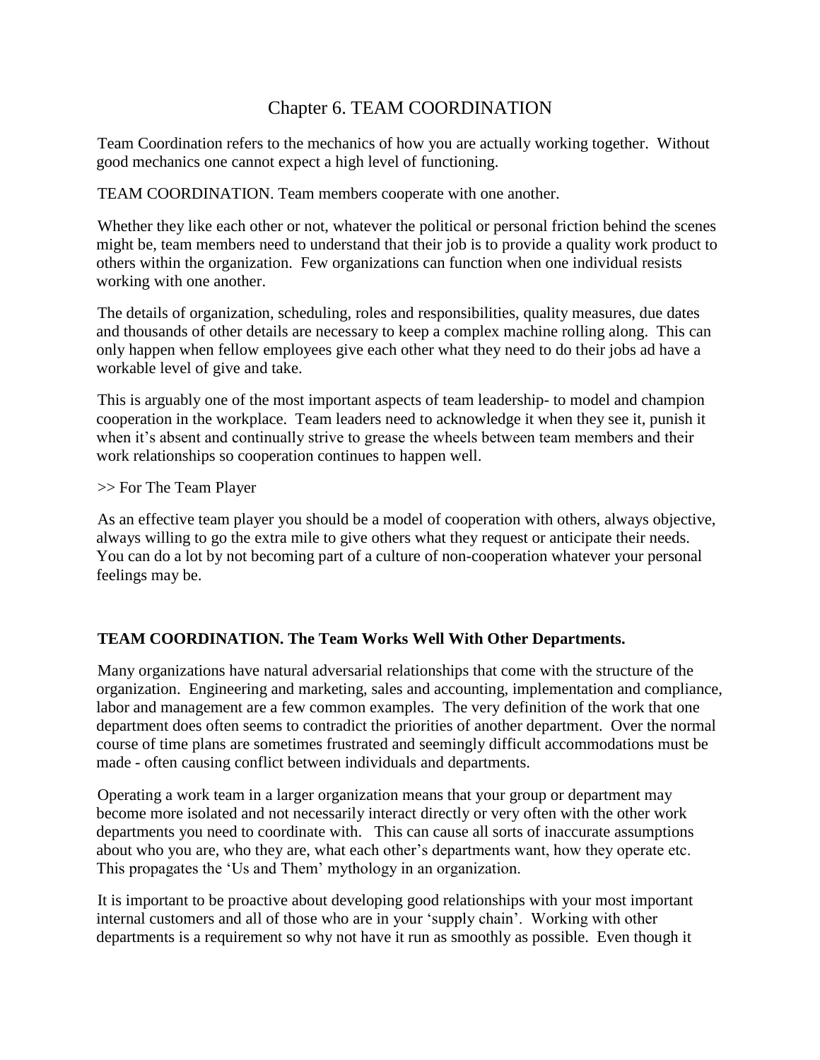# Chapter 6. TEAM COORDINATION

Team Coordination refers to the mechanics of how you are actually working together. Without good mechanics one cannot expect a high level of functioning.

TEAM COORDINATION. Team members cooperate with one another.

Whether they like each other or not, whatever the political or personal friction behind the scenes might be, team members need to understand that their job is to provide a quality work product to others within the organization. Few organizations can function when one individual resists working with one another.

The details of organization, scheduling, roles and responsibilities, quality measures, due dates and thousands of other details are necessary to keep a complex machine rolling along. This can only happen when fellow employees give each other what they need to do their jobs ad have a workable level of give and take.

This is arguably one of the most important aspects of team leadership- to model and champion cooperation in the workplace. Team leaders need to acknowledge it when they see it, punish it when it's absent and continually strive to grease the wheels between team members and their work relationships so cooperation continues to happen well.

>> For The Team Player

As an effective team player you should be a model of cooperation with others, always objective, always willing to go the extra mile to give others what they request or anticipate their needs. You can do a lot by not becoming part of a culture of non-cooperation whatever your personal feelings may be.

**TEAM COORDINATION. The Team Works Well With Other Departments.**

Many organizations have natural adversarial relationships that come with the structure of the organization. Engineering and marketing, sales and accounting, implementation and compliance, labor and management are a few common examples. The very definition of the work that one department does often seems to contradict the priorities of another department. Over the normal course of time plans are sometimes frustrated and seemingly difficult accommodations must be made - often causing conflict between individuals and departments.

Operating a work team in a larger organization means that your group or department may become more isolated and not necessarily interact directly or very often with the other work departments you need to coordinate with. This can cause all sorts of inaccurate assumptions about who you are, who they are, what each other's departments want, how they operate etc. This propagates the 'Us and Them' mythology in an organization.

It is important to be proactive about developing good relationships with your most important internal customers and all of those who are in your 'supply chain'. Working with other departments is a requirement so why not have it run as smoothly as possible. Even though it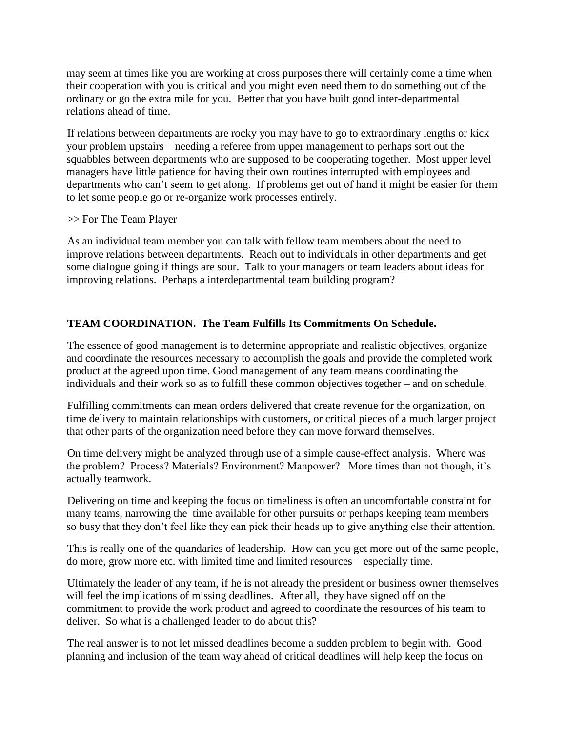may seem at times like you are working at cross purposes there will certainly come a time when their cooperation with you is critical and you might even need them to do something out of the ordinary or go the extra mile for you. Better that you have built good inter-departmental relations ahead of time.

If relations between departments are rocky you may have to go to extraordinary lengths or kick your problem upstairs – needing a referee from upper management to perhaps sort out the squabbles between departments who are supposed to be cooperating together. Most upper level managers have little patience for having their own routines interrupted with employees and departments who can't seem to get along. If problems get out of hand it might be easier for them to let some people go or re-organize work processes entirely.

>> For The Team Player

As an individual team member you can talk with fellow team members about the need to improve relations between departments. Reach out to individuals in other departments and get some dialogue going if things are sour. Talk to your managers or team leaders about ideas for improving relations. Perhaps a interdepartmental team building program?

**TEAM COORDINATION. The Team Fulfills Its Commitments On Schedule.**

The essence of good management is to determine appropriate and realistic objectives, organize and coordinate the resources necessary to accomplish the goals and provide the completed work product at the agreed upon time. Good management of any team means coordinating the individuals and their work so as to fulfill these common objectives together – and on schedule.

Fulfilling commitments can mean orders delivered that create revenue for the organization, on time delivery to maintain relationships with customers, or critical pieces of a much larger project that other parts of the organization need before they can move forward themselves.

On time delivery might be analyzed through use of a simple cause-effect analysis. Where was the problem? Process? Materials? Environment? Manpower? More times than not though, it's actually teamwork.

Delivering on time and keeping the focus on timeliness is often an uncomfortable constraint for many teams, narrowing the time available for other pursuits or perhaps keeping team members so busy that they don't feel like they can pick their heads up to give anything else their attention.

This is really one of the quandaries of leadership. How can you get more out of the same people, do more, grow more etc. with limited time and limited resources – especially time.

Ultimately the leader of any team, if he is not already the president or business owner themselves will feel the implications of missing deadlines. After all, they have signed off on the commitment to provide the work product and agreed to coordinate the resources of his team to deliver. So what is a challenged leader to do about this?

The real answer is to not let missed deadlines become a sudden problem to begin with. Good planning and inclusion of the team way ahead of critical deadlines will help keep the focus on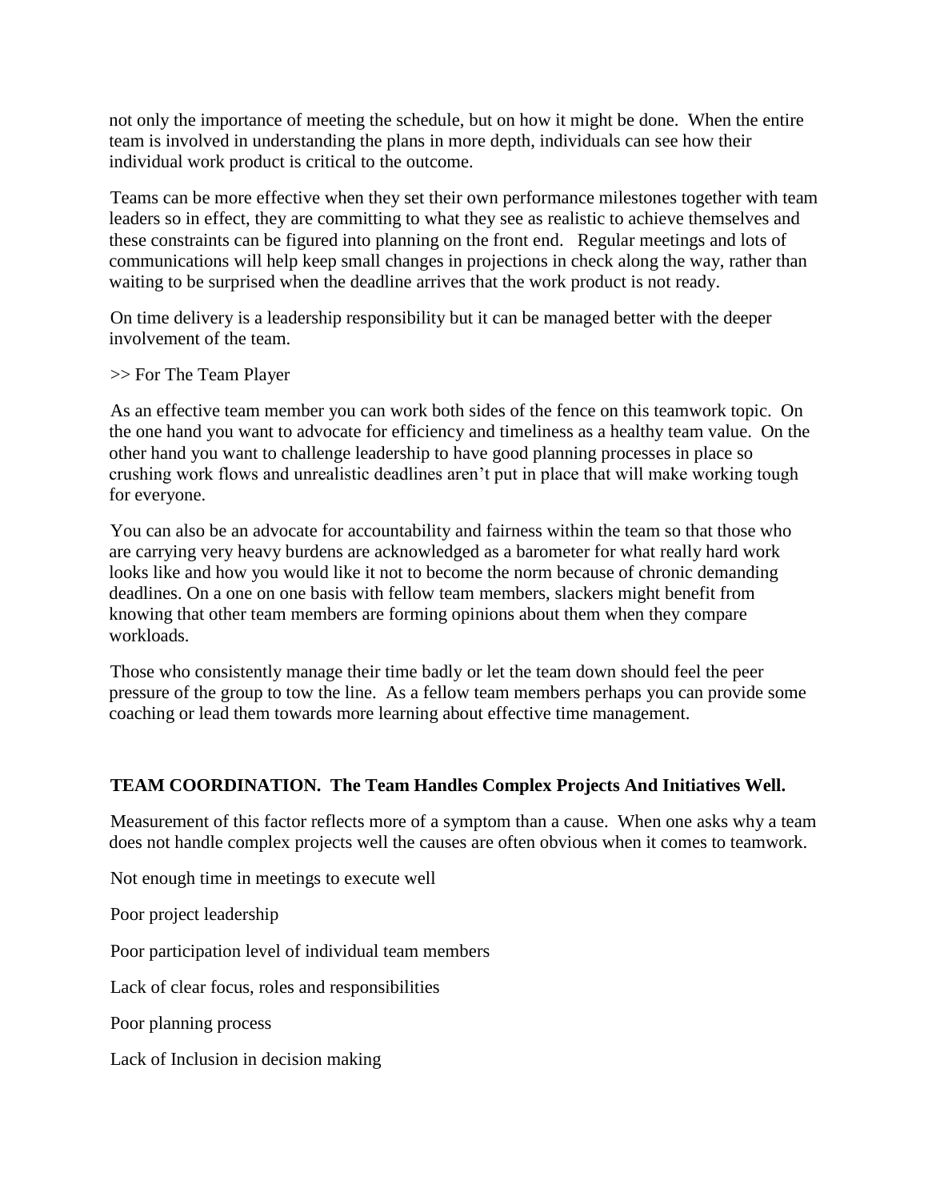not only the importance of meeting the schedule, but on how it might be done. When the entire team is involved in understanding the plans in more depth, individuals can see how their individual work product is critical to the outcome.

Teams can be more effective when they set their own performance milestones together with team leaders so in effect, they are committing to what they see as realistic to achieve themselves and these constraints can be figured into planning on the front end. Regular meetings and lots of communications will help keep small changes in projections in check along the way, rather than waiting to be surprised when the deadline arrives that the work product is not ready.

On time delivery is a leadership responsibility but it can be managed better with the deeper involvement of the team.

>> For The Team Player

As an effective team member you can work both sides of the fence on this teamwork topic. On the one hand you want to advocate for efficiency and timeliness as a healthy team value. On the other hand you want to challenge leadership to have good planning processes in place so crushing work flows and unrealistic deadlines aren't put in place that will make working tough for everyone.

You can also be an advocate for accountability and fairness within the team so that those who are carrying very heavy burdens are acknowledged as a barometer for what really hard work looks like and how you would like it not to become the norm because of chronic demanding deadlines. On a one on one basis with fellow team members, slackers might benefit from knowing that other team members are forming opinions about them when they compare workloads.

Those who consistently manage their time badly or let the team down should feel the peer pressure of the group to tow the line. As a fellow team members perhaps you can provide some coaching or lead them towards more learning about effective time management.

**TEAM COORDINATION. The Team Handles Complex Projects And Initiatives Well.**

Measurement of this factor reflects more of a symptom than a cause. When one asks why a team does not handle complex projects well the causes are often obvious when it comes to teamwork.

Not enough time in meetings to execute well

Poor project leadership

Poor participation level of individual team members

Lack of clear focus, roles and responsibilities

Poor planning process

Lack of Inclusion in decision making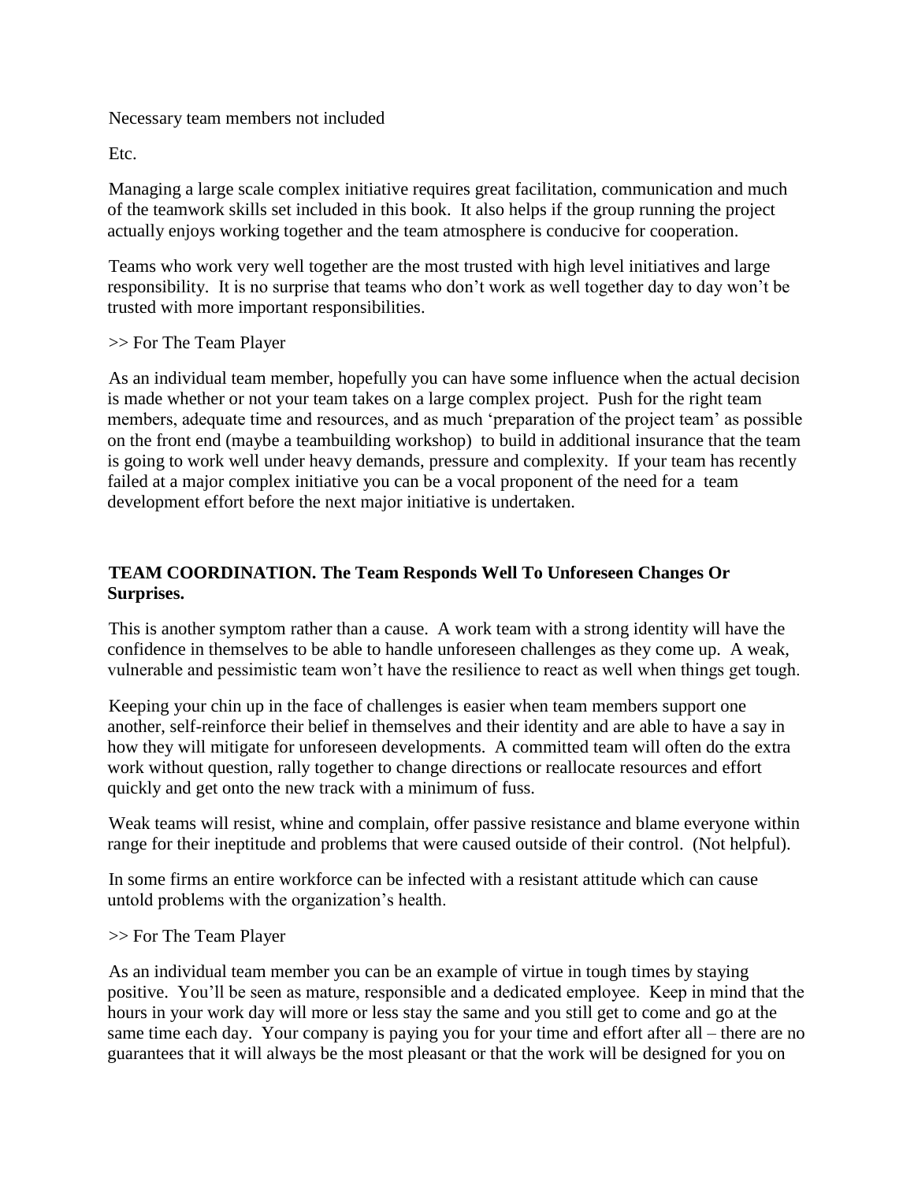Necessary team members not included

Etc.

Managing a large scale complex initiative requires great facilitation, communication and much of the teamwork skills set included in this book. It also helps if the group running the project actually enjoys working together and the team atmosphere is conducive for cooperation.

Teams who work very well together are the most trusted with high level initiatives and large responsibility. It is no surprise that teams who don't work as well together day to day won't be trusted with more important responsibilities.

>> For The Team Player

As an individual team member, hopefully you can have some influence when the actual decision is made whether or not your team takes on a large complex project. Push for the right team members, adequate time and resources, and as much 'preparation of the project team' as possible on the front end (maybe a teambuilding workshop) to build in additional insurance that the team is going to work well under heavy demands, pressure and complexity. If your team has recently failed at a major complex initiative you can be a vocal proponent of the need for a team development effort before the next major initiative is undertaken.

**TEAM COORDINATION. The Team Responds Well To Unforeseen Changes Or Surprises.**

This is another symptom rather than a cause. A work team with a strong identity will have the confidence in themselves to be able to handle unforeseen challenges as they come up. A weak, vulnerable and pessimistic team won't have the resilience to react as well when things get tough.

Keeping your chin up in the face of challenges is easier when team members support one another, self-reinforce their belief in themselves and their identity and are able to have a say in how they will mitigate for unforeseen developments. A committed team will often do the extra work without question, rally together to change directions or reallocate resources and effort quickly and get onto the new track with a minimum of fuss.

Weak teams will resist, whine and complain, offer passive resistance and blame everyone within range for their ineptitude and problems that were caused outside of their control. (Not helpful).

In some firms an entire workforce can be infected with a resistant attitude which can cause untold problems with the organization's health.

>> For The Team Player

As an individual team member you can be an example of virtue in tough times by staying positive. You'll be seen as mature, responsible and a dedicated employee. Keep in mind that the hours in your work day will more or less stay the same and you still get to come and go at the same time each day. Your company is paying you for your time and effort after all – there are no guarantees that it will always be the most pleasant or that the work will be designed for you on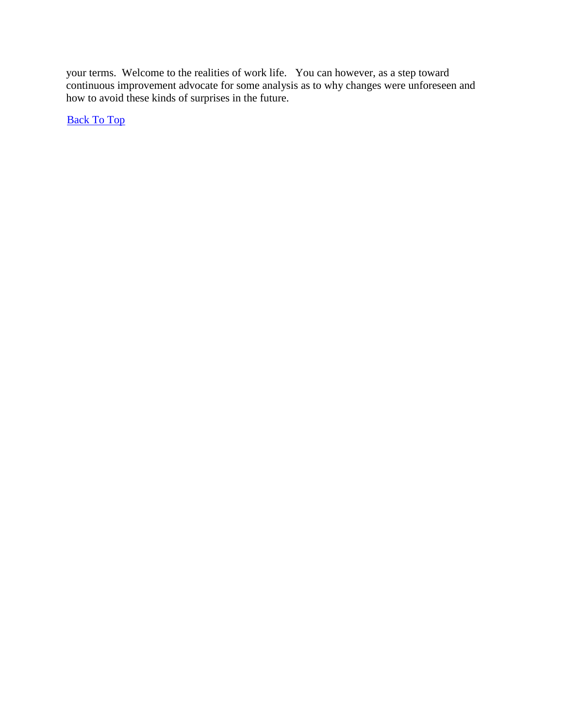your terms.  Welcome to the realities of work life.   You can however, as a step toward continuous improvement advocate for some analysis as to why changes were unforeseen and how to avoid these kinds of surprises in the future.

Back To Top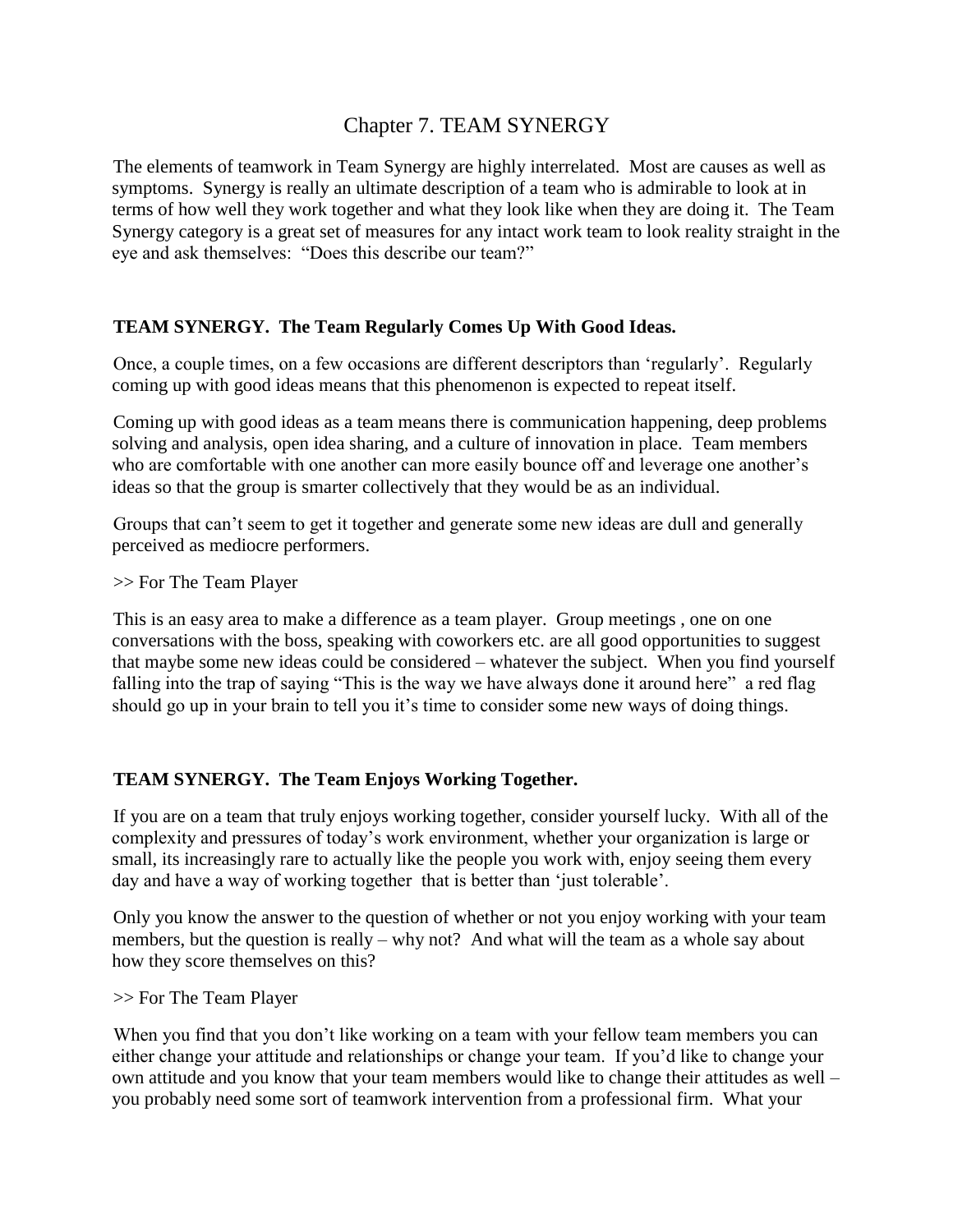# Chapter 7. TEAM SYNERGY

The elements of teamwork in Team Synergy are highly interrelated. Most are causes as well as symptoms. Synergy is really an ultimate description of a team who is admirable to look at in terms of how well they work together and what they look like when they are doing it. The Team Synergy category is a great set of measures for any intact work team to look reality straight in the eye and ask themselves: "Does this describe our team?"

**TEAM SYNERGY. The Team Regularly Comes Up With Good Ideas.**

Once, a couple times, on a few occasions are different descriptors than 'regularly'. Regularly coming up with good ideas means that this phenomenon is expected to repeat itself.

Coming up with good ideas as a team means there is communication happening, deep problems solving and analysis, open idea sharing, and a culture of innovation in place. Team members who are comfortable with one another can more easily bounce off and leverage one another's ideas so that the group is smarter collectively that they would be as an individual.

Groups that can't seem to get it together and generate some new ideas are dull and generally perceived as mediocre performers.

>> For The Team Player

This is an easy area to make a difference as a team player. Group meetings , one on one conversations with the boss, speaking with coworkers etc. are all good opportunities to suggest that maybe some new ideas could be considered – whatever the subject. When you find yourself falling into the trap of saying "This is the way we have always done it around here" a red flag should go up in your brain to tell you it's time to consider some new ways of doing things.

**TEAM SYNERGY. The Team Enjoys Working Together.**

If you are on a team that truly enjoys working together, consider yourself lucky. With all of the complexity and pressures of today's work environment, whether your organization is large or small, its increasingly rare to actually like the people you work with, enjoy seeing them every day and have a way of working together that is better than 'just tolerable'.

Only you know the answer to the question of whether or not you enjoy working with your team members, but the question is really – why not? And what will the team as a whole say about how they score themselves on this?

>> For The Team Player

When you find that you don't like working on a team with your fellow team members you can either change your attitude and relationships or change your team. If you'd like to change your own attitude and you know that your team members would like to change their attitudes as well – you probably need some sort of teamwork intervention from a professional firm. What your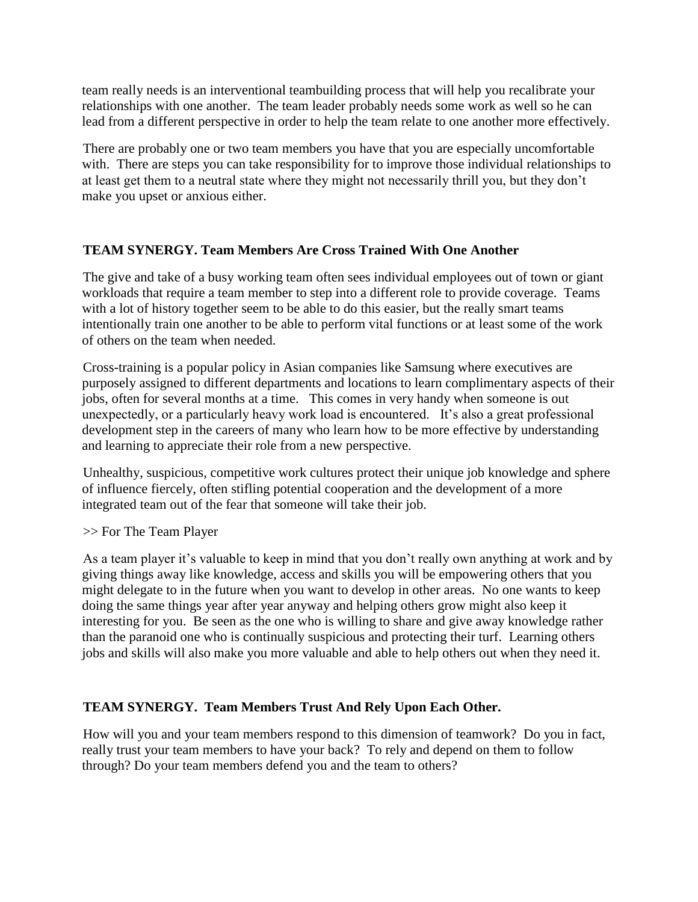team really needs is an interventional teambuilding process that will help you recalibrate your relationships with one another. The team leader probably needs some work as well so he can lead from a different perspective in order to help the team relate to one another more effectively.

There are probably one or two team members you have that you are especially uncomfortable with. There are steps you can take responsibility for to improve those individual relationships to at least get them to a neutral state where they might not necessarily thrill you, but they don't make you upset or anxious either.

## TEAM SYNERGY. Team Members Are Cross Trained With One Another

The give and take of a busy working team often sees individual employees out of town or giant workloads that require a team member to step into a different role to provide coverage. Teams with a lot of history together seem to be able to do this easier, but the really smart teams intentionally train one another to be able to perform vital functions or at least some of the work of others on the team when needed.

Cross-training is a popular policy in Asian companies like Samsung where executives are purposely assigned to different departments and locations to learn complimentary aspects of their jobs, often for several months at a time. This comes in very handy when someone is out unexpectedly, or a particularly heavy work load is encountered. It's also a great professional development step in the careers of many who learn how to be more effective by understanding and learning to appreciate their role from a new perspective.

Unhealthy, suspicious, competitive work cultures protect their unique job knowledge and sphere of influence fiercely, often stifling potential cooperation and the development of a more integrated team out of the fear that someone will take their job.

>> For The Team Player

As a team player it's valuable to keep in mind that you don't really own anything at work and by giving things away like knowledge, access and skills you will be empowering others that you might delegate to in the future when you want to develop in other areas. No one wants to keep doing the same things year after year anyway and helping others grow might also keep it interesting for you. Be seen as the one who is willing to share and give away knowledge rather than the paranoid one who is continually suspicious and protecting their turf. Learning others jobs and skills will also make you more valuable and able to help others out when they need it.

## TEAM SYNERGY. Team Members Trust And Rely Upon Each Other.

How will you and your team members respond to this dimension of teamwork? Do you in fact, really trust your team members to have your back? To rely and depend on them to follow through? Do your team members defend you and the team to others?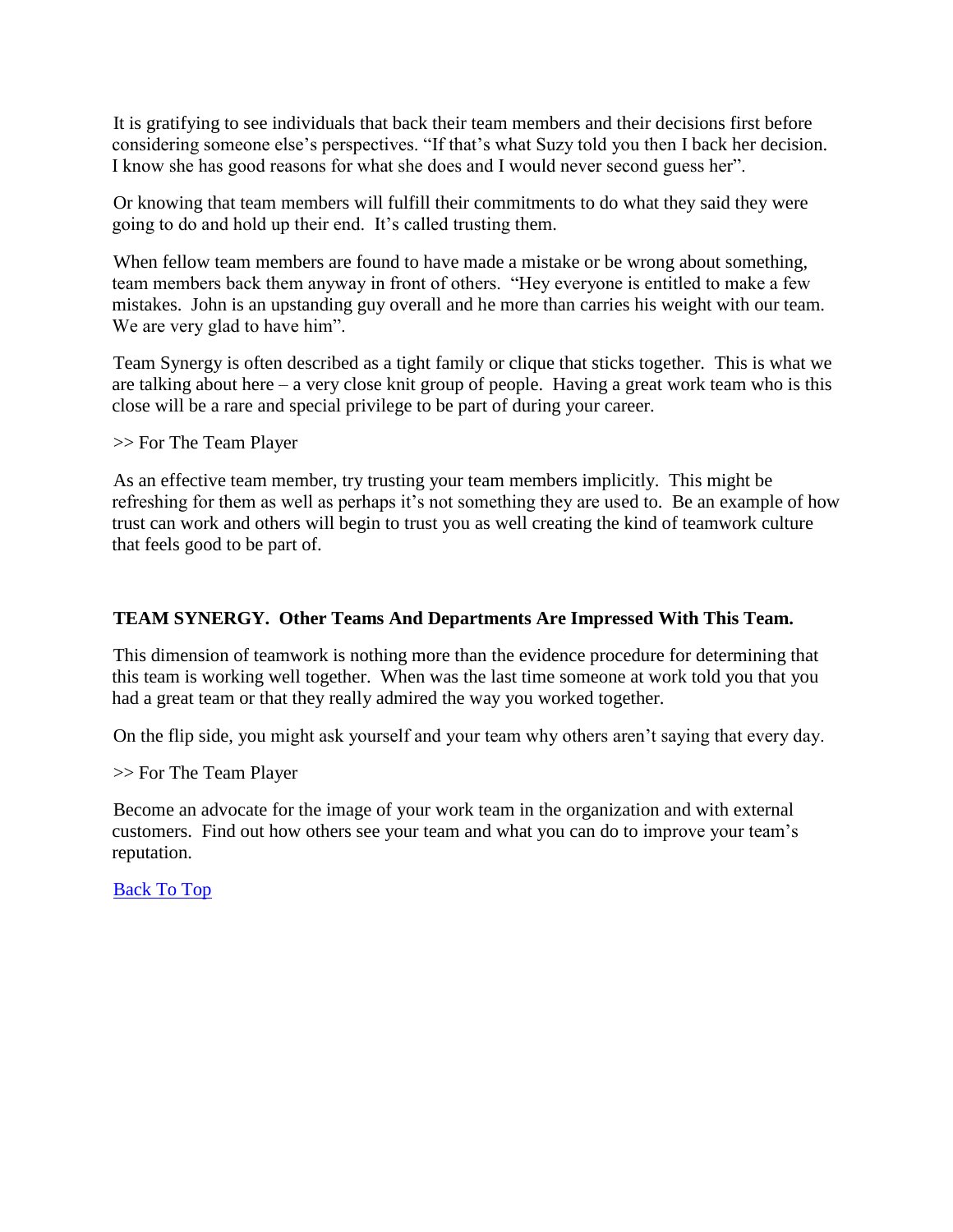It is gratifying to see individuals that back their team members and their decisions first before considering someone else's perspectives. "If that's what Suzy told you then I back her decision. I know she has good reasons for what she does and I would never second guess her".

Or knowing that team members will fulfill their commitments to do what they said they were going to do and hold up their end. It's called trusting them.

When fellow team members are found to have made a mistake or be wrong about something, team members back them anyway in front of others. "Hey everyone is entitled to make a few mistakes. John is an upstanding guy overall and he more than carries his weight with our team. We are very glad to have him".

Team Synergy is often described as a tight family or clique that sticks together. This is what we are talking about here – a very close knit group of people. Having a great work team who is this close will be a rare and special privilege to be part of during your career.

>> For The Team Player

As an effective team member, try trusting your team members implicitly. This might be refreshing for them as well as perhaps it's not something they are used to. Be an example of how trust can work and others will begin to trust you as well creating the kind of teamwork culture that feels good to be part of.

**TEAM SYNERGY. Other Teams And Departments Are Impressed With This Team.**

This dimension of teamwork is nothing more than the evidence procedure for determining that this team is working well together. When was the last time someone at work told you that you had a great team or that they really admired the way you worked together.

On the flip side, you might ask yourself and your team why others aren't saying that every day.

>> For The Team Player

Become an advocate for the image of your work team in the organization and with external customers. Find out how others see your team and what you can do to improve your team's reputation.

Back To Top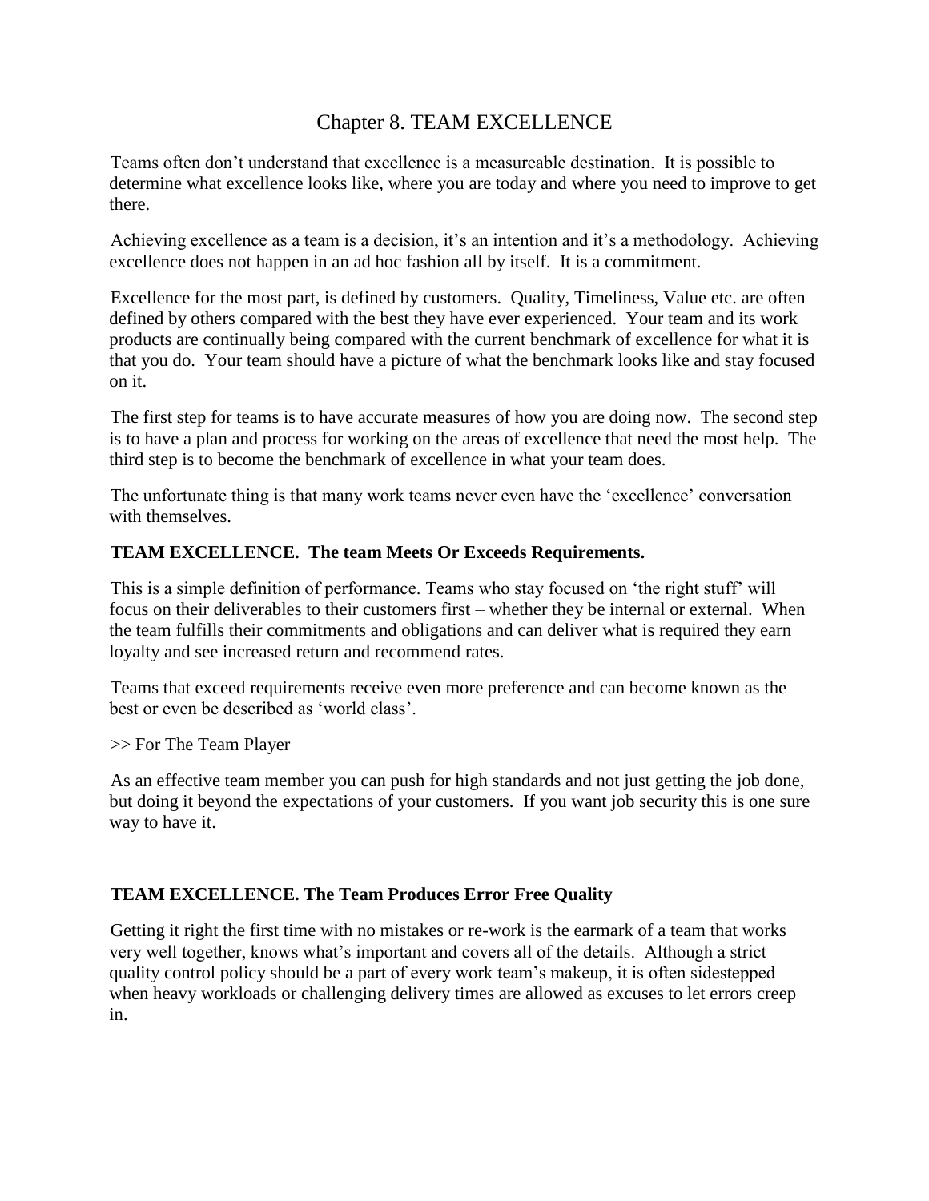# Chapter 8. TEAM EXCELLENCE

Teams often don't understand that excellence is a measureable destination. It is possible to determine what excellence looks like, where you are today and where you need to improve to get there.

Achieving excellence as a team is a decision, it's an intention and it's a methodology. Achieving excellence does not happen in an ad hoc fashion all by itself. It is a commitment.

Excellence for the most part, is defined by customers. Quality, Timeliness, Value etc. are often defined by others compared with the best they have ever experienced. Your team and its work products are continually being compared with the current benchmark of excellence for what it is that you do. Your team should have a picture of what the benchmark looks like and stay focused on it.

The first step for teams is to have accurate measures of how you are doing now. The second step is to have a plan and process for working on the areas of excellence that need the most help. The third step is to become the benchmark of excellence in what your team does.

The unfortunate thing is that many work teams never even have the 'excellence' conversation with themselves.

**TEAM EXCELLENCE. The team Meets Or Exceeds Requirements.**

This is a simple definition of performance. Teams who stay focused on 'the right stuff' will focus on their deliverables to their customers first – whether they be internal or external. When the team fulfills their commitments and obligations and can deliver what is required they earn loyalty and see increased return and recommend rates.

Teams that exceed requirements receive even more preference and can become known as the best or even be described as 'world class'.

>> For The Team Player

As an effective team member you can push for high standards and not just getting the job done, but doing it beyond the expectations of your customers. If you want job security this is one sure way to have it.

**TEAM EXCELLENCE. The Team Produces Error Free Quality**

Getting it right the first time with no mistakes or re-work is the earmark of a team that works very well together, knows what's important and covers all of the details. Although a strict quality control policy should be a part of every work team's makeup, it is often sidestepped when heavy workloads or challenging delivery times are allowed as excuses to let errors creep in.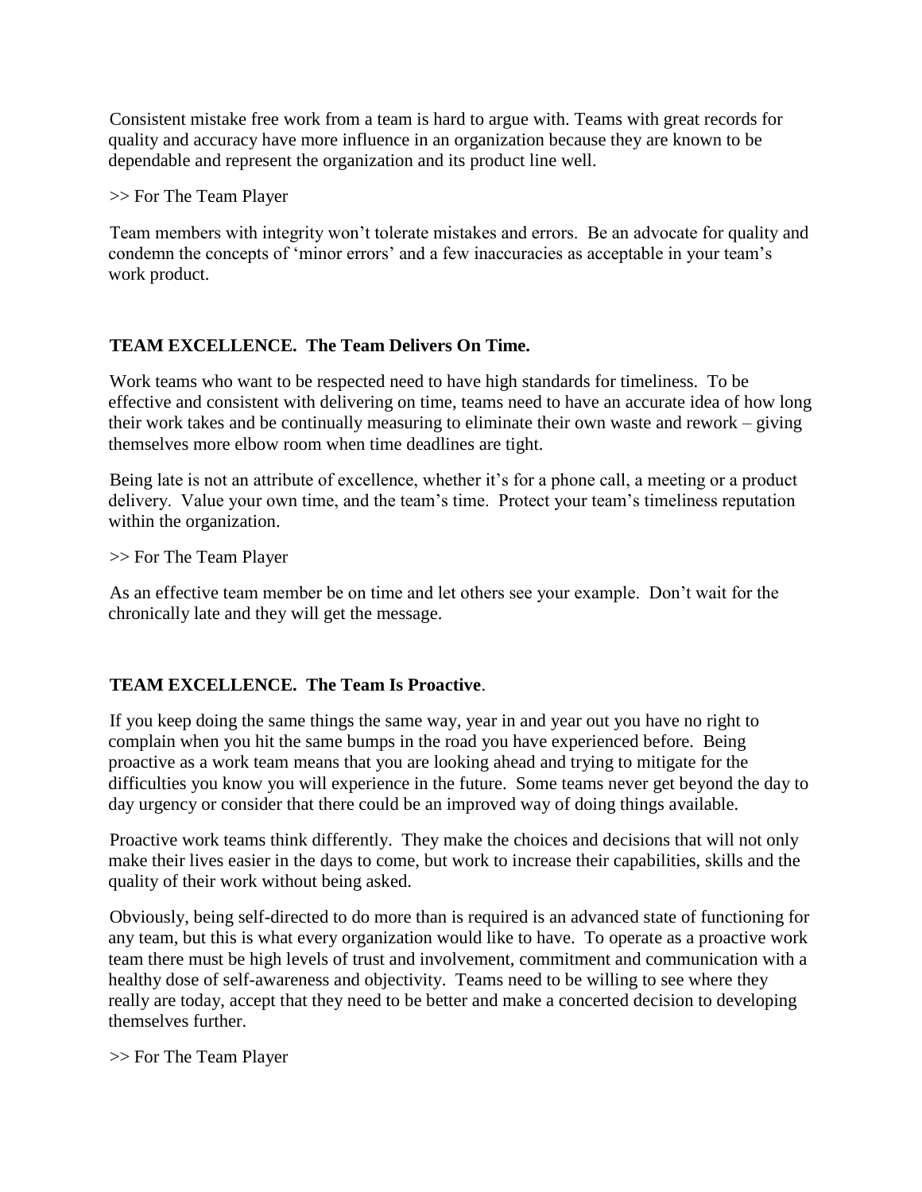Consistent mistake free work from a team is hard to argue with. Teams with great records for quality and accuracy have more influence in an organization because they are known to be dependable and represent the organization and its product line well.

>> For The Team Player

Team members with integrity won't tolerate mistakes and errors.  Be an advocate for quality and condemn the concepts of 'minor errors' and a few inaccuracies as acceptable in your team's work product.

**TEAM EXCELLENCE.  The Team Delivers On Time.**

Work teams who want to be respected need to have high standards for timeliness.  To be effective and consistent with delivering on time, teams need to have an accurate idea of how long their work takes and be continually measuring to eliminate their own waste and rework – giving themselves more elbow room when time deadlines are tight.

Being late is not an attribute of excellence, whether it's for a phone call, a meeting or a product delivery.  Value your own time, and the team's time.  Protect your team's timeliness reputation within the organization.

>> For The Team Player

As an effective team member be on time and let others see your example.  Don't wait for the chronically late and they will get the message.

**TEAM EXCELLENCE.  The Team Is Proactive**.

If you keep doing the same things the same way, year in and year out you have no right to complain when you hit the same bumps in the road you have experienced before.  Being proactive as a work team means that you are looking ahead and trying to mitigate for the difficulties you know you will experience in the future.  Some teams never get beyond the day to day urgency or consider that there could be an improved way of doing things available.

Proactive work teams think differently.  They make the choices and decisions that will not only make their lives easier in the days to come, but work to increase their capabilities, skills and the quality of their work without being asked.

Obviously, being self-directed to do more than is required is an advanced state of functioning for any team, but this is what every organization would like to have.  To operate as a proactive work team there must be high levels of trust and involvement, commitment and communication with a healthy dose of self-awareness and objectivity.  Teams need to be willing to see where they really are today, accept that they need to be better and make a concerted decision to developing themselves further.

>> For The Team Player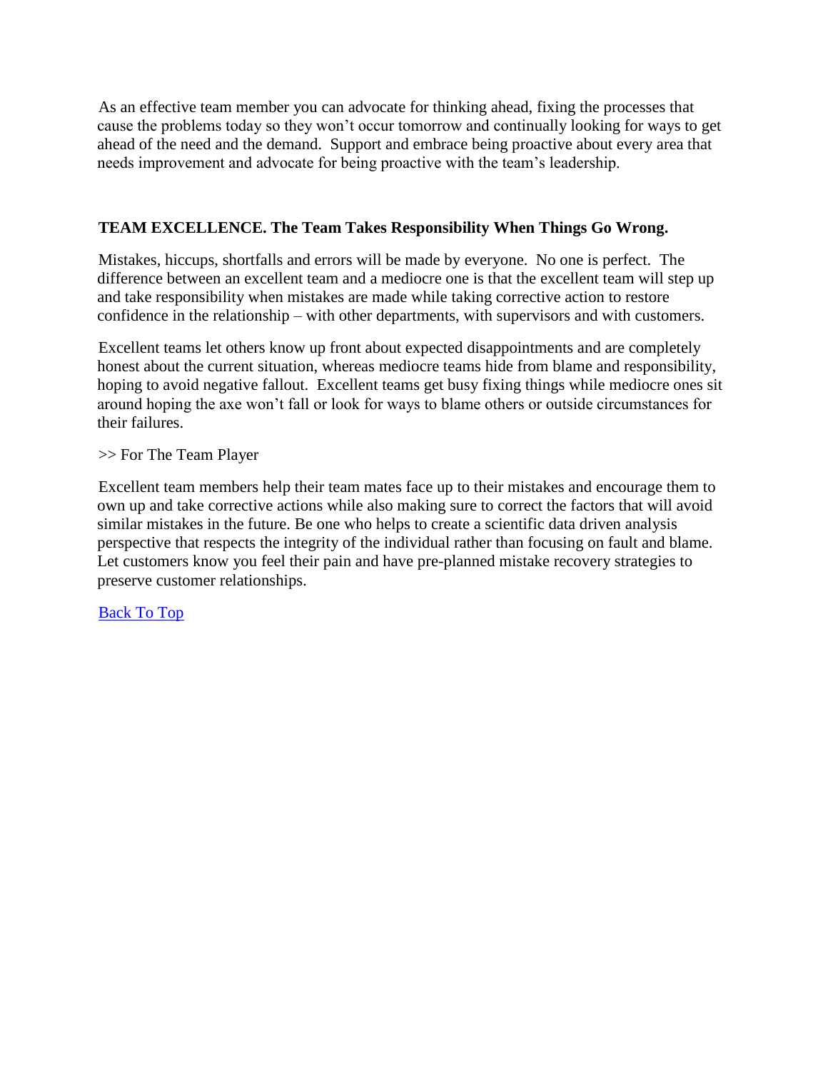As an effective team member you can advocate for thinking ahead, fixing the processes that cause the problems today so they won't occur tomorrow and continually looking for ways to get ahead of the need and the demand. Support and embrace being proactive about every area that needs improvement and advocate for being proactive with the team's leadership.

**TEAM EXCELLENCE. The Team Takes Responsibility When Things Go Wrong.**

Mistakes, hiccups, shortfalls and errors will be made by everyone. No one is perfect. The difference between an excellent team and a mediocre one is that the excellent team will step up and take responsibility when mistakes are made while taking corrective action to restore confidence in the relationship – with other departments, with supervisors and with customers.

Excellent teams let others know up front about expected disappointments and are completely honest about the current situation, whereas mediocre teams hide from blame and responsibility, hoping to avoid negative fallout. Excellent teams get busy fixing things while mediocre ones sit around hoping the axe won't fall or look for ways to blame others or outside circumstances for their failures.

>> For The Team Player

Excellent team members help their team mates face up to their mistakes and encourage them to own up and take corrective actions while also making sure to correct the factors that will avoid similar mistakes in the future. Be one who helps to create a scientific data driven analysis perspective that respects the integrity of the individual rather than focusing on fault and blame. Let customers know you feel their pain and have pre-planned mistake recovery strategies to preserve customer relationships.

Back To Top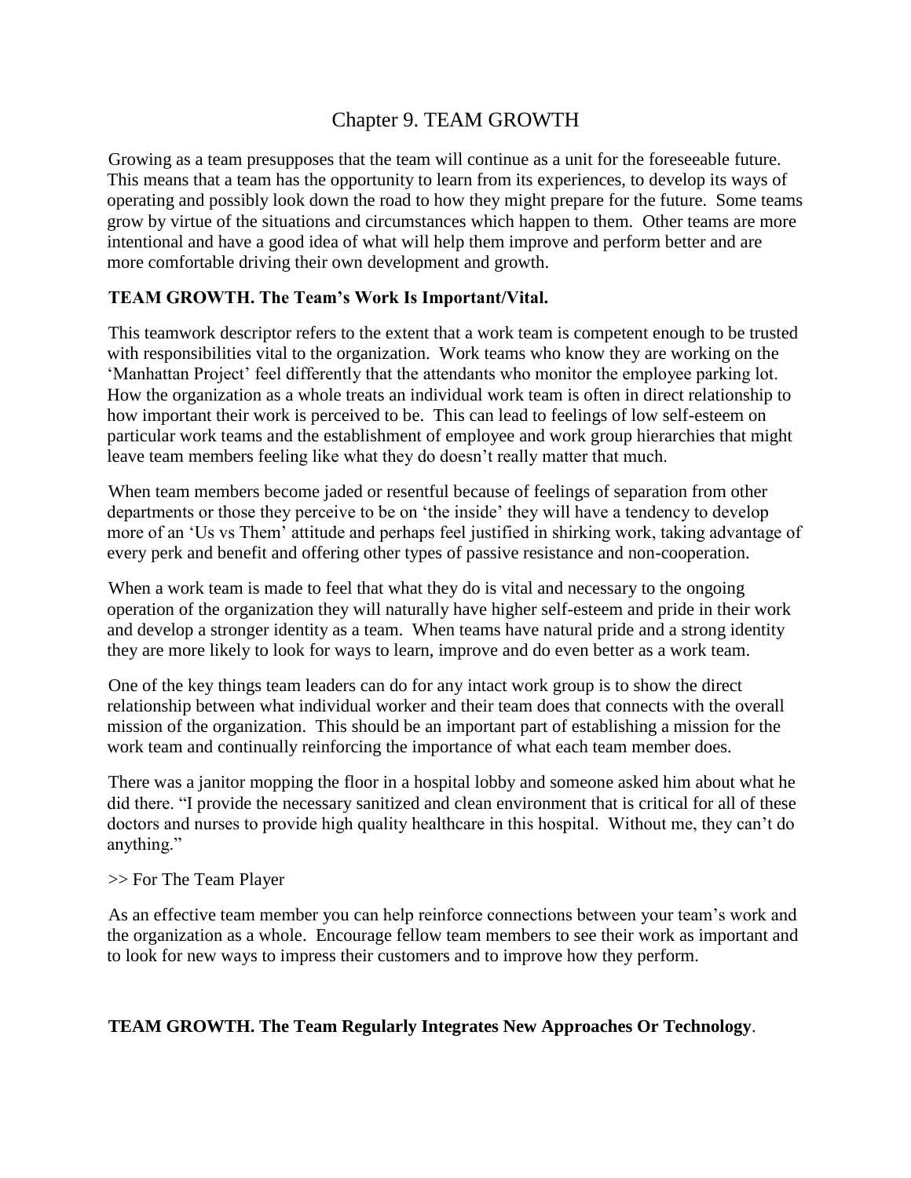# Chapter 9. TEAM GROWTH

Growing as a team presupposes that the team will continue as a unit for the foreseeable future. This means that a team has the opportunity to learn from its experiences, to develop its ways of operating and possibly look down the road to how they might prepare for the future. Some teams grow by virtue of the situations and circumstances which happen to them. Other teams are more intentional and have a good idea of what will help them improve and perform better and are more comfortable driving their own development and growth.

## TEAM GROWTH. The Team's Work Is Important/Vital.

This teamwork descriptor refers to the extent that a work team is competent enough to be trusted with responsibilities vital to the organization. Work teams who know they are working on the 'Manhattan Project' feel differently that the attendants who monitor the employee parking lot. How the organization as a whole treats an individual work team is often in direct relationship to how important their work is perceived to be. This can lead to feelings of low self-esteem on particular work teams and the establishment of employee and work group hierarchies that might leave team members feeling like what they do doesn't really matter that much.

When team members become jaded or resentful because of feelings of separation from other departments or those they perceive to be on 'the inside' they will have a tendency to develop more of an 'Us vs Them' attitude and perhaps feel justified in shirking work, taking advantage of every perk and benefit and offering other types of passive resistance and non-cooperation.

When a work team is made to feel that what they do is vital and necessary to the ongoing operation of the organization they will naturally have higher self-esteem and pride in their work and develop a stronger identity as a team. When teams have natural pride and a strong identity they are more likely to look for ways to learn, improve and do even better as a work team.

One of the key things team leaders can do for any intact work group is to show the direct relationship between what individual worker and their team does that connects with the overall mission of the organization. This should be an important part of establishing a mission for the work team and continually reinforcing the importance of what each team member does.

There was a janitor mopping the floor in a hospital lobby and someone asked him about what he did there. "I provide the necessary sanitized and clean environment that is critical for all of these doctors and nurses to provide high quality healthcare in this hospital. Without me, they can't do anything."

>> For The Team Player

As an effective team member you can help reinforce connections between your team's work and the organization as a whole. Encourage fellow team members to see their work as important and to look for new ways to impress their customers and to improve how they perform.

## TEAM GROWTH. The Team Regularly Integrates New Approaches Or Technology.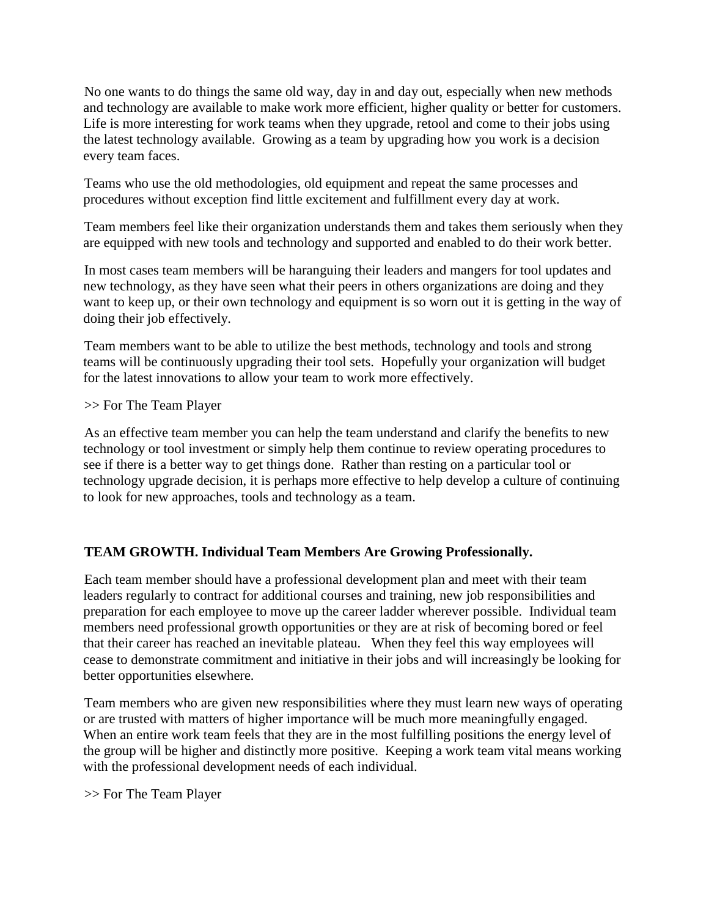No one wants to do things the same old way, day in and day out, especially when new methods and technology are available to make work more efficient, higher quality or better for customers. Life is more interesting for work teams when they upgrade, retool and come to their jobs using the latest technology available. Growing as a team by upgrading how you work is a decision every team faces.

Teams who use the old methodologies, old equipment and repeat the same processes and procedures without exception find little excitement and fulfillment every day at work.

Team members feel like their organization understands them and takes them seriously when they are equipped with new tools and technology and supported and enabled to do their work better.

In most cases team members will be haranguing their leaders and mangers for tool updates and new technology, as they have seen what their peers in others organizations are doing and they want to keep up, or their own technology and equipment is so worn out it is getting in the way of doing their job effectively.

Team members want to be able to utilize the best methods, technology and tools and strong teams will be continuously upgrading their tool sets. Hopefully your organization will budget for the latest innovations to allow your team to work more effectively.

>> For The Team Player

As an effective team member you can help the team understand and clarify the benefits to new technology or tool investment or simply help them continue to review operating procedures to see if there is a better way to get things done. Rather than resting on a particular tool or technology upgrade decision, it is perhaps more effective to help develop a culture of continuing to look for new approaches, tools and technology as a team.

**TEAM GROWTH. Individual Team Members Are Growing Professionally.**

Each team member should have a professional development plan and meet with their team leaders regularly to contract for additional courses and training, new job responsibilities and preparation for each employee to move up the career ladder wherever possible. Individual team members need professional growth opportunities or they are at risk of becoming bored or feel that their career has reached an inevitable plateau. When they feel this way employees will cease to demonstrate commitment and initiative in their jobs and will increasingly be looking for better opportunities elsewhere.

Team members who are given new responsibilities where they must learn new ways of operating or are trusted with matters of higher importance will be much more meaningfully engaged. When an entire work team feels that they are in the most fulfilling positions the energy level of the group will be higher and distinctly more positive. Keeping a work team vital means working with the professional development needs of each individual.

>> For The Team Player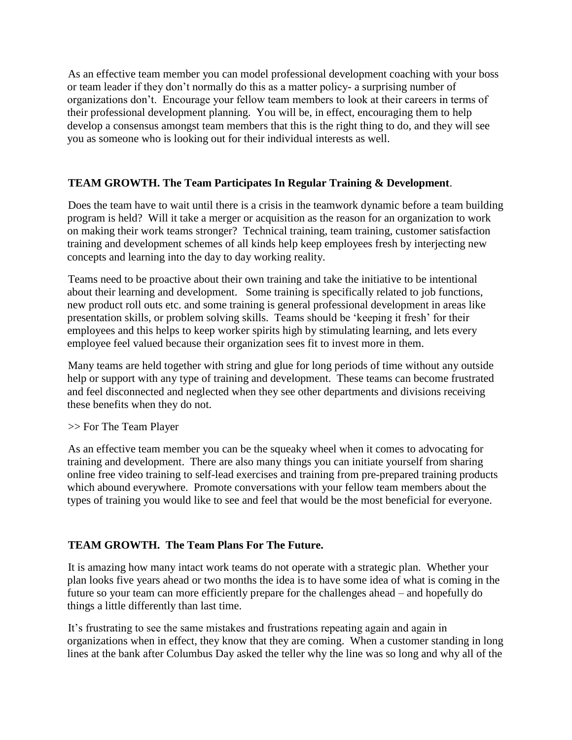As an effective team member you can model professional development coaching with your boss or team leader if they don't normally do this as a matter policy- a surprising number of organizations don't. Encourage your fellow team members to look at their careers in terms of their professional development planning. You will be, in effect, encouraging them to help develop a consensus amongst team members that this is the right thing to do, and they will see you as someone who is looking out for their individual interests as well.

**TEAM GROWTH. The Team Participates In Regular Training & Development**.

Does the team have to wait until there is a crisis in the teamwork dynamic before a team building program is held? Will it take a merger or acquisition as the reason for an organization to work on making their work teams stronger? Technical training, team training, customer satisfaction training and development schemes of all kinds help keep employees fresh by interjecting new concepts and learning into the day to day working reality.

Teams need to be proactive about their own training and take the initiative to be intentional about their learning and development. Some training is specifically related to job functions, new product roll outs etc. and some training is general professional development in areas like presentation skills, or problem solving skills. Teams should be 'keeping it fresh' for their employees and this helps to keep worker spirits high by stimulating learning, and lets every employee feel valued because their organization sees fit to invest more in them.

Many teams are held together with string and glue for long periods of time without any outside help or support with any type of training and development. These teams can become frustrated and feel disconnected and neglected when they see other departments and divisions receiving these benefits when they do not.

>> For The Team Player

As an effective team member you can be the squeaky wheel when it comes to advocating for training and development. There are also many things you can initiate yourself from sharing online free video training to self-lead exercises and training from pre-prepared training products which abound everywhere. Promote conversations with your fellow team members about the types of training you would like to see and feel that would be the most beneficial for everyone.

**TEAM GROWTH. The Team Plans For The Future.**

It is amazing how many intact work teams do not operate with a strategic plan. Whether your plan looks five years ahead or two months the idea is to have some idea of what is coming in the future so your team can more efficiently prepare for the challenges ahead – and hopefully do things a little differently than last time.

It's frustrating to see the same mistakes and frustrations repeating again and again in organizations when in effect, they know that they are coming. When a customer standing in long lines at the bank after Columbus Day asked the teller why the line was so long and why all of the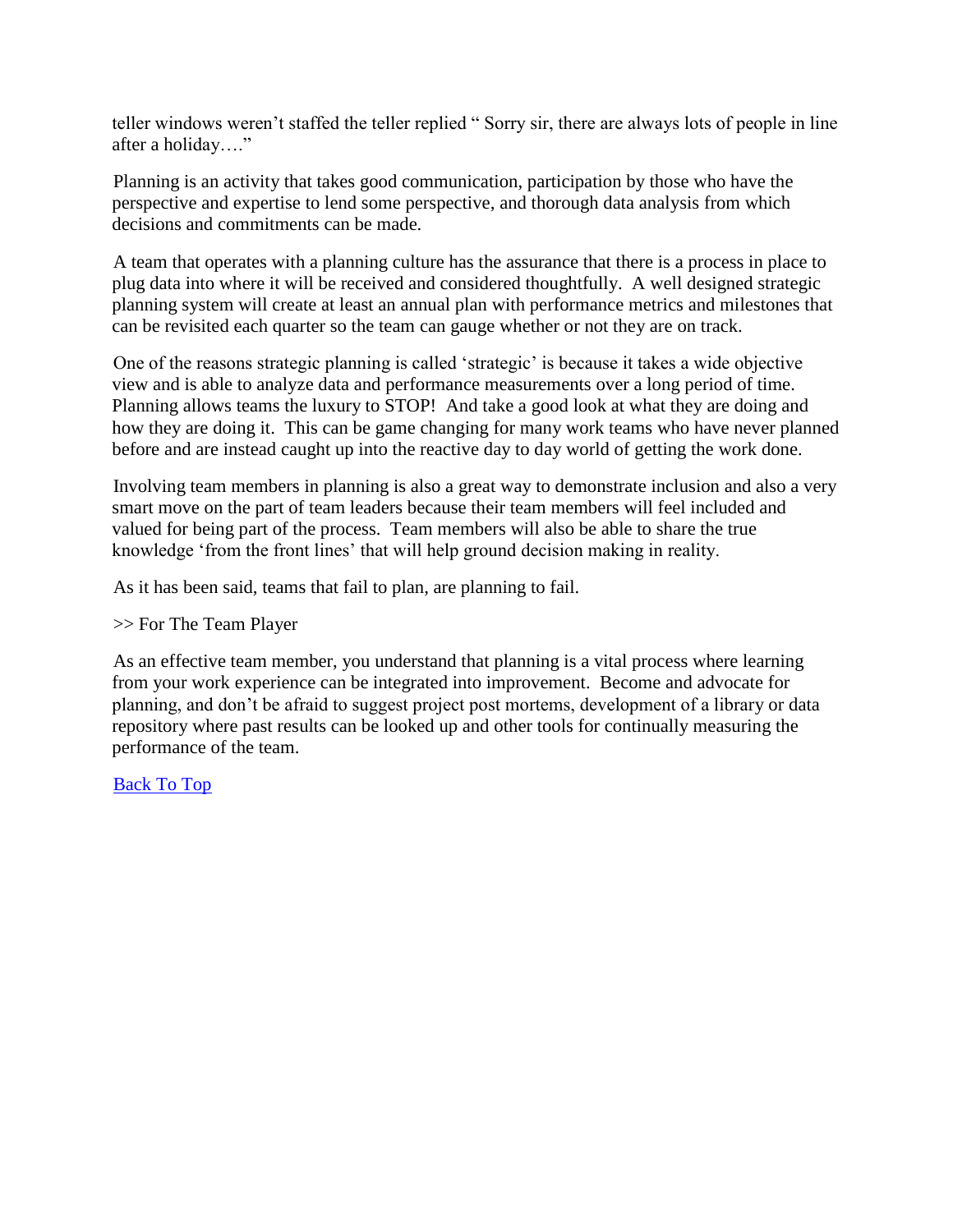teller windows weren't staffed the teller replied " Sorry sir, there are always lots of people in line after a holiday…."

Planning is an activity that takes good communication, participation by those who have the perspective and expertise to lend some perspective, and thorough data analysis from which decisions and commitments can be made.

A team that operates with a planning culture has the assurance that there is a process in place to plug data into where it will be received and considered thoughtfully. A well designed strategic planning system will create at least an annual plan with performance metrics and milestones that can be revisited each quarter so the team can gauge whether or not they are on track.

One of the reasons strategic planning is called 'strategic' is because it takes a wide objective view and is able to analyze data and performance measurements over a long period of time. Planning allows teams the luxury to STOP! And take a good look at what they are doing and how they are doing it. This can be game changing for many work teams who have never planned before and are instead caught up into the reactive day to day world of getting the work done.

Involving team members in planning is also a great way to demonstrate inclusion and also a very smart move on the part of team leaders because their team members will feel included and valued for being part of the process. Team members will also be able to share the true knowledge 'from the front lines' that will help ground decision making in reality.

As it has been said, teams that fail to plan, are planning to fail.

>> For The Team Player

As an effective team member, you understand that planning is a vital process where learning from your work experience can be integrated into improvement. Become and advocate for planning, and don't be afraid to suggest project post mortems, development of a library or data repository where past results can be looked up and other tools for continually measuring the performance of the team.

Back To Top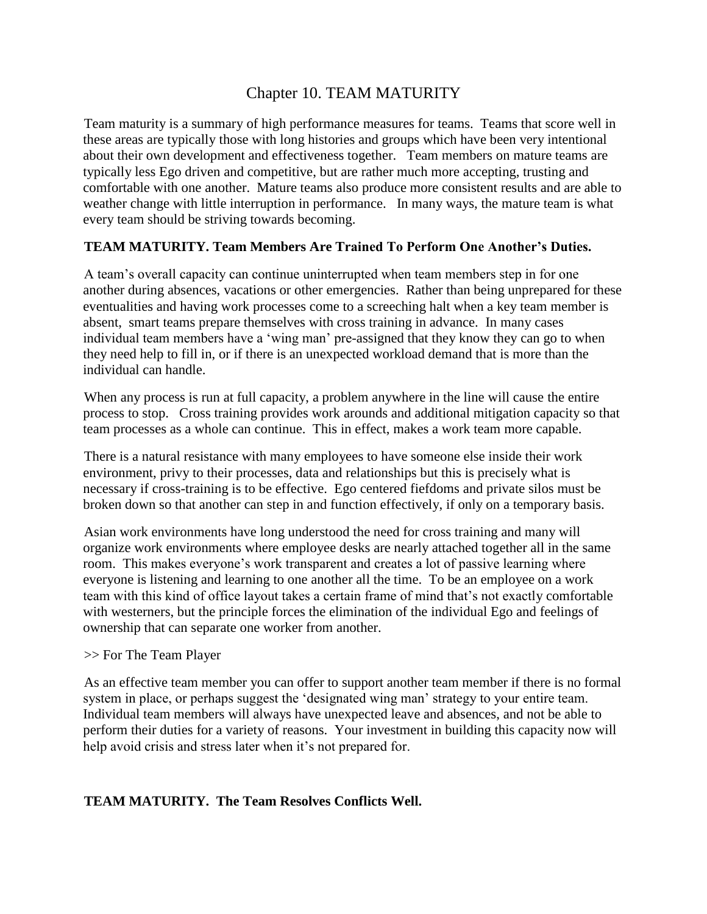# Chapter 10. TEAM MATURITY

Team maturity is a summary of high performance measures for teams. Teams that score well in these areas are typically those with long histories and groups which have been very intentional about their own development and effectiveness together. Team members on mature teams are typically less Ego driven and competitive, but are rather much more accepting, trusting and comfortable with one another. Mature teams also produce more consistent results and are able to weather change with little interruption in performance. In many ways, the mature team is what every team should be striving towards becoming.

**TEAM MATURITY. Team Members Are Trained To Perform One Another's Duties.**

A team's overall capacity can continue uninterrupted when team members step in for one another during absences, vacations or other emergencies. Rather than being unprepared for these eventualities and having work processes come to a screeching halt when a key team member is absent, smart teams prepare themselves with cross training in advance. In many cases individual team members have a 'wing man' pre-assigned that they know they can go to when they need help to fill in, or if there is an unexpected workload demand that is more than the individual can handle.

When any process is run at full capacity, a problem anywhere in the line will cause the entire process to stop. Cross training provides work arounds and additional mitigation capacity so that team processes as a whole can continue. This in effect, makes a work team more capable.

There is a natural resistance with many employees to have someone else inside their work environment, privy to their processes, data and relationships but this is precisely what is necessary if cross-training is to be effective. Ego centered fiefdoms and private silos must be broken down so that another can step in and function effectively, if only on a temporary basis.

Asian work environments have long understood the need for cross training and many will organize work environments where employee desks are nearly attached together all in the same room. This makes everyone's work transparent and creates a lot of passive learning where everyone is listening and learning to one another all the time. To be an employee on a work team with this kind of office layout takes a certain frame of mind that's not exactly comfortable with westerners, but the principle forces the elimination of the individual Ego and feelings of ownership that can separate one worker from another.

>> For The Team Player

As an effective team member you can offer to support another team member if there is no formal system in place, or perhaps suggest the 'designated wing man' strategy to your entire team. Individual team members will always have unexpected leave and absences, and not be able to perform their duties for a variety of reasons. Your investment in building this capacity now will help avoid crisis and stress later when it's not prepared for.

**TEAM MATURITY. The Team Resolves Conflicts Well.**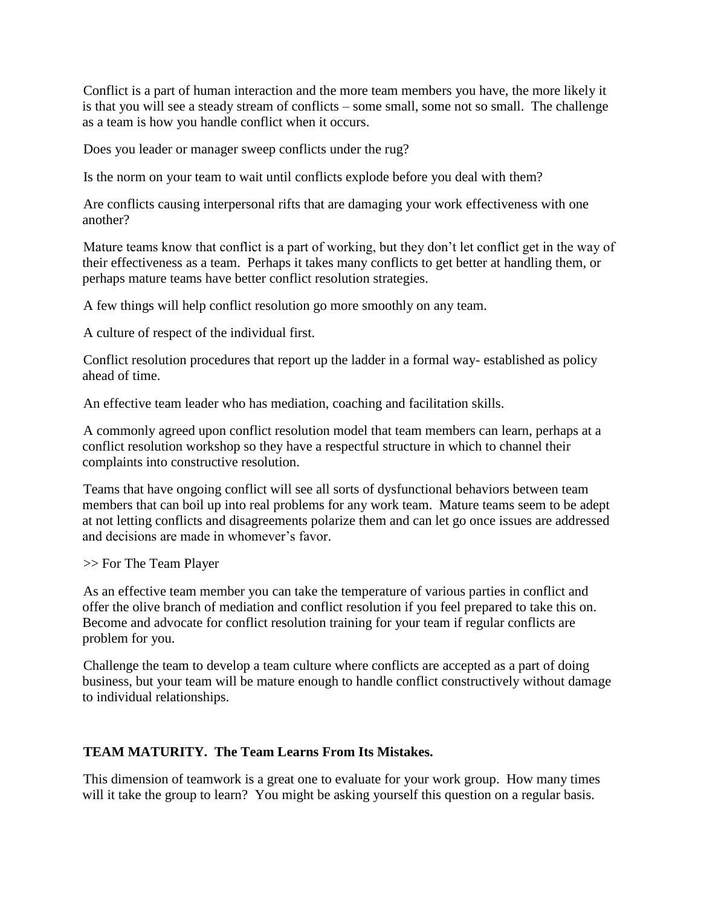Conflict is a part of human interaction and the more team members you have, the more likely it is that you will see a steady stream of conflicts – some small, some not so small. The challenge as a team is how you handle conflict when it occurs.

Does you leader or manager sweep conflicts under the rug?

Is the norm on your team to wait until conflicts explode before you deal with them?

Are conflicts causing interpersonal rifts that are damaging your work effectiveness with one another?

Mature teams know that conflict is a part of working, but they don't let conflict get in the way of their effectiveness as a team. Perhaps it takes many conflicts to get better at handling them, or perhaps mature teams have better conflict resolution strategies.

A few things will help conflict resolution go more smoothly on any team.

A culture of respect of the individual first.

Conflict resolution procedures that report up the ladder in a formal way- established as policy ahead of time.

An effective team leader who has mediation, coaching and facilitation skills.

A commonly agreed upon conflict resolution model that team members can learn, perhaps at a conflict resolution workshop so they have a respectful structure in which to channel their complaints into constructive resolution.

Teams that have ongoing conflict will see all sorts of dysfunctional behaviors between team members that can boil up into real problems for any work team. Mature teams seem to be adept at not letting conflicts and disagreements polarize them and can let go once issues are addressed and decisions are made in whomever's favor.

>> For The Team Player

As an effective team member you can take the temperature of various parties in conflict and offer the olive branch of mediation and conflict resolution if you feel prepared to take this on. Become and advocate for conflict resolution training for your team if regular conflicts are problem for you.

Challenge the team to develop a team culture where conflicts are accepted as a part of doing business, but your team will be mature enough to handle conflict constructively without damage to individual relationships.

**TEAM MATURITY. The Team Learns From Its Mistakes.**

This dimension of teamwork is a great one to evaluate for your work group. How many times will it take the group to learn? You might be asking yourself this question on a regular basis.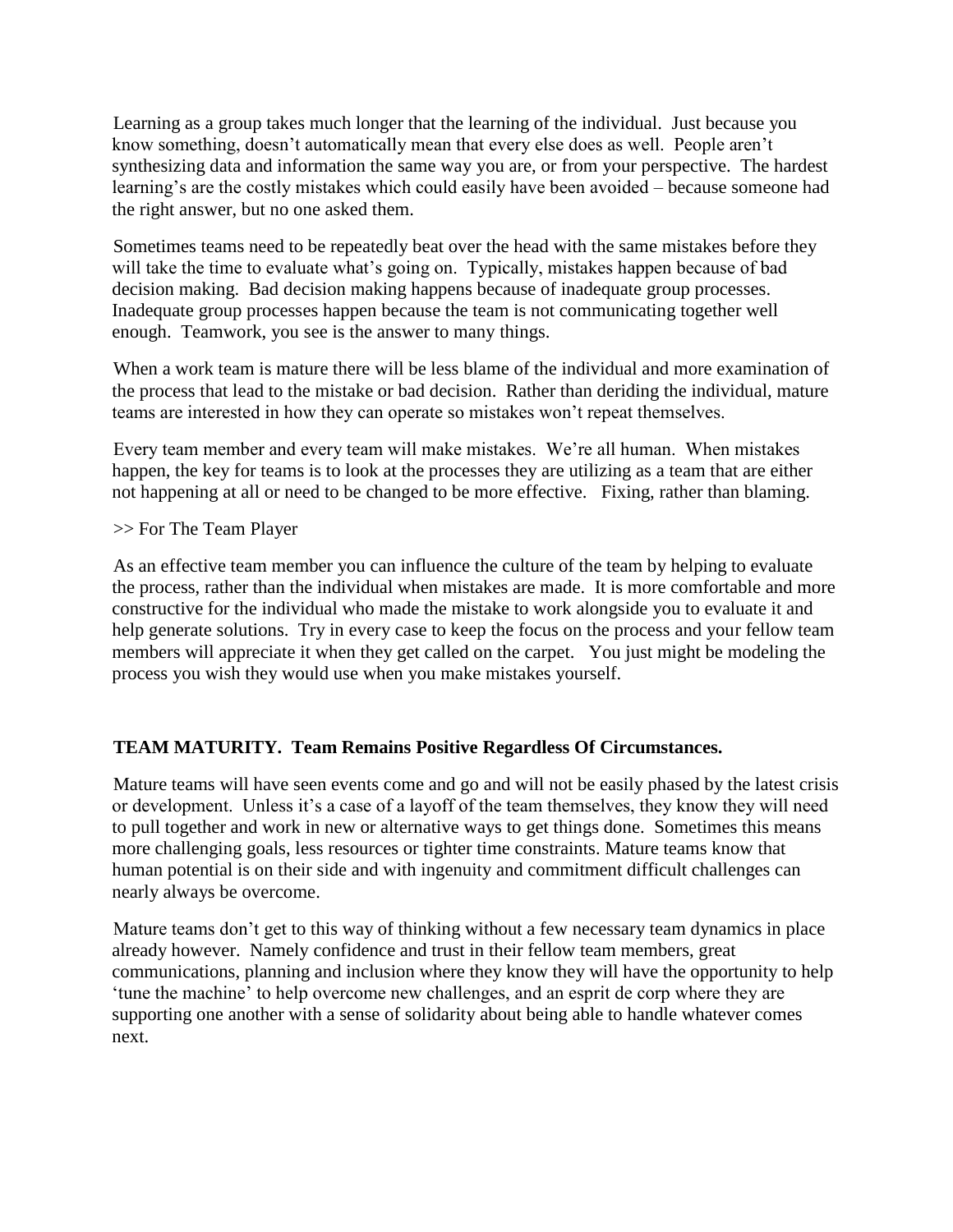Learning as a group takes much longer that the learning of the individual. Just because you know something, doesn't automatically mean that every else does as well. People aren't synthesizing data and information the same way you are, or from your perspective. The hardest learning's are the costly mistakes which could easily have been avoided – because someone had the right answer, but no one asked them.

Sometimes teams need to be repeatedly beat over the head with the same mistakes before they will take the time to evaluate what's going on. Typically, mistakes happen because of bad decision making. Bad decision making happens because of inadequate group processes. Inadequate group processes happen because the team is not communicating together well enough. Teamwork, you see is the answer to many things.

When a work team is mature there will be less blame of the individual and more examination of the process that lead to the mistake or bad decision. Rather than deriding the individual, mature teams are interested in how they can operate so mistakes won't repeat themselves.

Every team member and every team will make mistakes. We're all human. When mistakes happen, the key for teams is to look at the processes they are utilizing as a team that are either not happening at all or need to be changed to be more effective. Fixing, rather than blaming.

>> For The Team Player

As an effective team member you can influence the culture of the team by helping to evaluate the process, rather than the individual when mistakes are made. It is more comfortable and more constructive for the individual who made the mistake to work alongside you to evaluate it and help generate solutions. Try in every case to keep the focus on the process and your fellow team members will appreciate it when they get called on the carpet. You just might be modeling the process you wish they would use when you make mistakes yourself.

**TEAM MATURITY. Team Remains Positive Regardless Of Circumstances.**

Mature teams will have seen events come and go and will not be easily phased by the latest crisis or development. Unless it's a case of a layoff of the team themselves, they know they will need to pull together and work in new or alternative ways to get things done. Sometimes this means more challenging goals, less resources or tighter time constraints. Mature teams know that human potential is on their side and with ingenuity and commitment difficult challenges can nearly always be overcome.

Mature teams don't get to this way of thinking without a few necessary team dynamics in place already however. Namely confidence and trust in their fellow team members, great communications, planning and inclusion where they know they will have the opportunity to help 'tune the machine' to help overcome new challenges, and an esprit de corp where they are supporting one another with a sense of solidarity about being able to handle whatever comes next.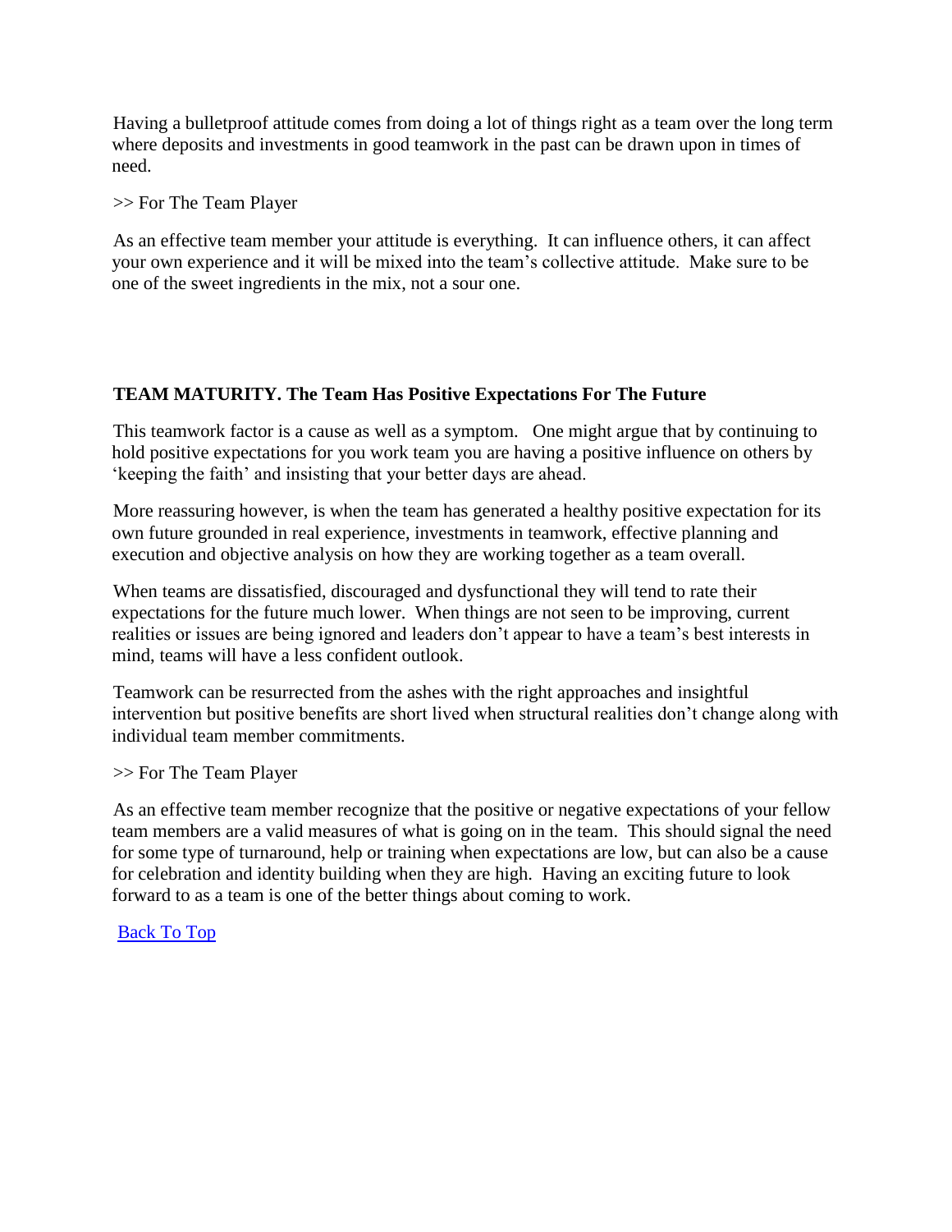Having a bulletproof attitude comes from doing a lot of things right as a team over the long term where deposits and investments in good teamwork in the past can be drawn upon in times of need.

>> For The Team Player

As an effective team member your attitude is everything. It can influence others, it can affect your own experience and it will be mixed into the team's collective attitude. Make sure to be one of the sweet ingredients in the mix, not a sour one.

**TEAM MATURITY. The Team Has Positive Expectations For The Future**

This teamwork factor is a cause as well as a symptom. One might argue that by continuing to hold positive expectations for you work team you are having a positive influence on others by 'keeping the faith' and insisting that your better days are ahead.

More reassuring however, is when the team has generated a healthy positive expectation for its own future grounded in real experience, investments in teamwork, effective planning and execution and objective analysis on how they are working together as a team overall.

When teams are dissatisfied, discouraged and dysfunctional they will tend to rate their expectations for the future much lower. When things are not seen to be improving, current realities or issues are being ignored and leaders don't appear to have a team's best interests in mind, teams will have a less confident outlook.

Teamwork can be resurrected from the ashes with the right approaches and insightful intervention but positive benefits are short lived when structural realities don't change along with individual team member commitments.

>> For The Team Player

As an effective team member recognize that the positive or negative expectations of your fellow team members are a valid measures of what is going on in the team. This should signal the need for some type of turnaround, help or training when expectations are low, but can also be a cause for celebration and identity building when they are high. Having an exciting future to look forward to as a team is one of the better things about coming to work.

[Back To Top]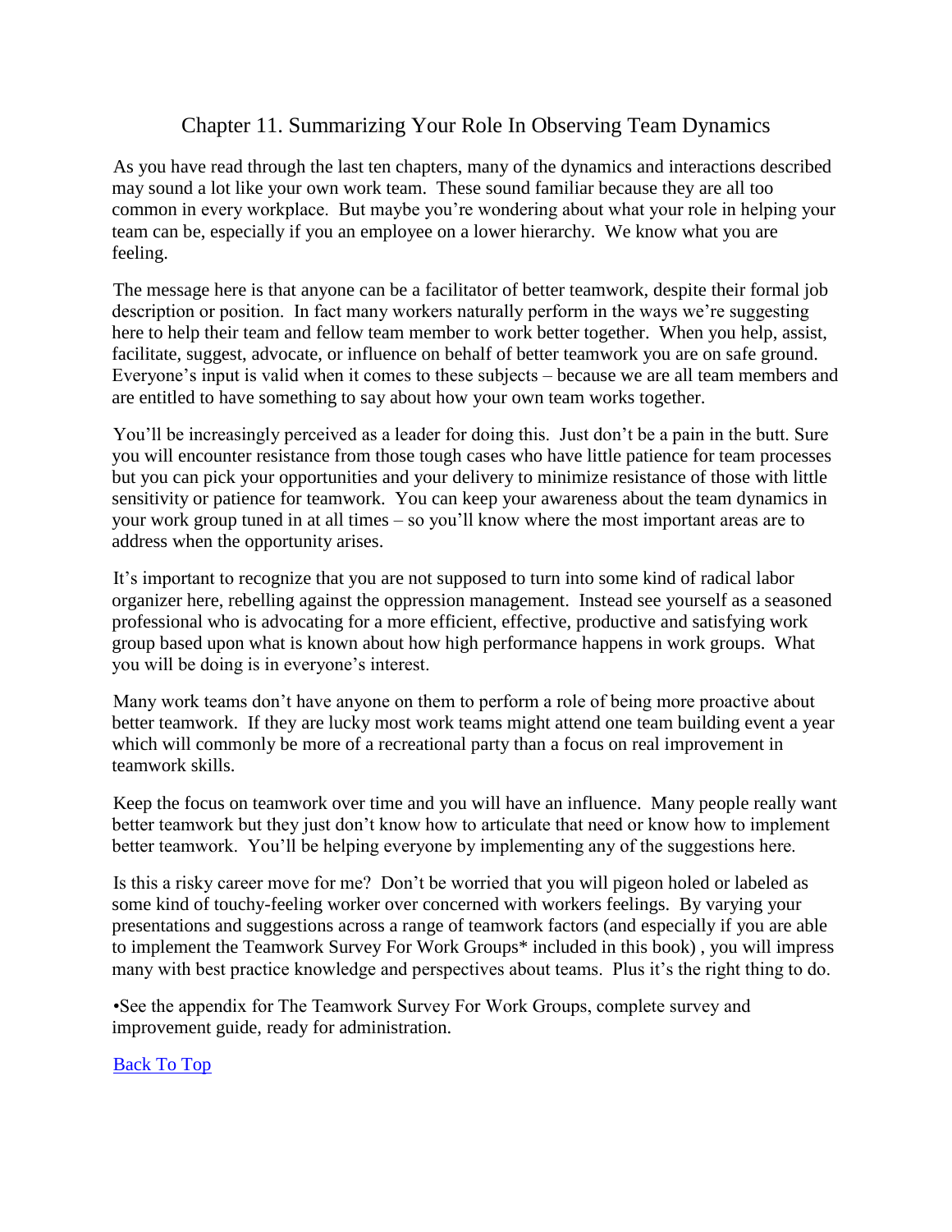# Chapter 11. Summarizing Your Role In Observing Team Dynamics

As you have read through the last ten chapters, many of the dynamics and interactions described may sound a lot like your own work team. These sound familiar because they are all too common in every workplace. But maybe you're wondering about what your role in helping your team can be, especially if you an employee on a lower hierarchy. We know what you are feeling.

The message here is that anyone can be a facilitator of better teamwork, despite their formal job description or position. In fact many workers naturally perform in the ways we're suggesting here to help their team and fellow team member to work better together. When you help, assist, facilitate, suggest, advocate, or influence on behalf of better teamwork you are on safe ground. Everyone's input is valid when it comes to these subjects – because we are all team members and are entitled to have something to say about how your own team works together.

You'll be increasingly perceived as a leader for doing this. Just don't be a pain in the butt. Sure you will encounter resistance from those tough cases who have little patience for team processes but you can pick your opportunities and your delivery to minimize resistance of those with little sensitivity or patience for teamwork. You can keep your awareness about the team dynamics in your work group tuned in at all times – so you'll know where the most important areas are to address when the opportunity arises.

It's important to recognize that you are not supposed to turn into some kind of radical labor organizer here, rebelling against the oppression management. Instead see yourself as a seasoned professional who is advocating for a more efficient, effective, productive and satisfying work group based upon what is known about how high performance happens in work groups. What you will be doing is in everyone's interest.

Many work teams don't have anyone on them to perform a role of being more proactive about better teamwork. If they are lucky most work teams might attend one team building event a year which will commonly be more of a recreational party than a focus on real improvement in teamwork skills.

Keep the focus on teamwork over time and you will have an influence. Many people really want better teamwork but they just don't know how to articulate that need or know how to implement better teamwork. You'll be helping everyone by implementing any of the suggestions here.

Is this a risky career move for me? Don't be worried that you will pigeon holed or labeled as some kind of touchy-feeling worker over concerned with workers feelings. By varying your presentations and suggestions across a range of teamwork factors (and especially if you are able to implement the Teamwork Survey For Work Groups* included in this book) , you will impress many with best practice knowledge and perspectives about teams. Plus it's the right thing to do.

•See the appendix for The Teamwork Survey For Work Groups, complete survey and improvement guide, ready for administration.

[Back To Top]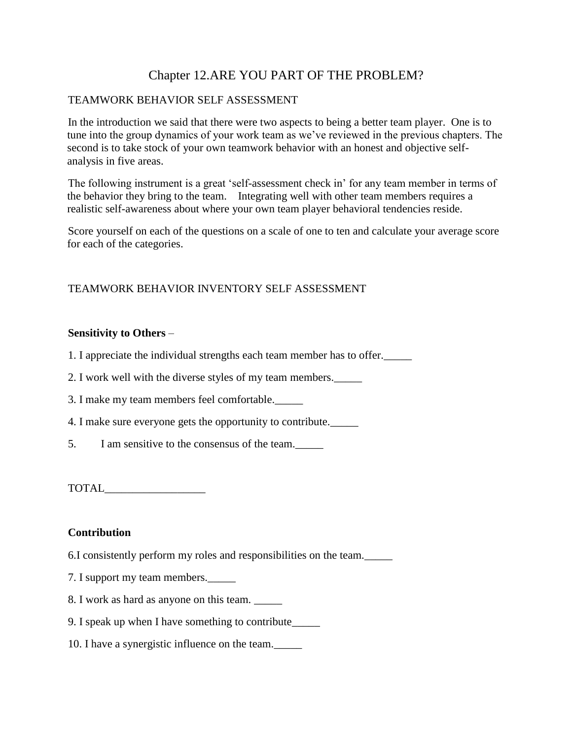# Chapter 12.ARE YOU PART OF THE PROBLEM?

TEAMWORK BEHAVIOR SELF ASSESSMENT

In the introduction we said that there were two aspects to being a better team player. One is to tune into the group dynamics of your work team as we've reviewed in the previous chapters. The second is to take stock of your own teamwork behavior with an honest and objective self-analysis in five areas.

The following instrument is a great 'self-assessment check in' for any team member in terms of the behavior they bring to the team. Integrating well with other team members requires a realistic self-awareness about where your own team player behavioral tendencies reside.

Score yourself on each of the questions on a scale of one to ten and calculate your average score for each of the categories.

TEAMWORK BEHAVIOR INVENTORY SELF ASSESSMENT

**Sensitivity to Others** –

1. I appreciate the individual strengths each team member has to offer._____
2. I work well with the diverse styles of my team members._____
3. I make my team members feel comfortable._____
4. I make sure everyone gets the opportunity to contribute._____
5. I am sensitive to the consensus of the team._____

TOTAL__________________

**Contribution**

6. I consistently perform my roles and responsibilities on the team._____
7. I support my team members._____
8. I work as hard as anyone on this team. _____
9. I speak up when I have something to contribute_____
10. I have a synergistic influence on the team._____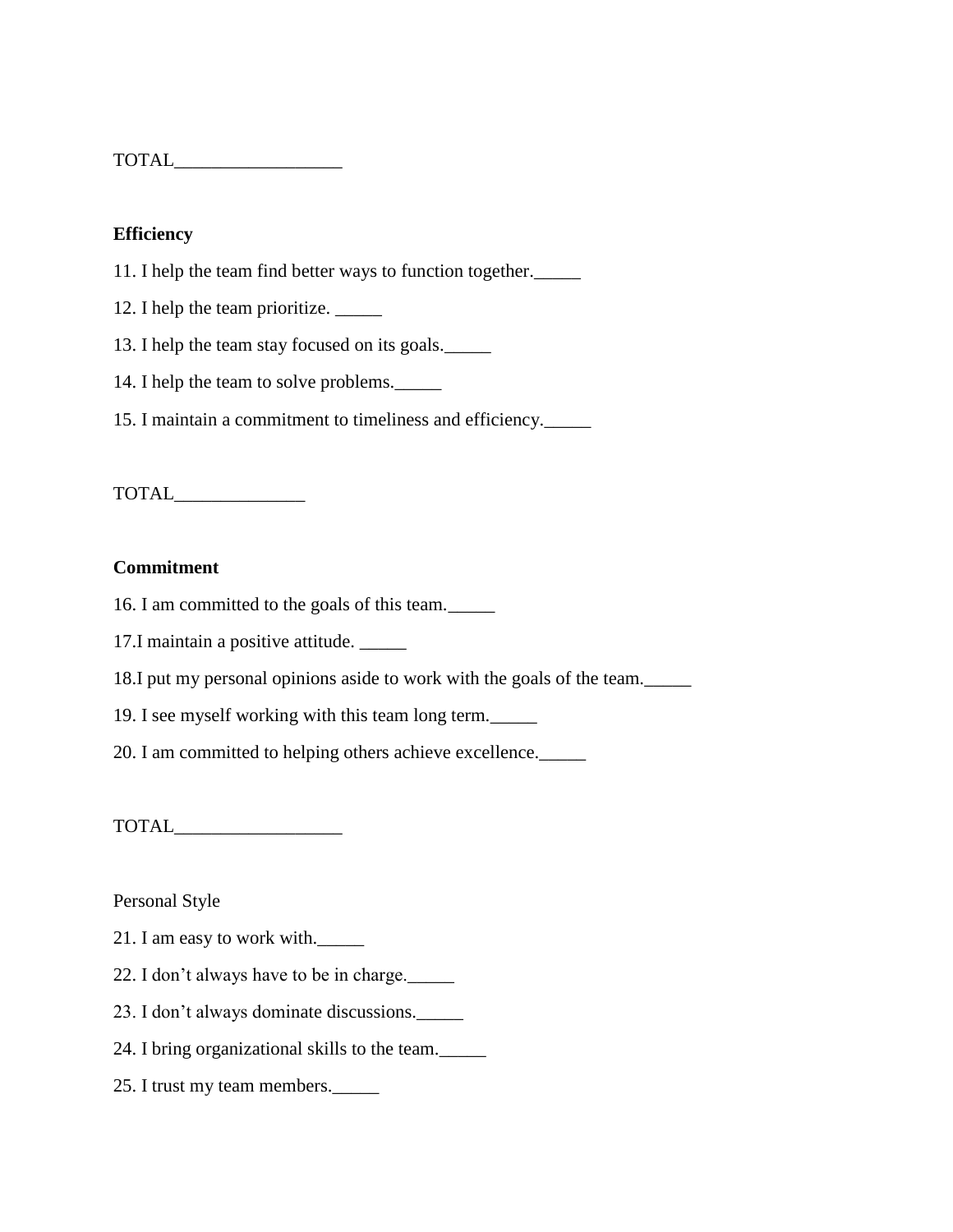TOTAL__________________

**Efficiency**

11. I help the team find better ways to function together._____

12. I help the team prioritize. _____

13. I help the team stay focused on its goals._____

14. I help the team to solve problems._____

15. I maintain a commitment to timeliness and efficiency._____

TOTAL______________

**Commitment**

16. I am committed to the goals of this team._____

17.I maintain a positive attitude. _____

18.I put my personal opinions aside to work with the goals of the team._____

19. I see myself working with this team long term._____

20. I am committed to helping others achieve excellence._____

TOTAL__________________

Personal Style

21. I am easy to work with._____

22. I don't always have to be in charge._____

23. I don't always dominate discussions._____

24. I bring organizational skills to the team._____

25. I trust my team members._____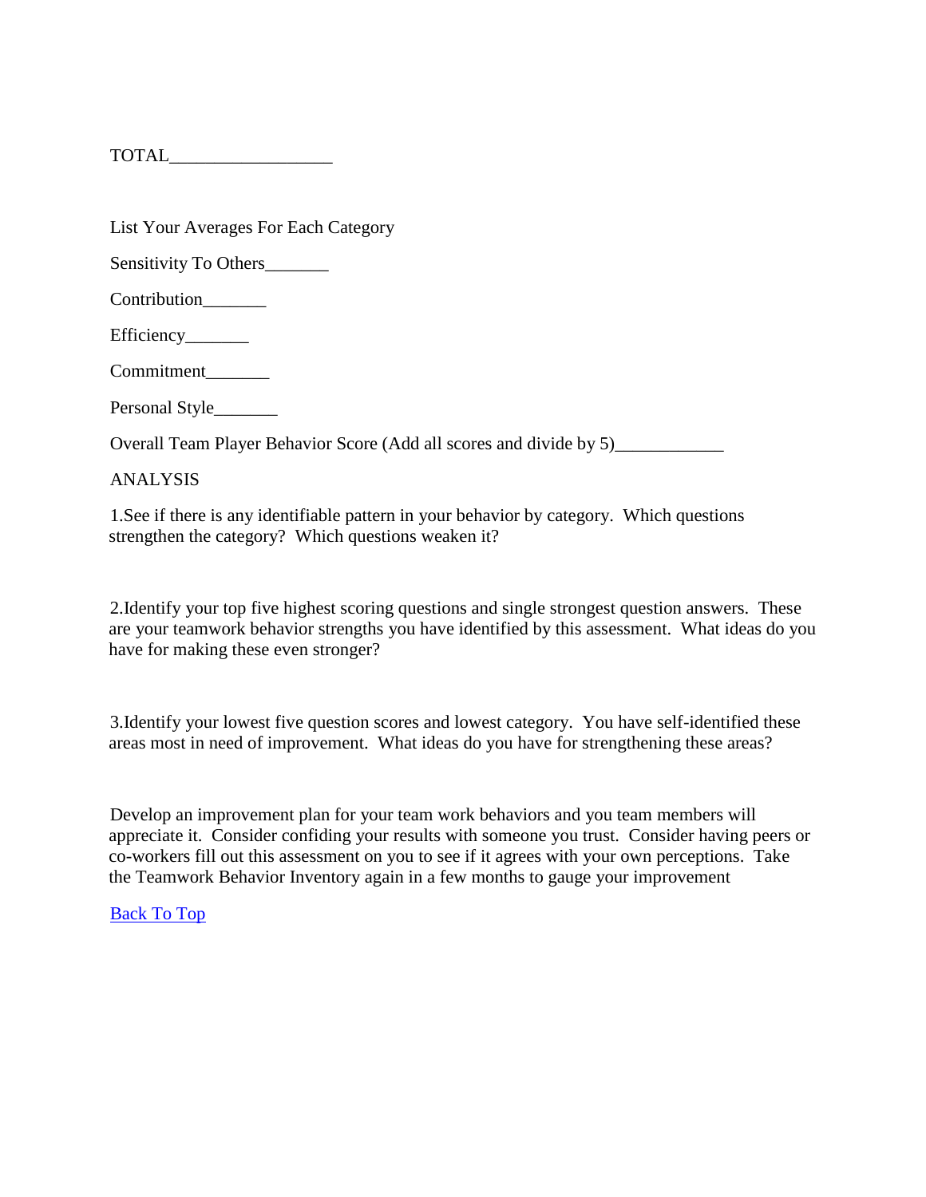TOTAL__________________

List Your Averages For Each Category

Sensitivity To Others_______

Contribution_______

Efficiency_______

Commitment_______

Personal Style_______

Overall Team Player Behavior Score (Add all scores and divide by 5)____________

ANALYSIS

1.See if there is any identifiable pattern in your behavior by category. Which questions strengthen the category? Which questions weaken it?

2.Identify your top five highest scoring questions and single strongest question answers. These are your teamwork behavior strengths you have identified by this assessment. What ideas do you have for making these even stronger?

3.Identify your lowest five question scores and lowest category. You have self-identified these areas most in need of improvement. What ideas do you have for strengthening these areas?

Develop an improvement plan for your team work behaviors and you team members will appreciate it. Consider confiding your results with someone you trust. Consider having peers or co-workers fill out this assessment on you to see if it agrees with your own perceptions. Take the Teamwork Behavior Inventory again in a few months to gauge your improvement

Back To Top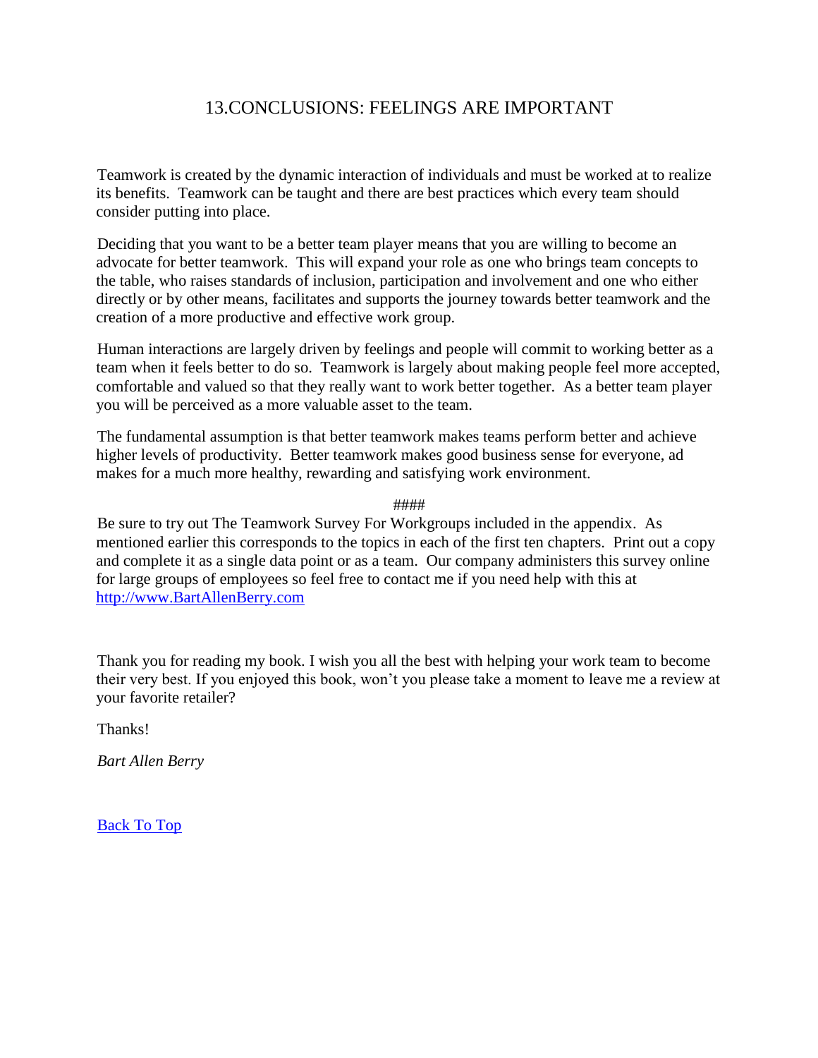# 13.CONCLUSIONS: FEELINGS ARE IMPORTANT

Teamwork is created by the dynamic interaction of individuals and must be worked at to realize its benefits. Teamwork can be taught and there are best practices which every team should consider putting into place.

Deciding that you want to be a better team player means that you are willing to become an advocate for better teamwork. This will expand your role as one who brings team concepts to the table, who raises standards of inclusion, participation and involvement and one who either directly or by other means, facilitates and supports the journey towards better teamwork and the creation of a more productive and effective work group.

Human interactions are largely driven by feelings and people will commit to working better as a team when it feels better to do so. Teamwork is largely about making people feel more accepted, comfortable and valued so that they really want to work better together. As a better team player you will be perceived as a more valuable asset to the team.

The fundamental assumption is that better teamwork makes teams perform better and achieve higher levels of productivity. Better teamwork makes good business sense for everyone, ad makes for a much more healthy, rewarding and satisfying work environment.

####

Be sure to try out The Teamwork Survey For Workgroups included in the appendix. As mentioned earlier this corresponds to the topics in each of the first ten chapters. Print out a copy and complete it as a single data point or as a team. Our company administers this survey online for large groups of employees so feel free to contact me if you need help with this at [http://www.BartAllenBerry.com](http://www.BartAllenBerry.com)

Thank you for reading my book. I wish you all the best with helping your work team to become their very best. If you enjoyed this book, won't you please take a moment to leave me a review at your favorite retailer?

Thanks!

*Bart Allen Berry*

Back To Top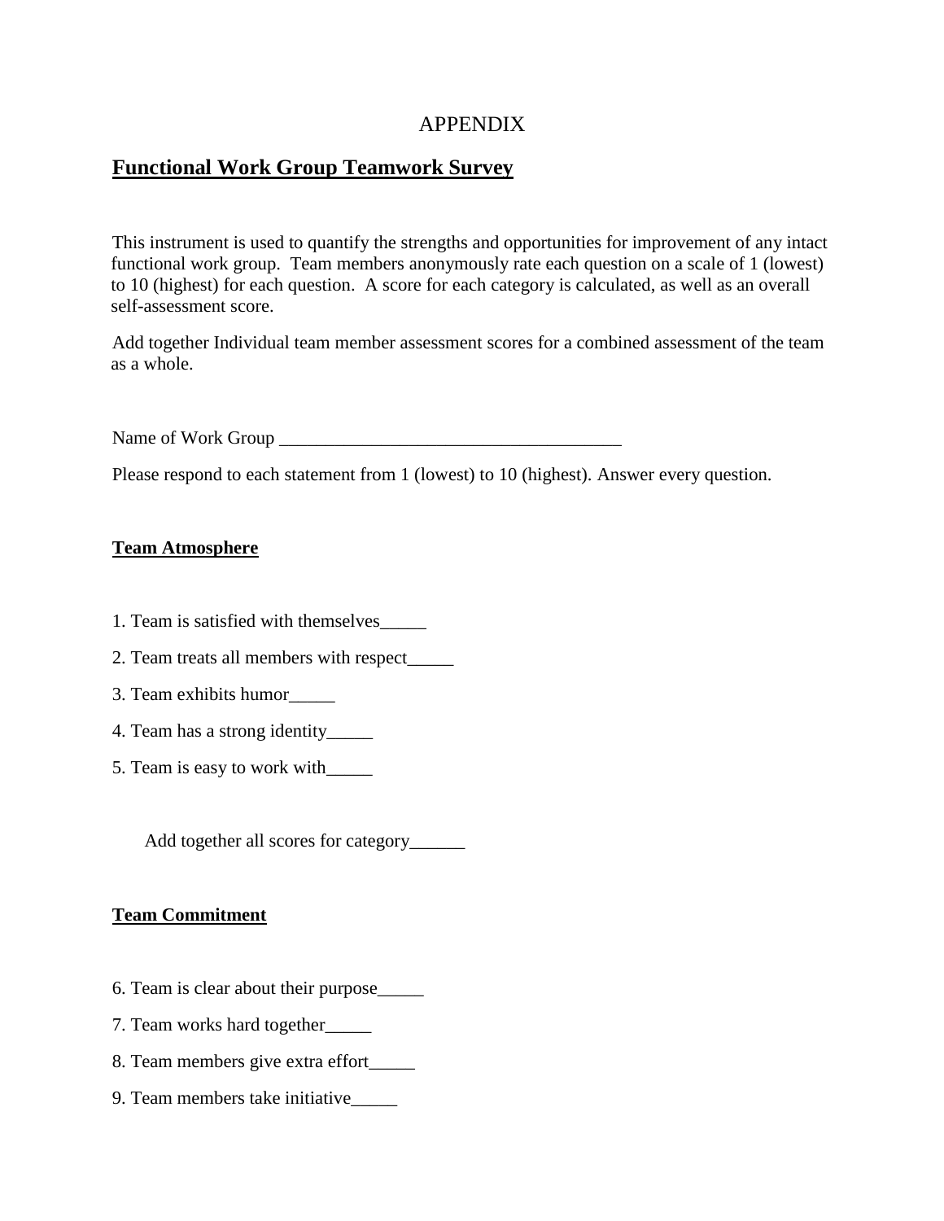APPENDIX

# Functional Work Group Teamwork Survey

This instrument is used to quantify the strengths and opportunities for improvement of any intact functional work group. Team members anonymously rate each question on a scale of 1 (lowest) to 10 (highest) for each question. A score for each category is calculated, as well as an overall self-assessment score.

Add together Individual team member assessment scores for a combined assessment of the team as a whole.

Name of Work Group ______________________________________

Please respond to each statement from 1 (lowest) to 10 (highest). Answer every question.

## Team Atmosphere

1. Team is satisfied with themselves_____
2. Team treats all members with respect_____
3. Team exhibits humor_____
4. Team has a strong identity_____
5. Team is easy to work with_____

Add together all scores for category______

## Team Commitment

6. Team is clear about their purpose_____
7. Team works hard together_____
8. Team members give extra effort_____
9. Team members take initiative_____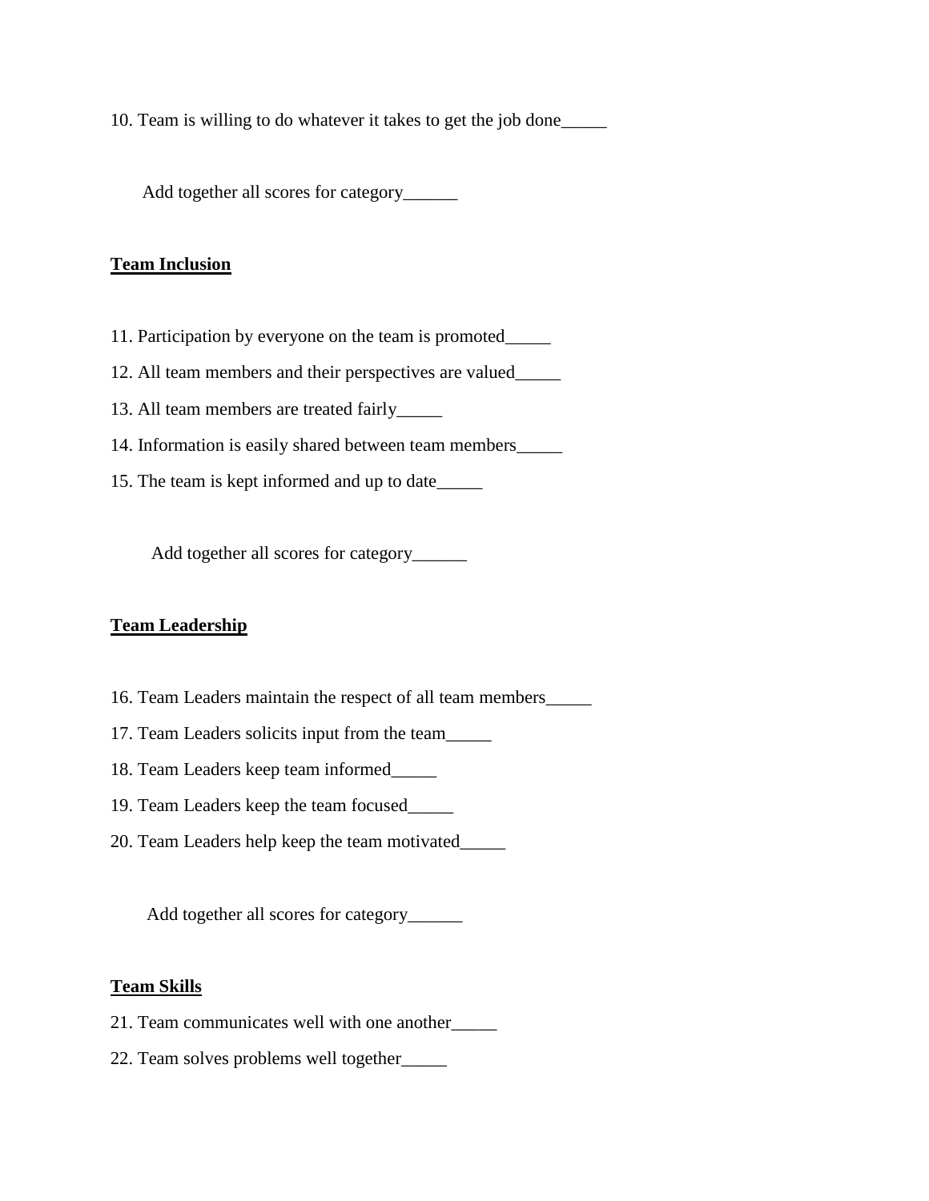10. Team is willing to do whatever it takes to get the job done_____

Add together all scores for category______

**Team Inclusion**

11. Participation by everyone on the team is promoted_____

12. All team members and their perspectives are valued_____

13. All team members are treated fairly_____

14. Information is easily shared between team members_____

15. The team is kept informed and up to date_____

Add together all scores for category______

**Team Leadership**

16. Team Leaders maintain the respect of all team members_____

17. Team Leaders solicits input from the team_____

18. Team Leaders keep team informed_____

19. Team Leaders keep the team focused_____

20. Team Leaders help keep the team motivated_____

Add together all scores for category______

**Team Skills**

21. Team communicates well with one another_____

22. Team solves problems well together_____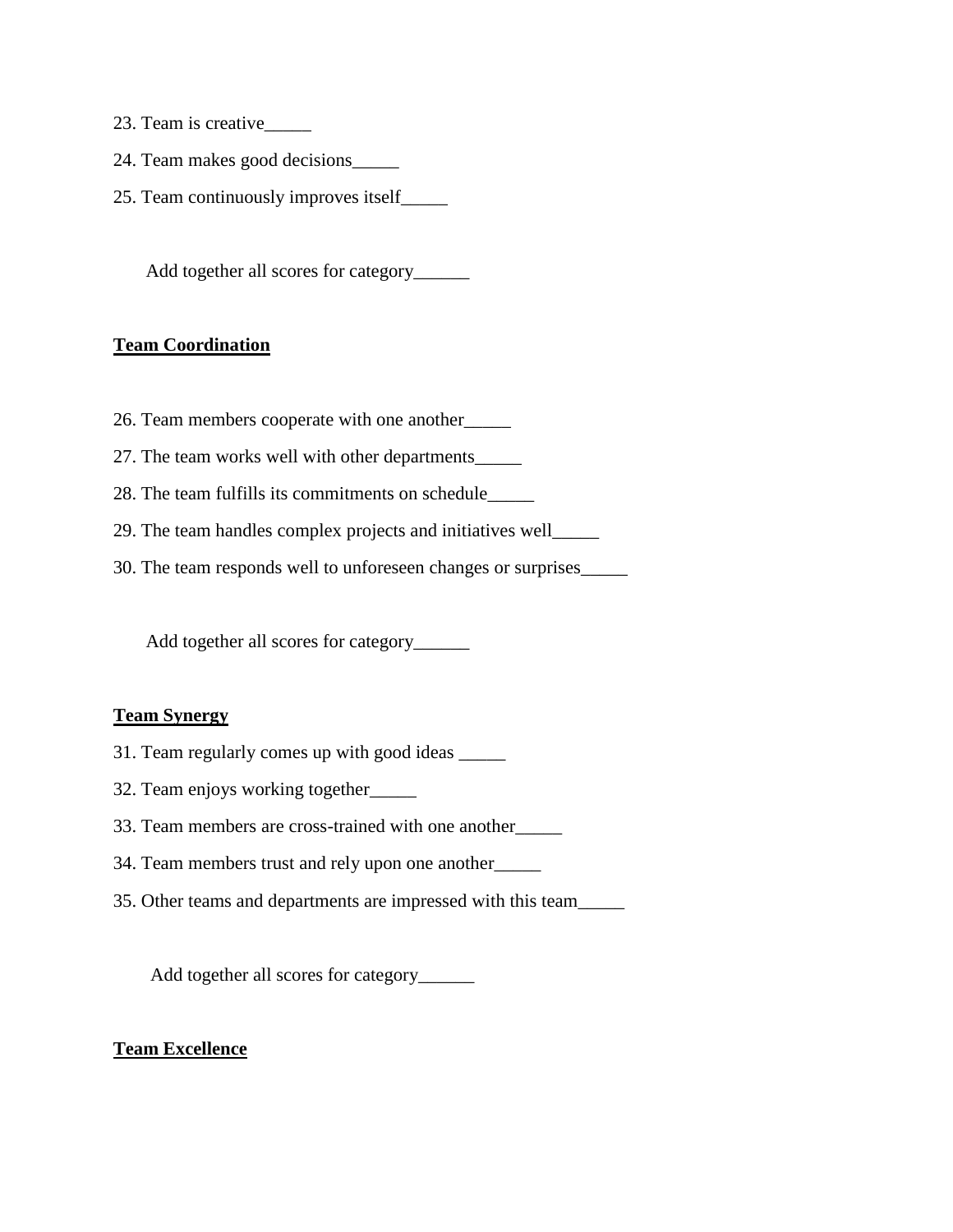23. Team is creative_____

24. Team makes good decisions_____

25. Team continuously improves itself_____

Add together all scores for category______

**Team Coordination**

26. Team members cooperate with one another_____

27. The team works well with other departments_____

28. The team fulfills its commitments on schedule_____

29. The team handles complex projects and initiatives well_____

30. The team responds well to unforeseen changes or surprises_____

Add together all scores for category______

**Team Synergy**

31. Team regularly comes up with good ideas _____

32. Team enjoys working together_____

33. Team members are cross-trained with one another_____

34. Team members trust and rely upon one another_____

35. Other teams and departments are impressed with this team_____

Add together all scores for category______

**Team Excellence**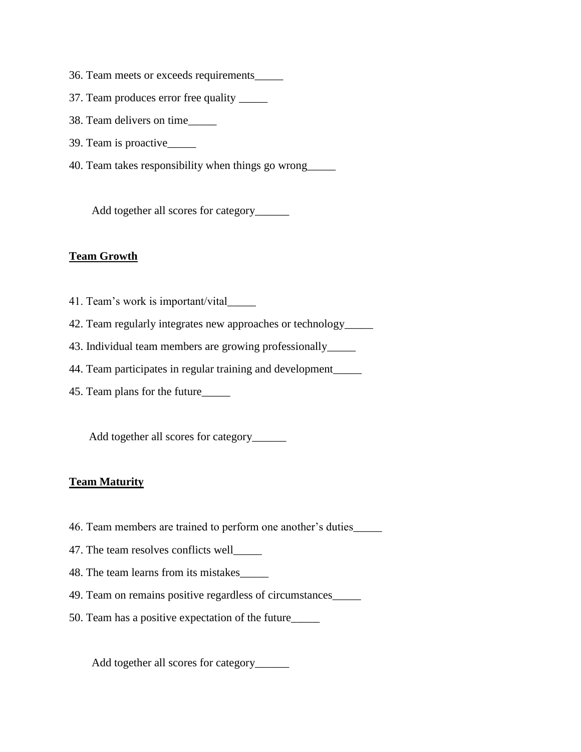36. Team meets or exceeds requirements_____

37. Team produces error free quality _____

38. Team delivers on time_____

39. Team is proactive_____

40. Team takes responsibility when things go wrong_____

Add together all scores for category______

**Team Growth**

41. Team's work is important/vital_____

42. Team regularly integrates new approaches or technology_____

43. Individual team members are growing professionally_____

44. Team participates in regular training and development_____

45. Team plans for the future_____

Add together all scores for category______

**Team Maturity**

46. Team members are trained to perform one another's duties_____

47. The team resolves conflicts well_____

48. The team learns from its mistakes_____

49. Team on remains positive regardless of circumstances_____

50. Team has a positive expectation of the future_____

Add together all scores for category______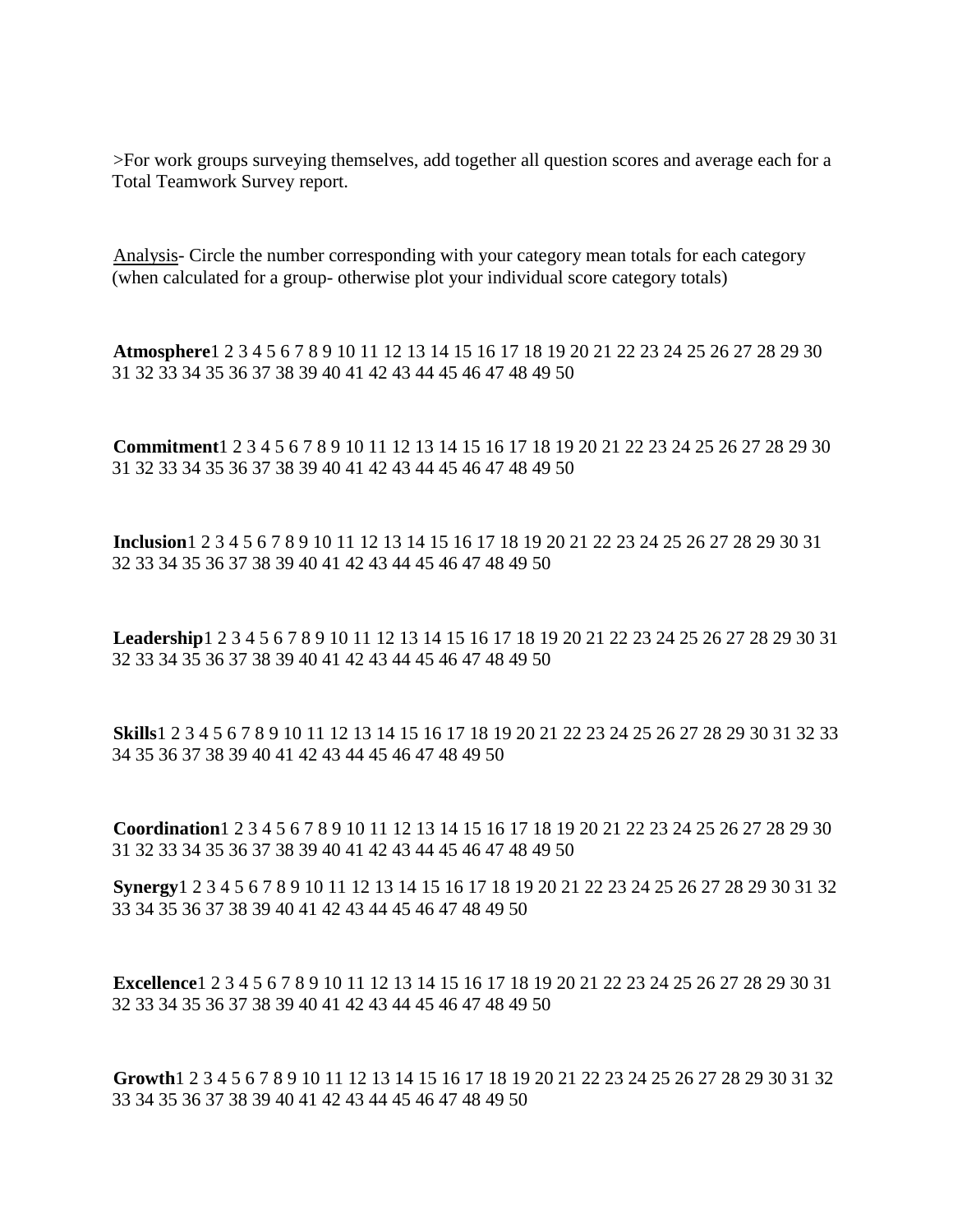>For work groups surveying themselves, add together all question scores and average each for a Total Teamwork Survey report.

Analysis- Circle the number corresponding with your category mean totals for each category (when calculated for a group- otherwise plot your individual score category totals)

**Atmosphere**1 2 3 4 5 6 7 8 9 10 11 12 13 14 15 16 17 18 19 20 21 22 23 24 25 26 27 28 29 30 31 32 33 34 35 36 37 38 39 40 41 42 43 44 45 46 47 48 49 50

**Commitment**1 2 3 4 5 6 7 8 9 10 11 12 13 14 15 16 17 18 19 20 21 22 23 24 25 26 27 28 29 30 31 32 33 34 35 36 37 38 39 40 41 42 43 44 45 46 47 48 49 50

**Inclusion**1 2 3 4 5 6 7 8 9 10 11 12 13 14 15 16 17 18 19 20 21 22 23 24 25 26 27 28 29 30 31 32 33 34 35 36 37 38 39 40 41 42 43 44 45 46 47 48 49 50

**Leadership**1 2 3 4 5 6 7 8 9 10 11 12 13 14 15 16 17 18 19 20 21 22 23 24 25 26 27 28 29 30 31 32 33 34 35 36 37 38 39 40 41 42 43 44 45 46 47 48 49 50

**Skills**1 2 3 4 5 6 7 8 9 10 11 12 13 14 15 16 17 18 19 20 21 22 23 24 25 26 27 28 29 30 31 32 33 34 35 36 37 38 39 40 41 42 43 44 45 46 47 48 49 50

**Coordination**1 2 3 4 5 6 7 8 9 10 11 12 13 14 15 16 17 18 19 20 21 22 23 24 25 26 27 28 29 30 31 32 33 34 35 36 37 38 39 40 41 42 43 44 45 46 47 48 49 50

**Synergy**1 2 3 4 5 6 7 8 9 10 11 12 13 14 15 16 17 18 19 20 21 22 23 24 25 26 27 28 29 30 31 32 33 34 35 36 37 38 39 40 41 42 43 44 45 46 47 48 49 50

**Excellence**1 2 3 4 5 6 7 8 9 10 11 12 13 14 15 16 17 18 19 20 21 22 23 24 25 26 27 28 29 30 31 32 33 34 35 36 37 38 39 40 41 42 43 44 45 46 47 48 49 50

**Growth**1 2 3 4 5 6 7 8 9 10 11 12 13 14 15 16 17 18 19 20 21 22 23 24 25 26 27 28 29 30 31 32 33 34 35 36 37 38 39 40 41 42 43 44 45 46 47 48 49 50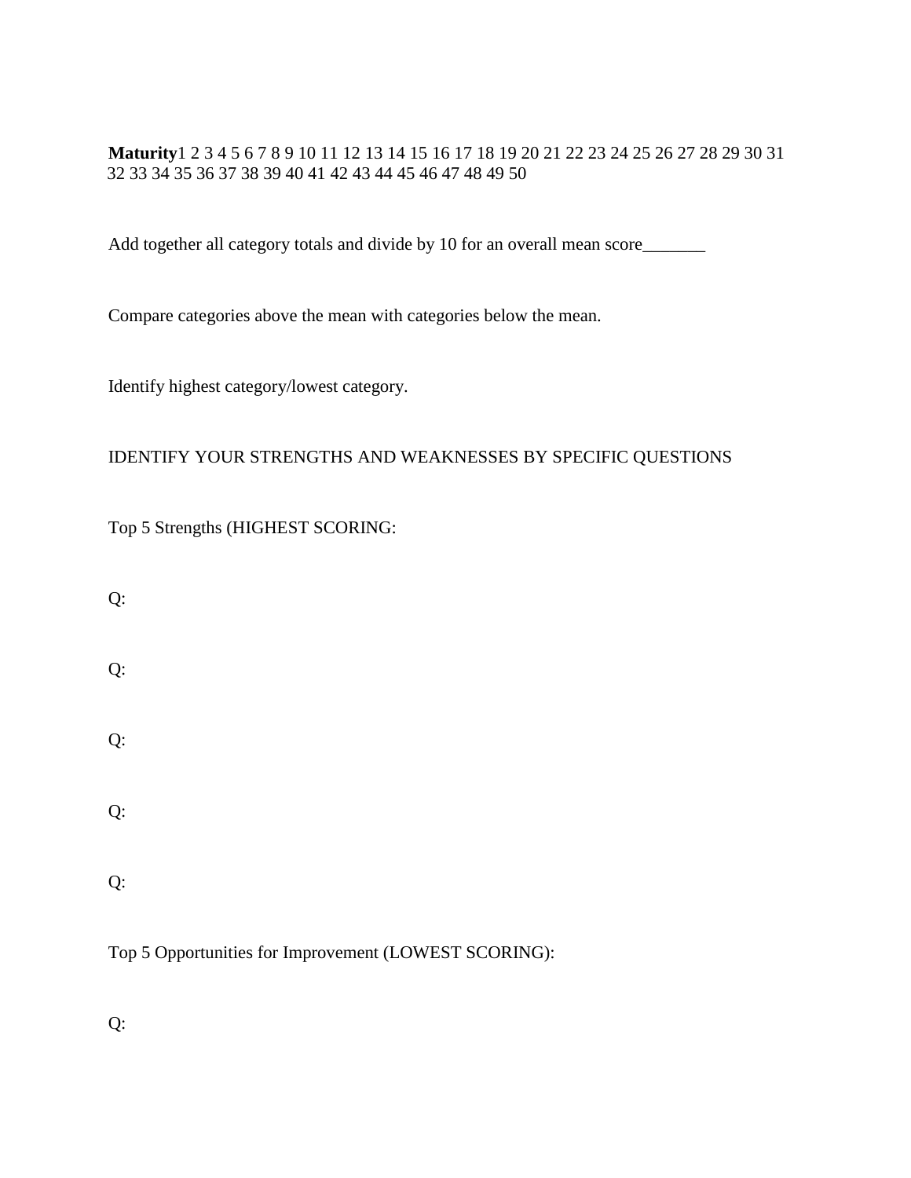**Maturity**1 2 3 4 5 6 7 8 9 10 11 12 13 14 15 16 17 18 19 20 21 22 23 24 25 26 27 28 29 30 31 32 33 34 35 36 37 38 39 40 41 42 43 44 45 46 47 48 49 50

Add together all category totals and divide by 10 for an overall mean score_______

Compare categories above the mean with categories below the mean.

Identify highest category/lowest category.

IDENTIFY YOUR STRENGTHS AND WEAKNESSES BY SPECIFIC QUESTIONS

Top 5 Strengths (HIGHEST SCORING:

Q:

Q:

Q:

Q:

Q:

Top 5 Opportunities for Improvement (LOWEST SCORING):

Q: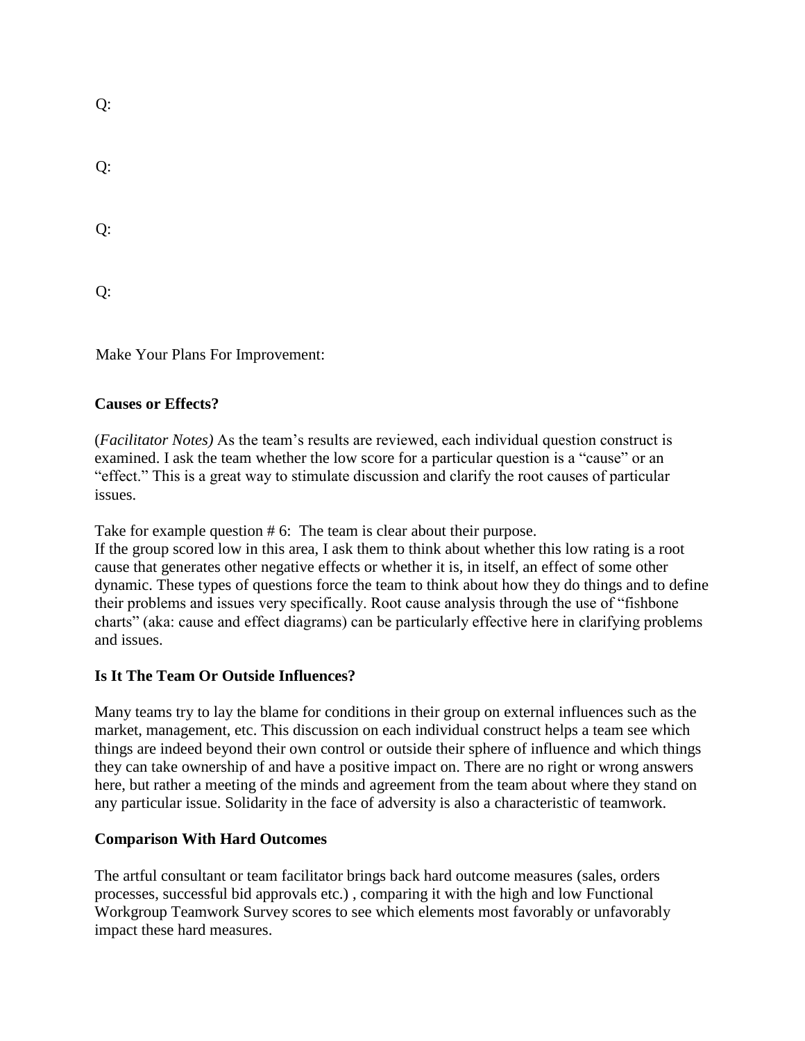Q:

Q:

Q:

Q:

Make Your Plans For Improvement:

**Causes or Effects?**

(*Facilitator Notes)* As the team's results are reviewed, each individual question construct is examined. I ask the team whether the low score for a particular question is a "cause" or an "effect." This is a great way to stimulate discussion and clarify the root causes of particular issues.

Take for example question # 6: The team is clear about their purpose.
If the group scored low in this area, I ask them to think about whether this low rating is a root cause that generates other negative effects or whether it is, in itself, an effect of some other dynamic. These types of questions force the team to think about how they do things and to define their problems and issues very specifically. Root cause analysis through the use of "fishbone charts" (aka: cause and effect diagrams) can be particularly effective here in clarifying problems and issues.

**Is It The Team Or Outside Influences?**

Many teams try to lay the blame for conditions in their group on external influences such as the market, management, etc. This discussion on each individual construct helps a team see which things are indeed beyond their own control or outside their sphere of influence and which things they can take ownership of and have a positive impact on. There are no right or wrong answers here, but rather a meeting of the minds and agreement from the team about where they stand on any particular issue. Solidarity in the face of adversity is also a characteristic of teamwork.

**Comparison With Hard Outcomes**

The artful consultant or team facilitator brings back hard outcome measures (sales, orders processes, successful bid approvals etc.) , comparing it with the high and low Functional Workgroup Teamwork Survey scores to see which elements most favorably or unfavorably impact these hard measures.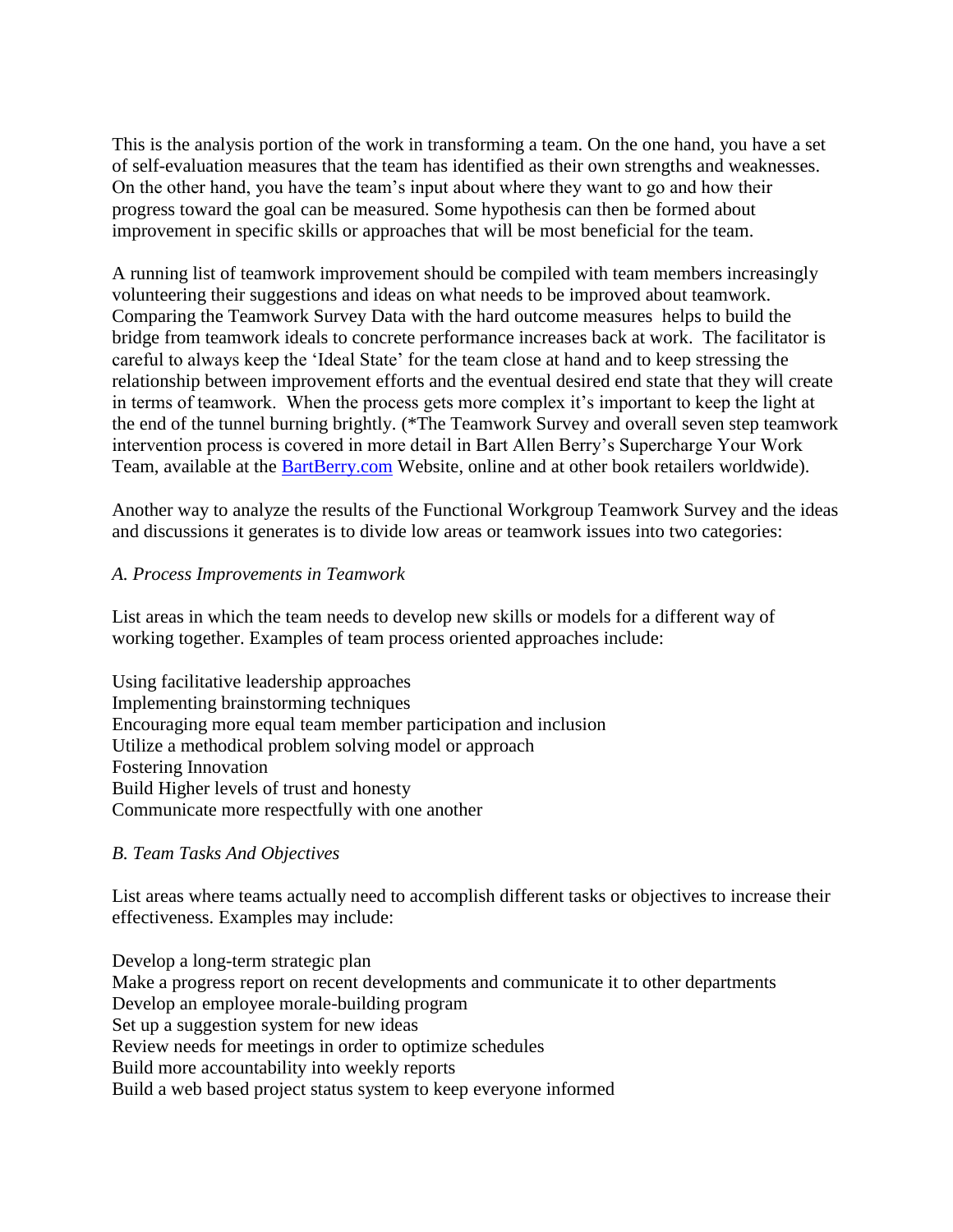This is the analysis portion of the work in transforming a team. On the one hand, you have a set of self-evaluation measures that the team has identified as their own strengths and weaknesses. On the other hand, you have the team's input about where they want to go and how their progress toward the goal can be measured. Some hypothesis can then be formed about improvement in specific skills or approaches that will be most beneficial for the team.

A running list of teamwork improvement should be compiled with team members increasingly volunteering their suggestions and ideas on what needs to be improved about teamwork. Comparing the Teamwork Survey Data with the hard outcome measures helps to build the bridge from teamwork ideals to concrete performance increases back at work. The facilitator is careful to always keep the 'Ideal State' for the team close at hand and to keep stressing the relationship between improvement efforts and the eventual desired end state that they will create in terms of teamwork. When the process gets more complex it's important to keep the light at the end of the tunnel burning brightly. (*The Teamwork Survey and overall seven step teamwork intervention process is covered in more detail in Bart Allen Berry's Supercharge Your Work Team, available at the [BartBerry.com](http://BartBerry.com) Website, online and at other book retailers worldwide).

Another way to analyze the results of the Functional Workgroup Teamwork Survey and the ideas and discussions it generates is to divide low areas or teamwork issues into two categories:

*A. Process Improvements in Teamwork*

List areas in which the team needs to develop new skills or models for a different way of working together. Examples of team process oriented approaches include:

Using facilitative leadership approaches
Implementing brainstorming techniques
Encouraging more equal team member participation and inclusion
Utilize a methodical problem solving model or approach
Fostering Innovation
Build Higher levels of trust and honesty
Communicate more respectfully with one another

*B. Team Tasks And Objectives*

List areas where teams actually need to accomplish different tasks or objectives to increase their effectiveness. Examples may include:

Develop a long-term strategic plan
Make a progress report on recent developments and communicate it to other departments
Develop an employee morale-building program
Set up a suggestion system for new ideas
Review needs for meetings in order to optimize schedules
Build more accountability into weekly reports
Build a web based project status system to keep everyone informed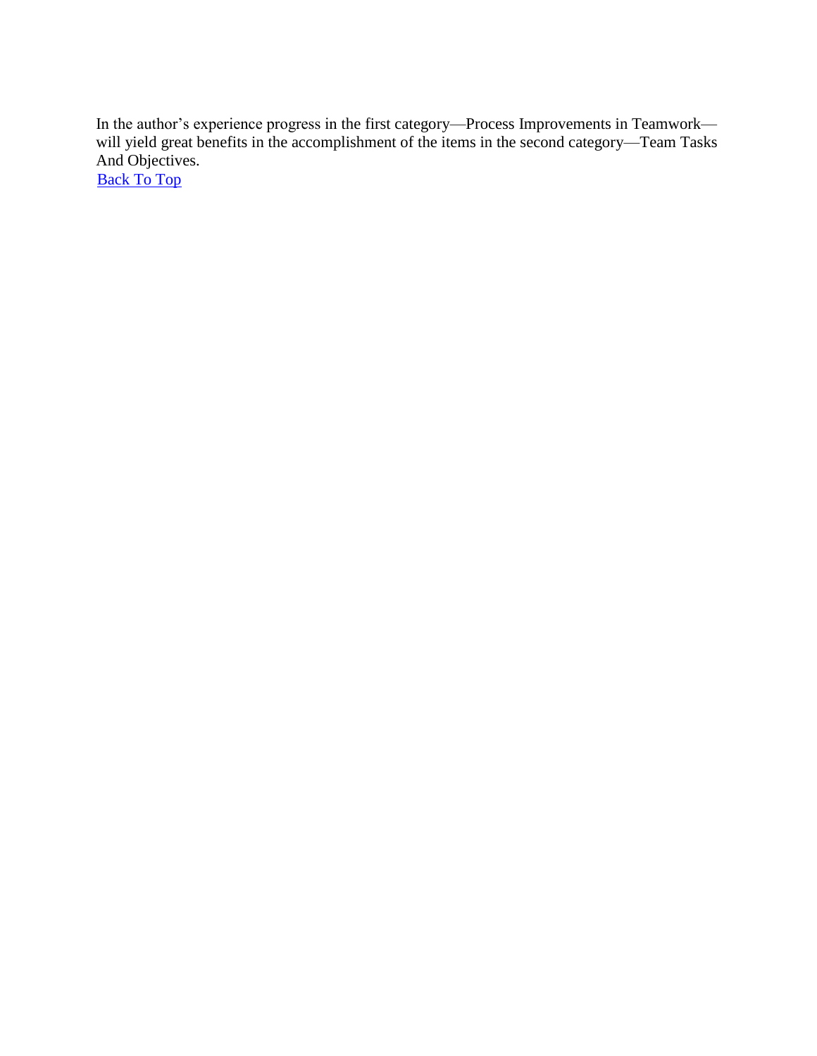In the author's experience progress in the first category—Process Improvements in Teamwork—will yield great benefits in the accomplishment of the items in the second category—Team Tasks And Objectives.

Back To Top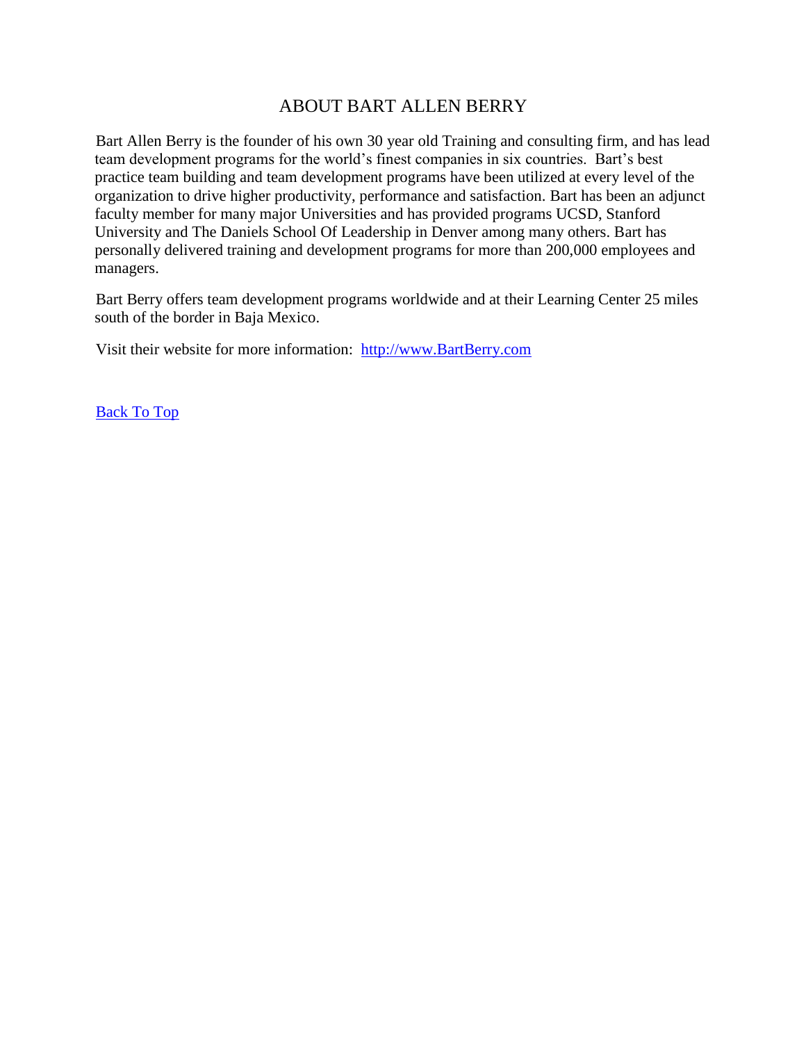# ABOUT BART ALLEN BERRY

Bart Allen Berry is the founder of his own 30 year old Training and consulting firm, and has lead team development programs for the world's finest companies in six countries. Bart's best practice team building and team development programs have been utilized at every level of the organization to drive higher productivity, performance and satisfaction. Bart has been an adjunct faculty member for many major Universities and has provided programs UCSD, Stanford University and The Daniels School Of Leadership in Denver among many others. Bart has personally delivered training and development programs for more than 200,000 employees and managers.

Bart Berry offers team development programs worldwide and at their Learning Center 25 miles south of the border in Baja Mexico.

Visit their website for more information: [http://www.BartBerry.com](http://www.BartBerry.com)

Back To Top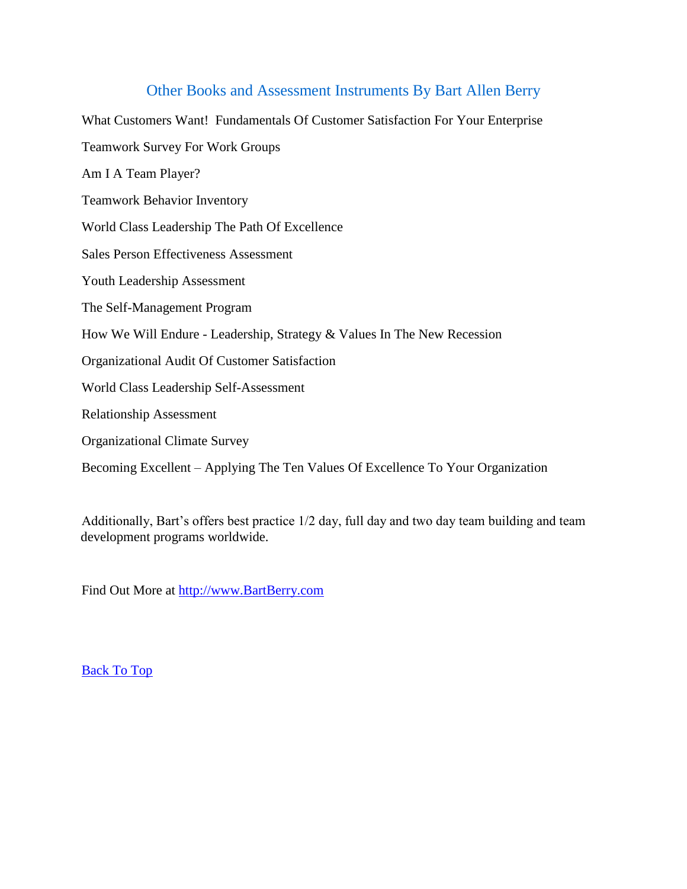## Other Books and Assessment Instruments By Bart Allen Berry

What Customers Want! Fundamentals Of Customer Satisfaction For Your Enterprise

Teamwork Survey For Work Groups

Am I A Team Player?

Teamwork Behavior Inventory

World Class Leadership The Path Of Excellence

Sales Person Effectiveness Assessment

Youth Leadership Assessment

The Self-Management Program

How We Will Endure - Leadership, Strategy & Values In The New Recession

Organizational Audit Of Customer Satisfaction

World Class Leadership Self-Assessment

Relationship Assessment

Organizational Climate Survey

Becoming Excellent – Applying The Ten Values Of Excellence To Your Organization

Additionally, Bart's offers best practice 1/2 day, full day and two day team building and team development programs worldwide.

Find Out More at [http://www.BartBerry.com](http://www.BartBerry.com)

Back To Top